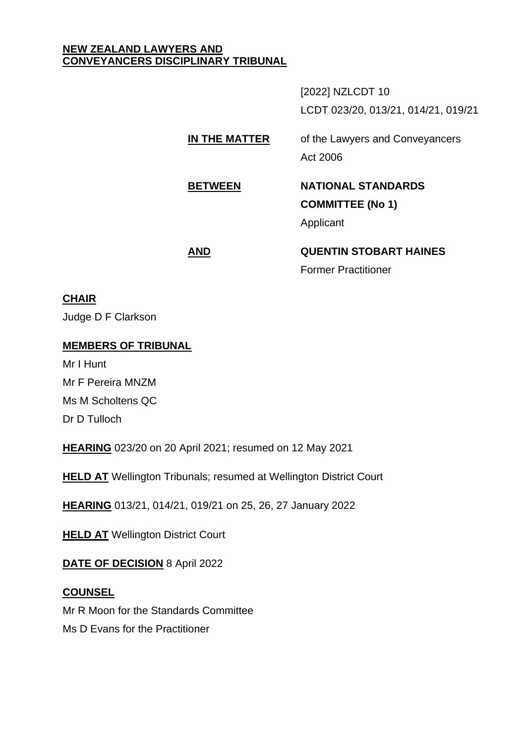**NEW ZEALAND LAWYERS AND CONVEYANCERS DISCIPLINARY TRIBUNAL**

[2022] NZLCDT 10

LCDT 023/20, 013/21, 014/21, 019/21

**IN THE MATTER** of the Lawyers and Conveyancers Act 2006

**BETWEEN** **NATIONAL STANDARDS COMMITTEE (No 1)**

Applicant

**AND** **QUENTIN STOBART HAINES**

Former Practitioner

**CHAIR**

Judge D F Clarkson

**MEMBERS OF TRIBUNAL**

Mr I Hunt

Mr F Pereira MNZM

Ms M Scholtens QC

Dr D Tulloch

**HEARING** 023/20 on 20 April 2021; resumed on 12 May 2021

**HELD AT** Wellington Tribunals; resumed at Wellington District Court

**HEARING** 013/21, 014/21, 019/21 on 25, 26, 27 January 2022

**HELD AT** Wellington District Court

**DATE OF DECISION** 8 April 2022

**COUNSEL**

Mr R Moon for the Standards Committee

Ms D Evans for the Practitioner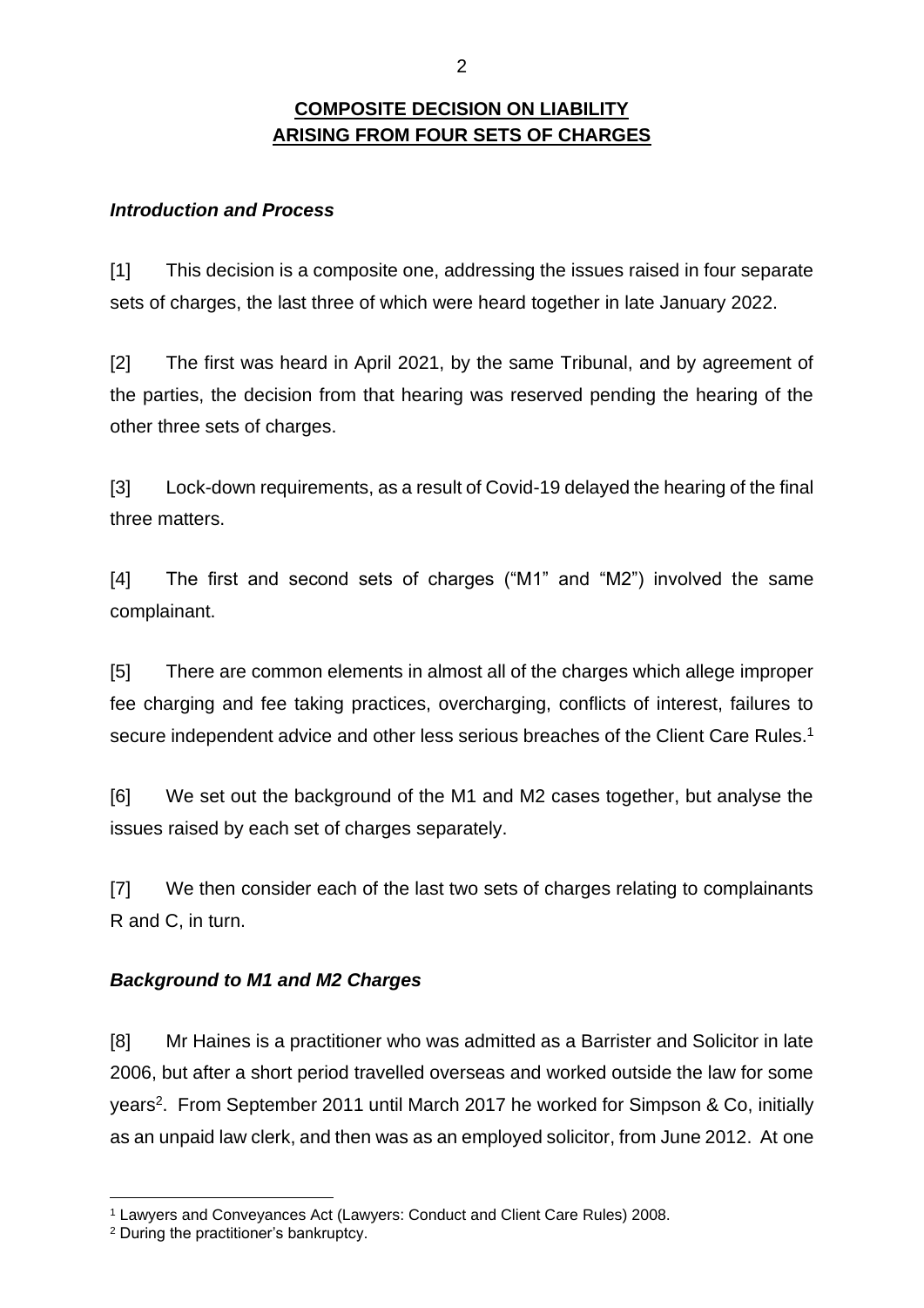**COMPOSITE DECISION ON LIABILITY**
**ARISING FROM FOUR SETS OF CHARGES**

***Introduction and Process***

[1] This decision is a composite one, addressing the issues raised in four separate sets of charges, the last three of which were heard together in late January 2022.

[2] The first was heard in April 2021, by the same Tribunal, and by agreement of the parties, the decision from that hearing was reserved pending the hearing of the other three sets of charges.

[3] Lock-down requirements, as a result of Covid-19 delayed the hearing of the final three matters.

[4] The first and second sets of charges ("M1" and "M2") involved the same complainant.

[5] There are common elements in almost all of the charges which allege improper fee charging and fee taking practices, overcharging, conflicts of interest, failures to secure independent advice and other less serious breaches of the Client Care Rules.[1]

[6] We set out the background of the M1 and M2 cases together, but analyse the issues raised by each set of charges separately.

[7] We then consider each of the last two sets of charges relating to complainants R and C, in turn.

***Background to M1 and M2 Charges***

[8] Mr Haines is a practitioner who was admitted as a Barrister and Solicitor in late 2006, but after a short period travelled overseas and worked outside the law for some years[2]. From September 2011 until March 2017 he worked for Simpson & Co, initially as an unpaid law clerk, and then was as an employed solicitor, from June 2012. At one

[1] Lawyers and Conveyances Act (Lawyers: Conduct and Client Care Rules) 2008.

[2] During the practitioner's bankruptcy.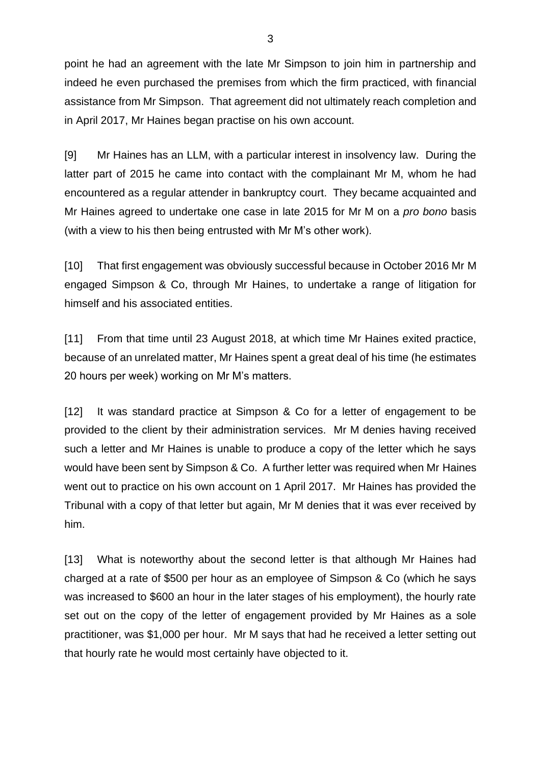point he had an agreement with the late Mr Simpson to join him in partnership and indeed he even purchased the premises from which the firm practiced, with financial assistance from Mr Simpson. That agreement did not ultimately reach completion and in April 2017, Mr Haines began practise on his own account.

[9] Mr Haines has an LLM, with a particular interest in insolvency law. During the latter part of 2015 he came into contact with the complainant Mr M, whom he had encountered as a regular attender in bankruptcy court. They became acquainted and Mr Haines agreed to undertake one case in late 2015 for Mr M on a *pro bono* basis (with a view to his then being entrusted with Mr M's other work).

[10] That first engagement was obviously successful because in October 2016 Mr M engaged Simpson & Co, through Mr Haines, to undertake a range of litigation for himself and his associated entities.

[11] From that time until 23 August 2018, at which time Mr Haines exited practice, because of an unrelated matter, Mr Haines spent a great deal of his time (he estimates 20 hours per week) working on Mr M's matters.

[12] It was standard practice at Simpson & Co for a letter of engagement to be provided to the client by their administration services. Mr M denies having received such a letter and Mr Haines is unable to produce a copy of the letter which he says would have been sent by Simpson & Co. A further letter was required when Mr Haines went out to practice on his own account on 1 April 2017. Mr Haines has provided the Tribunal with a copy of that letter but again, Mr M denies that it was ever received by him.

[13] What is noteworthy about the second letter is that although Mr Haines had charged at a rate of $500 per hour as an employee of Simpson & Co (which he says was increased to $600 an hour in the later stages of his employment), the hourly rate set out on the copy of the letter of engagement provided by Mr Haines as a sole practitioner, was $1,000 per hour. Mr M says that had he received a letter setting out that hourly rate he would most certainly have objected to it.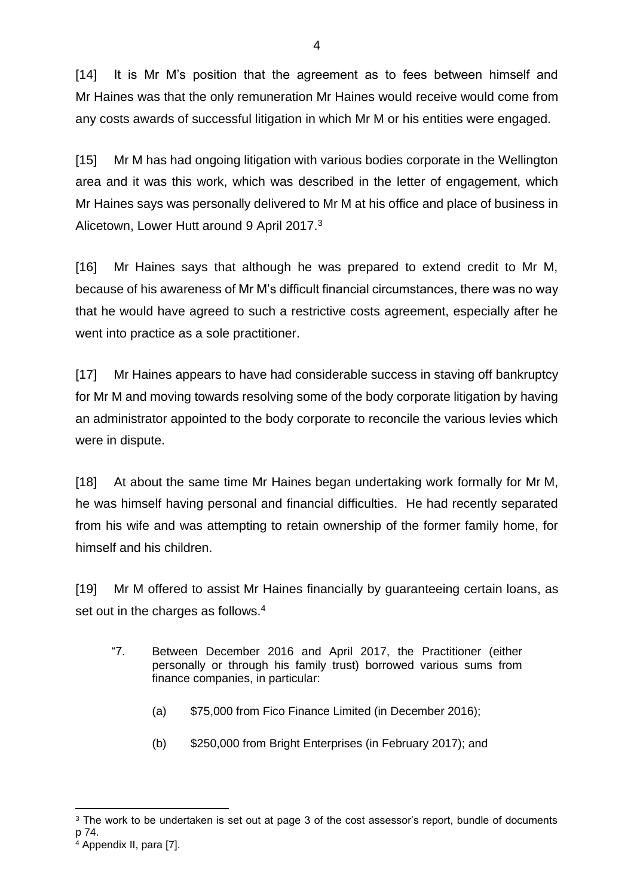[14] It is Mr M's position that the agreement as to fees between himself and Mr Haines was that the only remuneration Mr Haines would receive would come from any costs awards of successful litigation in which Mr M or his entities were engaged.

[15] Mr M has had ongoing litigation with various bodies corporate in the Wellington area and it was this work, which was described in the letter of engagement, which Mr Haines says was personally delivered to Mr M at his office and place of business in Alicetown, Lower Hutt around 9 April 2017.[3]

[16] Mr Haines says that although he was prepared to extend credit to Mr M, because of his awareness of Mr M's difficult financial circumstances, there was no way that he would have agreed to such a restrictive costs agreement, especially after he went into practice as a sole practitioner.

[17] Mr Haines appears to have had considerable success in staving off bankruptcy for Mr M and moving towards resolving some of the body corporate litigation by having an administrator appointed to the body corporate to reconcile the various levies which were in dispute.

[18] At about the same time Mr Haines began undertaking work formally for Mr M, he was himself having personal and financial difficulties. He had recently separated from his wife and was attempting to retain ownership of the former family home, for himself and his children.

[19] Mr M offered to assist Mr Haines financially by guaranteeing certain loans, as set out in the charges as follows.[4]

> "7. Between December 2016 and April 2017, the Practitioner (either personally or through his family trust) borrowed various sums from finance companies, in particular:
>
> (a) $75,000 from Fico Finance Limited (in December 2016);
>
> (b) $250,000 from Bright Enterprises (in February 2017); and

---

[3] The work to be undertaken is set out at page 3 of the cost assessor's report, bundle of documents p 74.

[4] Appendix II, para [7].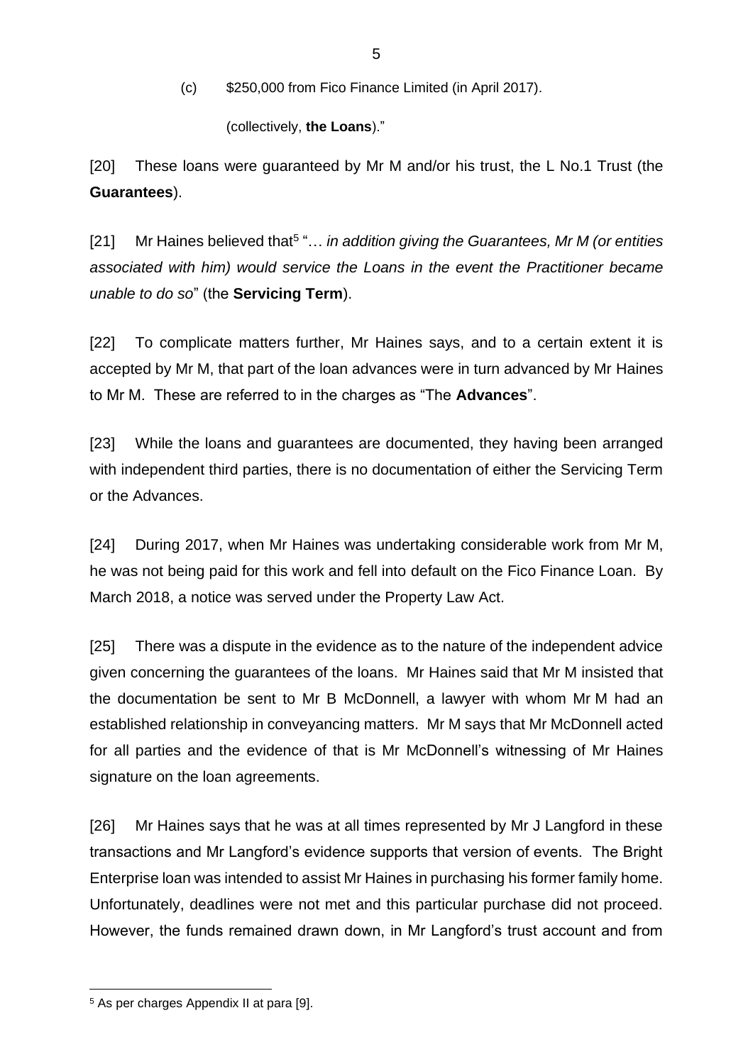(c) $250,000 from Fico Finance Limited (in April 2017).

(collectively, **the Loans**)."

[20] These loans were guaranteed by Mr M and/or his trust, the L No.1 Trust (the **Guarantees**).

[21] Mr Haines believed that[5] "… *in addition giving the Guarantees, Mr M (or entities associated with him) would service the Loans in the event the Practitioner became unable to do so*" (the **Servicing Term**).

[22] To complicate matters further, Mr Haines says, and to a certain extent it is accepted by Mr M, that part of the loan advances were in turn advanced by Mr Haines to Mr M. These are referred to in the charges as "The **Advances**".

[23] While the loans and guarantees are documented, they having been arranged with independent third parties, there is no documentation of either the Servicing Term or the Advances.

[24] During 2017, when Mr Haines was undertaking considerable work from Mr M, he was not being paid for this work and fell into default on the Fico Finance Loan. By March 2018, a notice was served under the Property Law Act.

[25] There was a dispute in the evidence as to the nature of the independent advice given concerning the guarantees of the loans. Mr Haines said that Mr M insisted that the documentation be sent to Mr B McDonnell, a lawyer with whom Mr M had an established relationship in conveyancing matters. Mr M says that Mr McDonnell acted for all parties and the evidence of that is Mr McDonnell's witnessing of Mr Haines signature on the loan agreements.

[26] Mr Haines says that he was at all times represented by Mr J Langford in these transactions and Mr Langford's evidence supports that version of events. The Bright Enterprise loan was intended to assist Mr Haines in purchasing his former family home. Unfortunately, deadlines were not met and this particular purchase did not proceed. However, the funds remained drawn down, in Mr Langford's trust account and from

[5] As per charges Appendix II at para [9].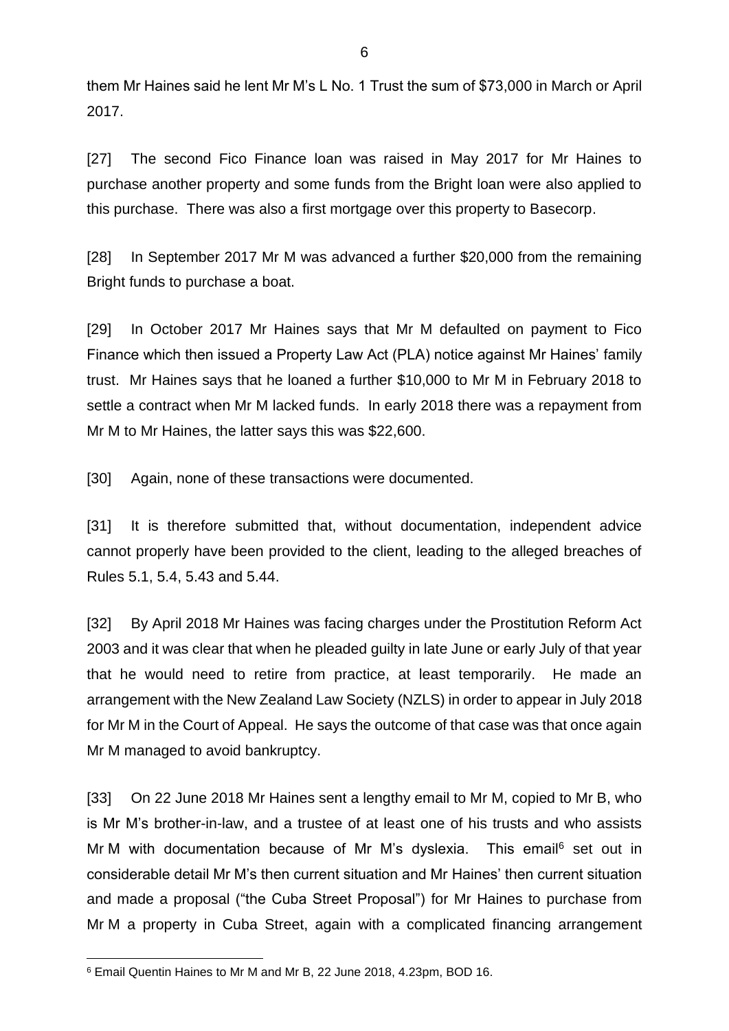them Mr Haines said he lent Mr M's L No. 1 Trust the sum of $73,000 in March or April 2017.

[27] The second Fico Finance loan was raised in May 2017 for Mr Haines to purchase another property and some funds from the Bright loan were also applied to this purchase. There was also a first mortgage over this property to Basecorp.

[28] In September 2017 Mr M was advanced a further $20,000 from the remaining Bright funds to purchase a boat.

[29] In October 2017 Mr Haines says that Mr M defaulted on payment to Fico Finance which then issued a Property Law Act (PLA) notice against Mr Haines' family trust. Mr Haines says that he loaned a further $10,000 to Mr M in February 2018 to settle a contract when Mr M lacked funds. In early 2018 there was a repayment from Mr M to Mr Haines, the latter says this was $22,600.

[30] Again, none of these transactions were documented.

[31] It is therefore submitted that, without documentation, independent advice cannot properly have been provided to the client, leading to the alleged breaches of Rules 5.1, 5.4, 5.43 and 5.44.

[32] By April 2018 Mr Haines was facing charges under the Prostitution Reform Act 2003 and it was clear that when he pleaded guilty in late June or early July of that year that he would need to retire from practice, at least temporarily. He made an arrangement with the New Zealand Law Society (NZLS) in order to appear in July 2018 for Mr M in the Court of Appeal. He says the outcome of that case was that once again Mr M managed to avoid bankruptcy.

[33] On 22 June 2018 Mr Haines sent a lengthy email to Mr M, copied to Mr B, who is Mr M's brother-in-law, and a trustee of at least one of his trusts and who assists Mr M with documentation because of Mr M's dyslexia. This email[6] set out in considerable detail Mr M's then current situation and Mr Haines' then current situation and made a proposal ("the Cuba Street Proposal") for Mr Haines to purchase from Mr M a property in Cuba Street, again with a complicated financing arrangement

---

[6] Email Quentin Haines to Mr M and Mr B, 22 June 2018, 4.23pm, BOD 16.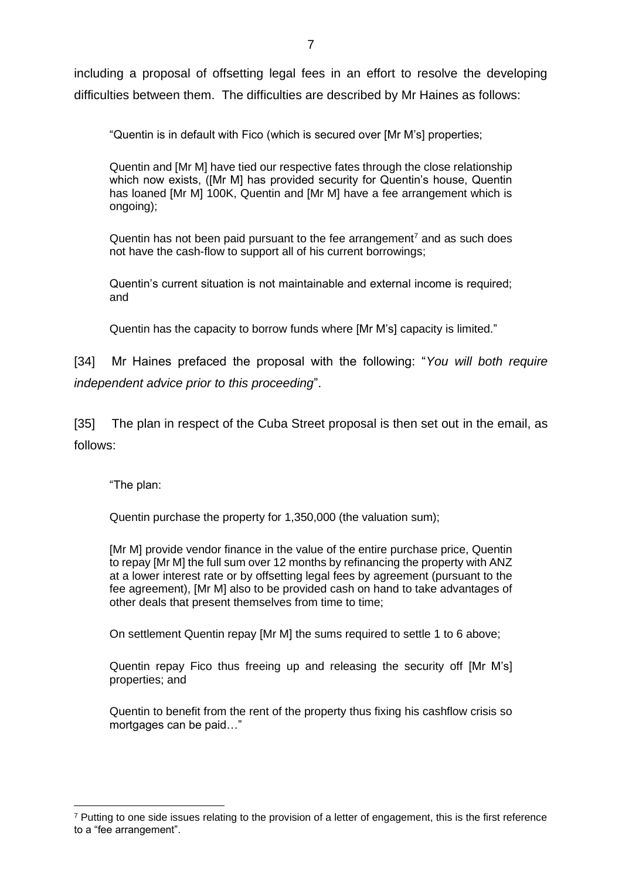including a proposal of offsetting legal fees in an effort to resolve the developing difficulties between them. The difficulties are described by Mr Haines as follows:

> "Quentin is in default with Fico (which is secured over [Mr M's] properties;
>
> Quentin and [Mr M] have tied our respective fates through the close relationship which now exists, ([Mr M] has provided security for Quentin's house, Quentin has loaned [Mr M] 100K, Quentin and [Mr M] have a fee arrangement which is ongoing);
>
> Quentin has not been paid pursuant to the fee arrangement[7] and as such does not have the cash-flow to support all of his current borrowings;
>
> Quentin's current situation is not maintainable and external income is required; and
>
> Quentin has the capacity to borrow funds where [Mr M's] capacity is limited."

[34] Mr Haines prefaced the proposal with the following: "*You will both require independent advice prior to this proceeding*".

[35] The plan in respect of the Cuba Street proposal is then set out in the email, as follows:

> "The plan:
>
> Quentin purchase the property for 1,350,000 (the valuation sum);
>
> [Mr M] provide vendor finance in the value of the entire purchase price, Quentin to repay [Mr M] the full sum over 12 months by refinancing the property with ANZ at a lower interest rate or by offsetting legal fees by agreement (pursuant to the fee agreement), [Mr M] also to be provided cash on hand to take advantages of other deals that present themselves from time to time;
>
> On settlement Quentin repay [Mr M] the sums required to settle 1 to 6 above;
>
> Quentin repay Fico thus freeing up and releasing the security off [Mr M's] properties; and
>
> Quentin to benefit from the rent of the property thus fixing his cashflow crisis so mortgages can be paid…"

---

[7] Putting to one side issues relating to the provision of a letter of engagement, this is the first reference to a "fee arrangement".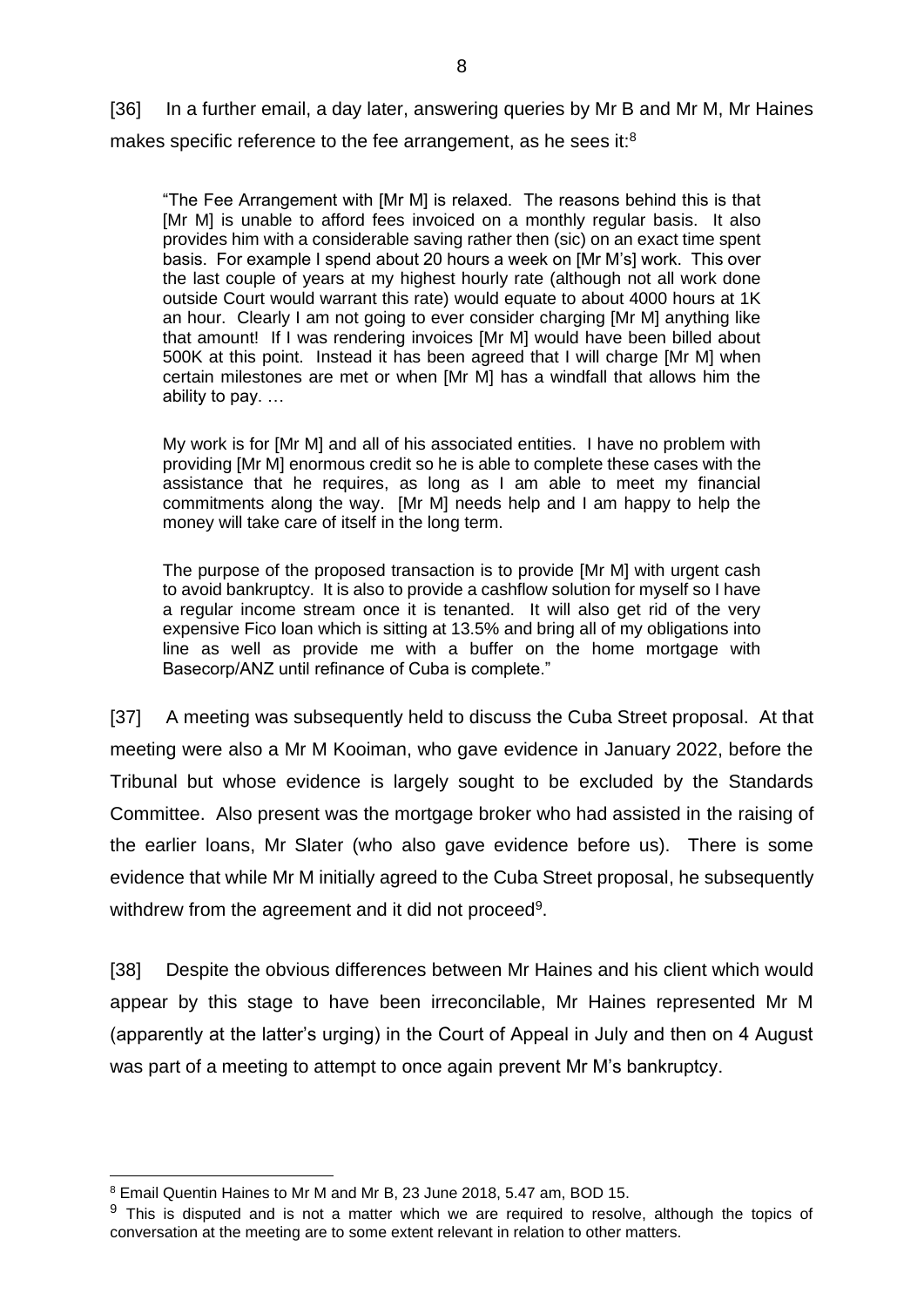[36] In a further email, a day later, answering queries by Mr B and Mr M, Mr Haines makes specific reference to the fee arrangement, as he sees it:[8]

> "The Fee Arrangement with [Mr M] is relaxed. The reasons behind this is that [Mr M] is unable to afford fees invoiced on a monthly regular basis. It also provides him with a considerable saving rather then (sic) on an exact time spent basis. For example I spend about 20 hours a week on [Mr M's] work. This over the last couple of years at my highest hourly rate (although not all work done outside Court would warrant this rate) would equate to about 4000 hours at 1K an hour. Clearly I am not going to ever consider charging [Mr M] anything like that amount! If I was rendering invoices [Mr M] would have been billed about 500K at this point. Instead it has been agreed that I will charge [Mr M] when certain milestones are met or when [Mr M] has a windfall that allows him the ability to pay. …
>
> My work is for [Mr M] and all of his associated entities. I have no problem with providing [Mr M] enormous credit so he is able to complete these cases with the assistance that he requires, as long as I am able to meet my financial commitments along the way. [Mr M] needs help and I am happy to help the money will take care of itself in the long term.
>
> The purpose of the proposed transaction is to provide [Mr M] with urgent cash to avoid bankruptcy. It is also to provide a cashflow solution for myself so I have a regular income stream once it is tenanted. It will also get rid of the very expensive Fico loan which is sitting at 13.5% and bring all of my obligations into line as well as provide me with a buffer on the home mortgage with Basecorp/ANZ until refinance of Cuba is complete."

[37] A meeting was subsequently held to discuss the Cuba Street proposal. At that meeting were also a Mr M Kooiman, who gave evidence in January 2022, before the Tribunal but whose evidence is largely sought to be excluded by the Standards Committee. Also present was the mortgage broker who had assisted in the raising of the earlier loans, Mr Slater (who also gave evidence before us). There is some evidence that while Mr M initially agreed to the Cuba Street proposal, he subsequently withdrew from the agreement and it did not proceed[9].

[38] Despite the obvious differences between Mr Haines and his client which would appear by this stage to have been irreconcilable, Mr Haines represented Mr M (apparently at the latter's urging) in the Court of Appeal in July and then on 4 August was part of a meeting to attempt to once again prevent Mr M's bankruptcy.

---

[8] Email Quentin Haines to Mr M and Mr B, 23 June 2018, 5.47 am, BOD 15.

[9] This is disputed and is not a matter which we are required to resolve, although the topics of conversation at the meeting are to some extent relevant in relation to other matters.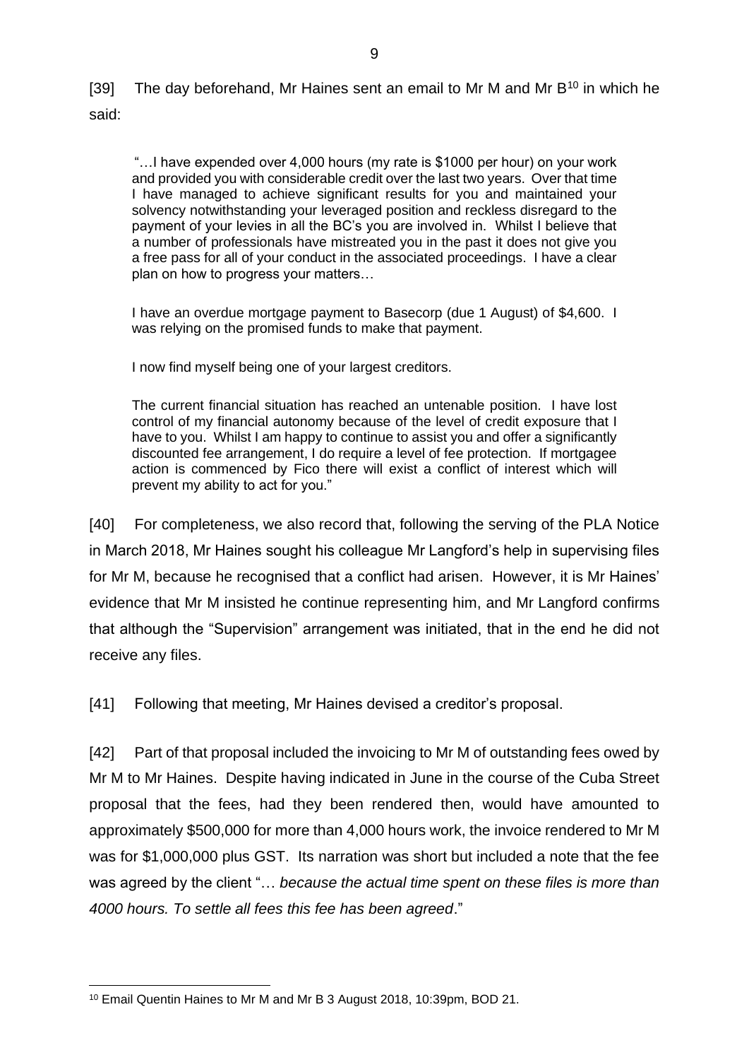[39] The day beforehand, Mr Haines sent an email to Mr M and Mr B[10] in which he said:

> "…I have expended over 4,000 hours (my rate is $1000 per hour) on your work and provided you with considerable credit over the last two years. Over that time I have managed to achieve significant results for you and maintained your solvency notwithstanding your leveraged position and reckless disregard to the payment of your levies in all the BC's you are involved in. Whilst I believe that a number of professionals have mistreated you in the past it does not give you a free pass for all of your conduct in the associated proceedings. I have a clear plan on how to progress your matters…
>
> I have an overdue mortgage payment to Basecorp (due 1 August) of $4,600. I was relying on the promised funds to make that payment.
>
> I now find myself being one of your largest creditors.
>
> The current financial situation has reached an untenable position. I have lost control of my financial autonomy because of the level of credit exposure that I have to you. Whilst I am happy to continue to assist you and offer a significantly discounted fee arrangement, I do require a level of fee protection. If mortgagee action is commenced by Fico there will exist a conflict of interest which will prevent my ability to act for you."

[40] For completeness, we also record that, following the serving of the PLA Notice in March 2018, Mr Haines sought his colleague Mr Langford's help in supervising files for Mr M, because he recognised that a conflict had arisen. However, it is Mr Haines' evidence that Mr M insisted he continue representing him, and Mr Langford confirms that although the "Supervision" arrangement was initiated, that in the end he did not receive any files.

[41] Following that meeting, Mr Haines devised a creditor's proposal.

[42] Part of that proposal included the invoicing to Mr M of outstanding fees owed by Mr M to Mr Haines. Despite having indicated in June in the course of the Cuba Street proposal that the fees, had they been rendered then, would have amounted to approximately $500,000 for more than 4,000 hours work, the invoice rendered to Mr M was for $1,000,000 plus GST. Its narration was short but included a note that the fee was agreed by the client "… *because the actual time spent on these files is more than 4000 hours. To settle all fees this fee has been agreed*."

---

[10] Email Quentin Haines to Mr M and Mr B 3 August 2018, 10:39pm, BOD 21.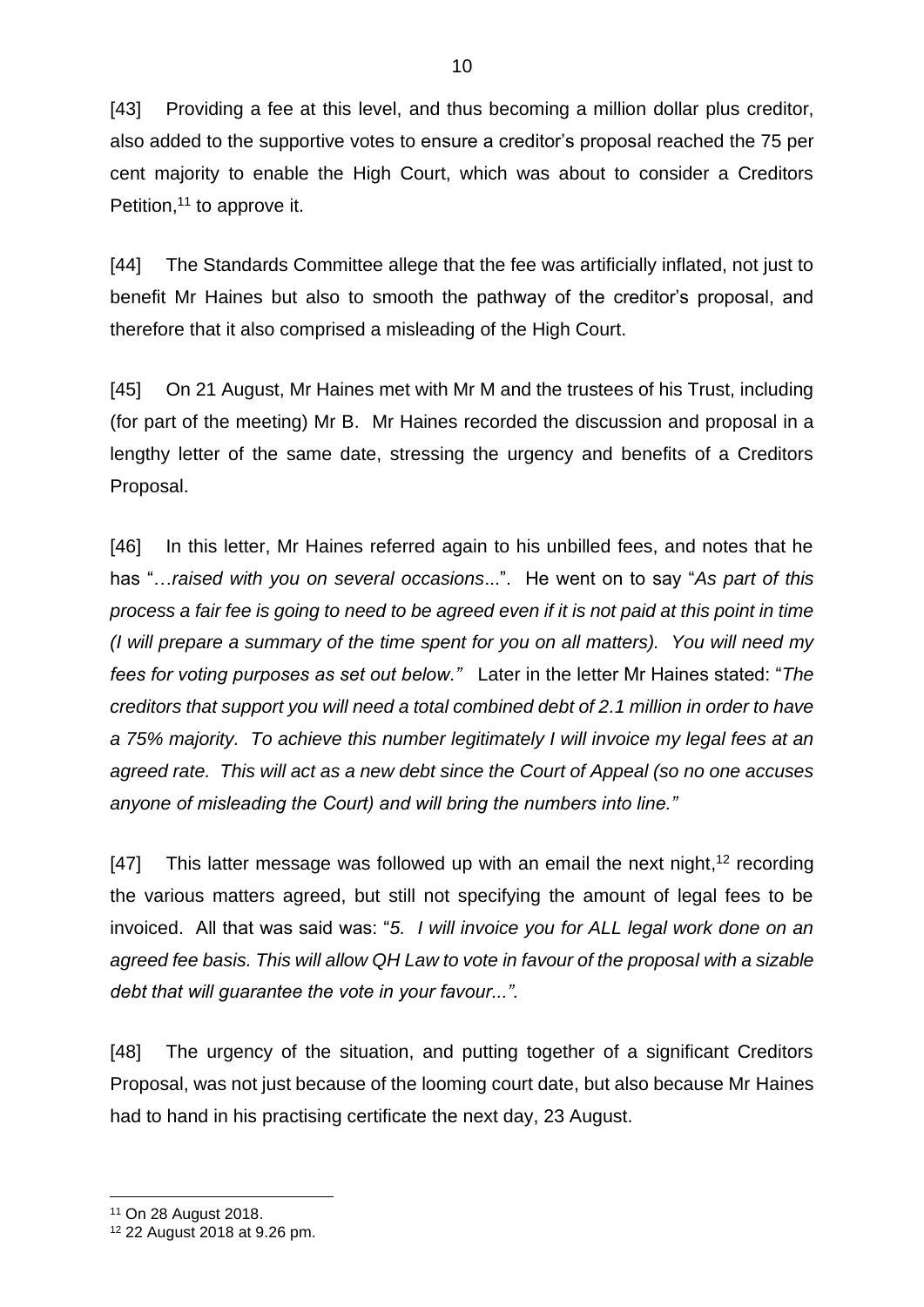[43] Providing a fee at this level, and thus becoming a million dollar plus creditor, also added to the supportive votes to ensure a creditor's proposal reached the 75 per cent majority to enable the High Court, which was about to consider a Creditors Petition,[11] to approve it.

[44] The Standards Committee allege that the fee was artificially inflated, not just to benefit Mr Haines but also to smooth the pathway of the creditor's proposal, and therefore that it also comprised a misleading of the High Court.

[45] On 21 August, Mr Haines met with Mr M and the trustees of his Trust, including (for part of the meeting) Mr B. Mr Haines recorded the discussion and proposal in a lengthy letter of the same date, stressing the urgency and benefits of a Creditors Proposal.

[46] In this letter, Mr Haines referred again to his unbilled fees, and notes that he has "…*raised with you on several occasions*...". He went on to say "*As part of this process a fair fee is going to need to be agreed even if it is not paid at this point in time (I will prepare a summary of the time spent for you on all matters). You will need my fees for voting purposes as set out below."* Later in the letter Mr Haines stated: "*The creditors that support you will need a total combined debt of 2.1 million in order to have a 75% majority. To achieve this number legitimately I will invoice my legal fees at an agreed rate. This will act as a new debt since the Court of Appeal (so no one accuses anyone of misleading the Court) and will bring the numbers into line."*

[47] This latter message was followed up with an email the next night,[12] recording the various matters agreed, but still not specifying the amount of legal fees to be invoiced. All that was said was: "*5. I will invoice you for ALL legal work done on an agreed fee basis. This will allow QH Law to vote in favour of the proposal with a sizable debt that will guarantee the vote in your favour...".*

[48] The urgency of the situation, and putting together of a significant Creditors Proposal, was not just because of the looming court date, but also because Mr Haines had to hand in his practising certificate the next day, 23 August.

---

[11] On 28 August 2018.

[12] 22 August 2018 at 9.26 pm.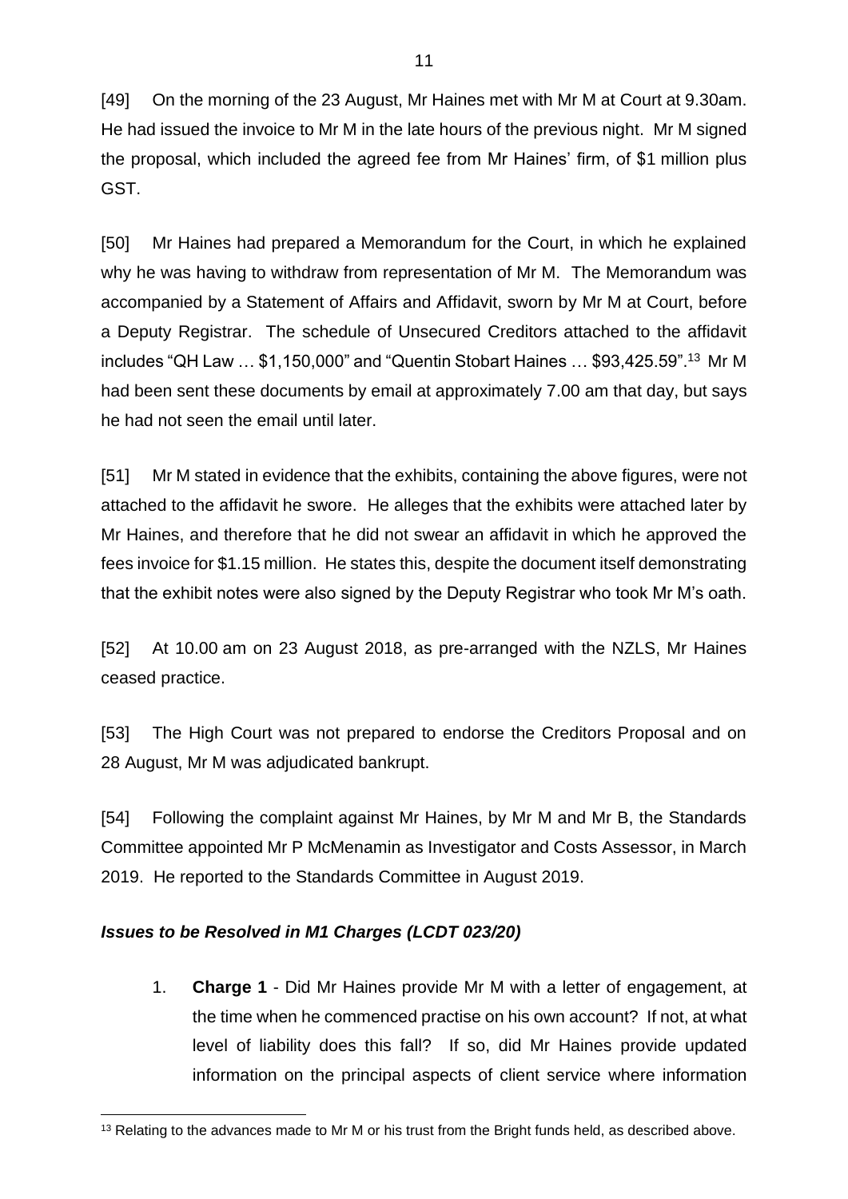[49] On the morning of the 23 August, Mr Haines met with Mr M at Court at 9.30am. He had issued the invoice to Mr M in the late hours of the previous night. Mr M signed the proposal, which included the agreed fee from Mr Haines' firm, of $1 million plus GST.

[50] Mr Haines had prepared a Memorandum for the Court, in which he explained why he was having to withdraw from representation of Mr M. The Memorandum was accompanied by a Statement of Affairs and Affidavit, sworn by Mr M at Court, before a Deputy Registrar. The schedule of Unsecured Creditors attached to the affidavit includes "QH Law … $1,150,000" and "Quentin Stobart Haines … $93,425.59".[13] Mr M had been sent these documents by email at approximately 7.00 am that day, but says he had not seen the email until later.

[51] Mr M stated in evidence that the exhibits, containing the above figures, were not attached to the affidavit he swore. He alleges that the exhibits were attached later by Mr Haines, and therefore that he did not swear an affidavit in which he approved the fees invoice for $1.15 million. He states this, despite the document itself demonstrating that the exhibit notes were also signed by the Deputy Registrar who took Mr M's oath.

[52] At 10.00 am on 23 August 2018, as pre-arranged with the NZLS, Mr Haines ceased practice.

[53] The High Court was not prepared to endorse the Creditors Proposal and on 28 August, Mr M was adjudicated bankrupt.

[54] Following the complaint against Mr Haines, by Mr M and Mr B, the Standards Committee appointed Mr P McMenamin as Investigator and Costs Assessor, in March 2019. He reported to the Standards Committee in August 2019.

### *Issues to be Resolved in M1 Charges (LCDT 023/20)*

1. **Charge 1** - Did Mr Haines provide Mr M with a letter of engagement, at the time when he commenced practise on his own account? If not, at what level of liability does this fall? If so, did Mr Haines provide updated information on the principal aspects of client service where information

---

[13] Relating to the advances made to Mr M or his trust from the Bright funds held, as described above.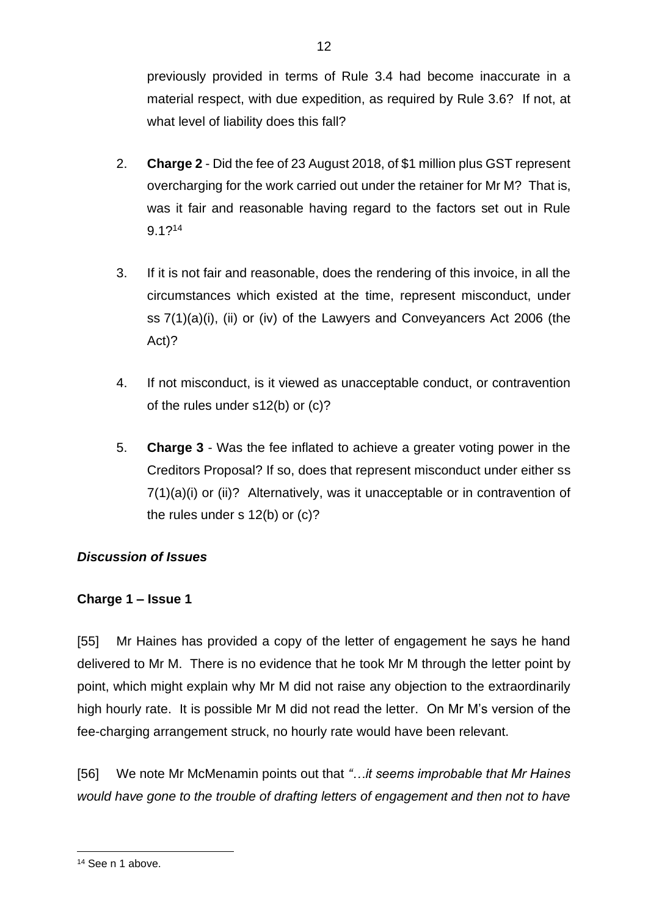previously provided in terms of Rule 3.4 had become inaccurate in a material respect, with due expedition, as required by Rule 3.6? If not, at what level of liability does this fall?

2. **Charge 2** - Did the fee of 23 August 2018, of $1 million plus GST represent overcharging for the work carried out under the retainer for Mr M? That is, was it fair and reasonable having regard to the factors set out in Rule 9.1?[14]

3. If it is not fair and reasonable, does the rendering of this invoice, in all the circumstances which existed at the time, represent misconduct, under ss 7(1)(a)(i), (ii) or (iv) of the Lawyers and Conveyancers Act 2006 (the Act)?

4. If not misconduct, is it viewed as unacceptable conduct, or contravention of the rules under s12(b) or (c)?

5. **Charge 3** - Was the fee inflated to achieve a greater voting power in the Creditors Proposal? If so, does that represent misconduct under either ss 7(1)(a)(i) or (ii)? Alternatively, was it unacceptable or in contravention of the rules under s 12(b) or (c)?

### *Discussion of Issues*

### **Charge 1 – Issue 1**

[55] Mr Haines has provided a copy of the letter of engagement he says he hand delivered to Mr M. There is no evidence that he took Mr M through the letter point by point, which might explain why Mr M did not raise any objection to the extraordinarily high hourly rate. It is possible Mr M did not read the letter. On Mr M's version of the fee-charging arrangement struck, no hourly rate would have been relevant.

[56] We note Mr McMenamin points out that *"…it seems improbable that Mr Haines would have gone to the trouble of drafting letters of engagement and then not to have*

---

[14] See n 1 above.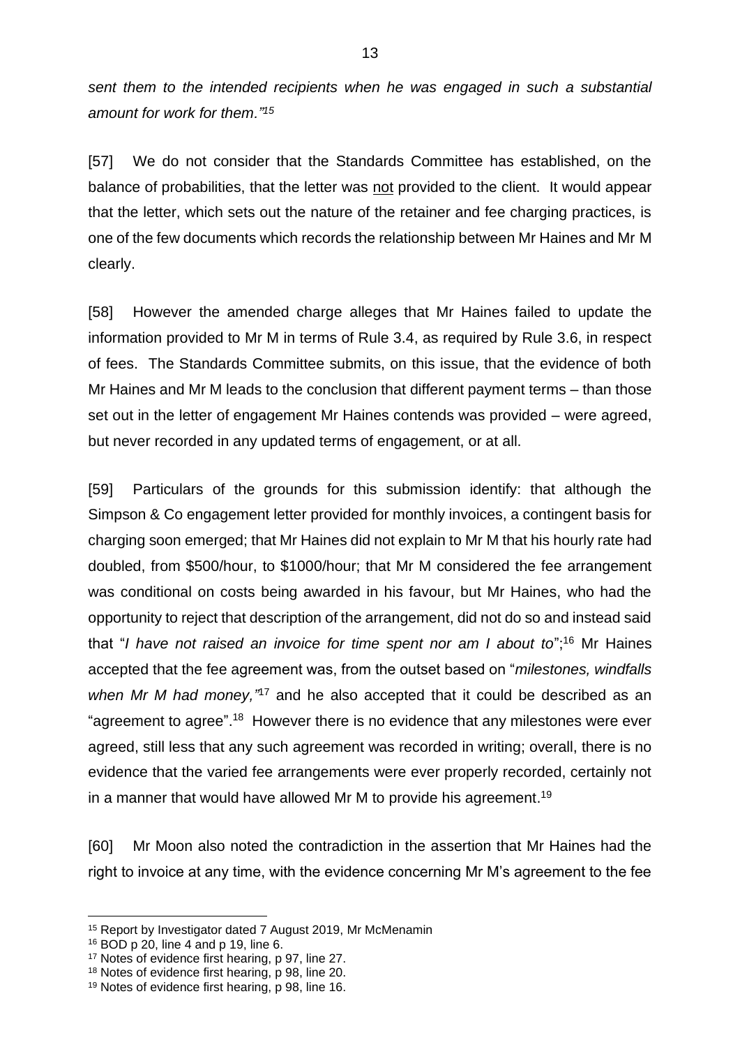*sent them to the intended recipients when he was engaged in such a substantial amount for work for them."*[15]

[57] We do not consider that the Standards Committee has established, on the balance of probabilities, that the letter was not provided to the client. It would appear that the letter, which sets out the nature of the retainer and fee charging practices, is one of the few documents which records the relationship between Mr Haines and Mr M clearly.

[58] However the amended charge alleges that Mr Haines failed to update the information provided to Mr M in terms of Rule 3.4, as required by Rule 3.6, in respect of fees. The Standards Committee submits, on this issue, that the evidence of both Mr Haines and Mr M leads to the conclusion that different payment terms – than those set out in the letter of engagement Mr Haines contends was provided – were agreed, but never recorded in any updated terms of engagement, or at all.

[59] Particulars of the grounds for this submission identify: that although the Simpson & Co engagement letter provided for monthly invoices, a contingent basis for charging soon emerged; that Mr Haines did not explain to Mr M that his hourly rate had doubled, from $500/hour, to $1000/hour; that Mr M considered the fee arrangement was conditional on costs being awarded in his favour, but Mr Haines, who had the opportunity to reject that description of the arrangement, did not do so and instead said that "*I have not raised an invoice for time spent nor am I about to*";[16] Mr Haines accepted that the fee agreement was, from the outset based on "*milestones, windfalls when Mr M had money,"*[17] and he also accepted that it could be described as an "agreement to agree".[18] However there is no evidence that any milestones were ever agreed, still less that any such agreement was recorded in writing; overall, there is no evidence that the varied fee arrangements were ever properly recorded, certainly not in a manner that would have allowed Mr M to provide his agreement.[19]

[60] Mr Moon also noted the contradiction in the assertion that Mr Haines had the right to invoice at any time, with the evidence concerning Mr M's agreement to the fee

---

[15] Report by Investigator dated 7 August 2019, Mr McMenamin

[16] BOD p 20, line 4 and p 19, line 6.

[17] Notes of evidence first hearing, p 97, line 27.

[18] Notes of evidence first hearing, p 98, line 20.

[19] Notes of evidence first hearing, p 98, line 16.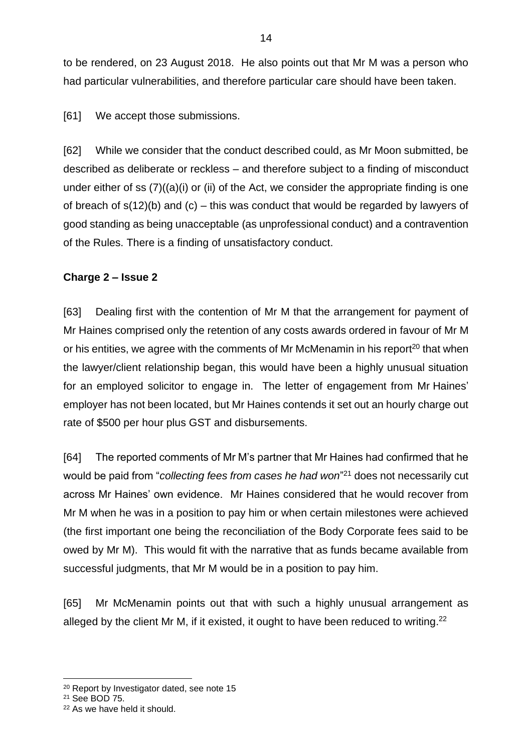to be rendered, on 23 August 2018. He also points out that Mr M was a person who had particular vulnerabilities, and therefore particular care should have been taken.

[61] We accept those submissions.

[62] While we consider that the conduct described could, as Mr Moon submitted, be described as deliberate or reckless – and therefore subject to a finding of misconduct under either of ss (7)((a)(i) or (ii) of the Act, we consider the appropriate finding is one of breach of s(12)(b) and (c) – this was conduct that would be regarded by lawyers of good standing as being unacceptable (as unprofessional conduct) and a contravention of the Rules. There is a finding of unsatisfactory conduct.

**Charge 2 – Issue 2**

[63] Dealing first with the contention of Mr M that the arrangement for payment of Mr Haines comprised only the retention of any costs awards ordered in favour of Mr M or his entities, we agree with the comments of Mr McMenamin in his report[20] that when the lawyer/client relationship began, this would have been a highly unusual situation for an employed solicitor to engage in. The letter of engagement from Mr Haines' employer has not been located, but Mr Haines contends it set out an hourly charge out rate of $500 per hour plus GST and disbursements.

[64] The reported comments of Mr M's partner that Mr Haines had confirmed that he would be paid from "*collecting fees from cases he had won*"[21] does not necessarily cut across Mr Haines' own evidence. Mr Haines considered that he would recover from Mr M when he was in a position to pay him or when certain milestones were achieved (the first important one being the reconciliation of the Body Corporate fees said to be owed by Mr M). This would fit with the narrative that as funds became available from successful judgments, that Mr M would be in a position to pay him.

[65] Mr McMenamin points out that with such a highly unusual arrangement as alleged by the client Mr M, if it existed, it ought to have been reduced to writing.[22]

---

[20] Report by Investigator dated, see note 15

[21] See BOD 75.

[22] As we have held it should.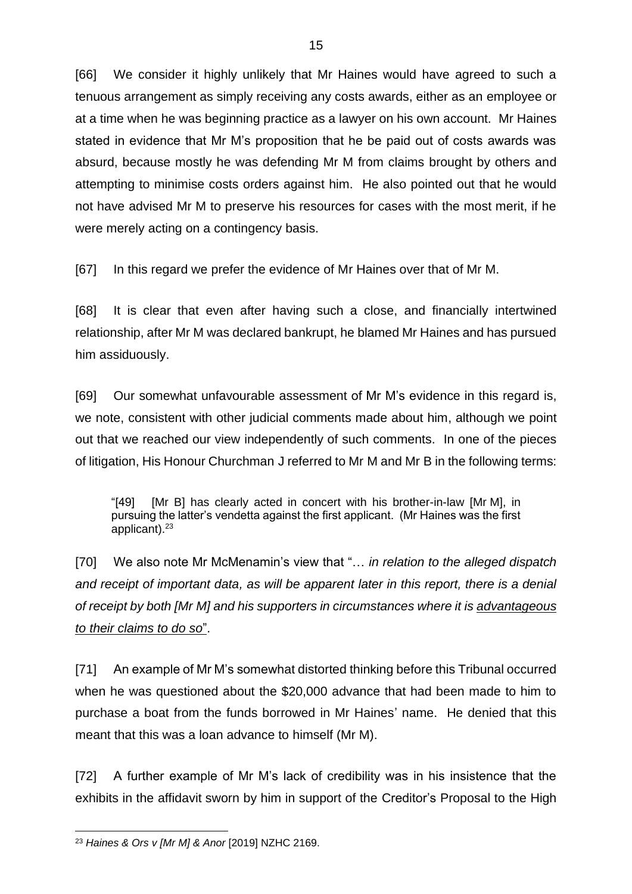[66] We consider it highly unlikely that Mr Haines would have agreed to such a tenuous arrangement as simply receiving any costs awards, either as an employee or at a time when he was beginning practice as a lawyer on his own account. Mr Haines stated in evidence that Mr M's proposition that he be paid out of costs awards was absurd, because mostly he was defending Mr M from claims brought by others and attempting to minimise costs orders against him. He also pointed out that he would not have advised Mr M to preserve his resources for cases with the most merit, if he were merely acting on a contingency basis.

[67] In this regard we prefer the evidence of Mr Haines over that of Mr M.

[68] It is clear that even after having such a close, and financially intertwined relationship, after Mr M was declared bankrupt, he blamed Mr Haines and has pursued him assiduously.

[69] Our somewhat unfavourable assessment of Mr M's evidence in this regard is, we note, consistent with other judicial comments made about him, although we point out that we reached our view independently of such comments. In one of the pieces of litigation, His Honour Churchman J referred to Mr M and Mr B in the following terms:

> "[49] [Mr B] has clearly acted in concert with his brother-in-law [Mr M], in pursuing the latter's vendetta against the first applicant. (Mr Haines was the first applicant).[23]

[70] We also note Mr McMenamin's view that "… *in relation to the alleged dispatch and receipt of important data, as will be apparent later in this report, there is a denial of receipt by both [Mr M] and his supporters in circumstances where it is <u>advantageous to their claims to do so</u>*".

[71] An example of Mr M's somewhat distorted thinking before this Tribunal occurred when he was questioned about the $20,000 advance that had been made to him to purchase a boat from the funds borrowed in Mr Haines' name. He denied that this meant that this was a loan advance to himself (Mr M).

[72] A further example of Mr M's lack of credibility was in his insistence that the exhibits in the affidavit sworn by him in support of the Creditor's Proposal to the High

---

[23] *Haines & Ors v [Mr M] & Anor* [2019] NZHC 2169.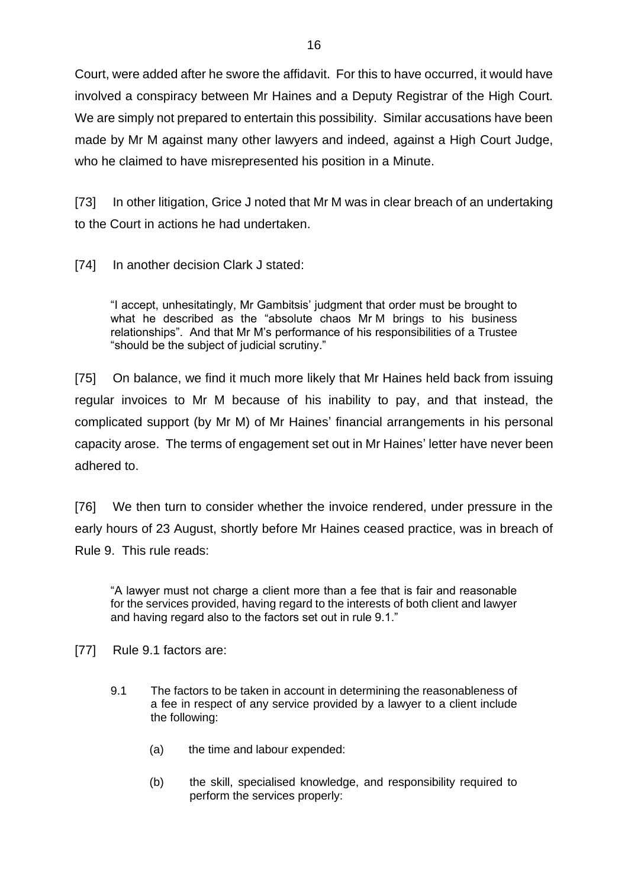Court, were added after he swore the affidavit. For this to have occurred, it would have involved a conspiracy between Mr Haines and a Deputy Registrar of the High Court. We are simply not prepared to entertain this possibility. Similar accusations have been made by Mr M against many other lawyers and indeed, against a High Court Judge, who he claimed to have misrepresented his position in a Minute.

[73] In other litigation, Grice J noted that Mr M was in clear breach of an undertaking to the Court in actions he had undertaken.

[74] In another decision Clark J stated:

> "I accept, unhesitatingly, Mr Gambitsis' judgment that order must be brought to what he described as the "absolute chaos Mr M brings to his business relationships". And that Mr M's performance of his responsibilities of a Trustee "should be the subject of judicial scrutiny."

[75] On balance, we find it much more likely that Mr Haines held back from issuing regular invoices to Mr M because of his inability to pay, and that instead, the complicated support (by Mr M) of Mr Haines' financial arrangements in his personal capacity arose. The terms of engagement set out in Mr Haines' letter have never been adhered to.

[76] We then turn to consider whether the invoice rendered, under pressure in the early hours of 23 August, shortly before Mr Haines ceased practice, was in breach of Rule 9. This rule reads:

> "A lawyer must not charge a client more than a fee that is fair and reasonable for the services provided, having regard to the interests of both client and lawyer and having regard also to the factors set out in rule 9.1."

[77] Rule 9.1 factors are:

> 9.1 The factors to be taken in account in determining the reasonableness of a fee in respect of any service provided by a lawyer to a client include the following:
>
> (a) the time and labour expended:
>
> (b) the skill, specialised knowledge, and responsibility required to perform the services properly: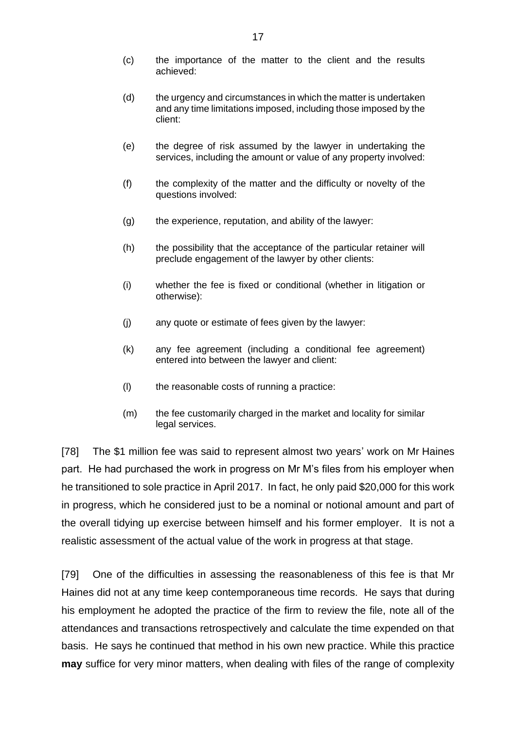(c) the importance of the matter to the client and the results achieved:

(d) the urgency and circumstances in which the matter is undertaken and any time limitations imposed, including those imposed by the client:

(e) the degree of risk assumed by the lawyer in undertaking the services, including the amount or value of any property involved:

(f) the complexity of the matter and the difficulty or novelty of the questions involved:

(g) the experience, reputation, and ability of the lawyer:

(h) the possibility that the acceptance of the particular retainer will preclude engagement of the lawyer by other clients:

(i) whether the fee is fixed or conditional (whether in litigation or otherwise):

(j) any quote or estimate of fees given by the lawyer:

(k) any fee agreement (including a conditional fee agreement) entered into between the lawyer and client:

(l) the reasonable costs of running a practice:

(m) the fee customarily charged in the market and locality for similar legal services.

[78] The $1 million fee was said to represent almost two years' work on Mr Haines part. He had purchased the work in progress on Mr M's files from his employer when he transitioned to sole practice in April 2017. In fact, he only paid $20,000 for this work in progress, which he considered just to be a nominal or notional amount and part of the overall tidying up exercise between himself and his former employer. It is not a realistic assessment of the actual value of the work in progress at that stage.

[79] One of the difficulties in assessing the reasonableness of this fee is that Mr Haines did not at any time keep contemporaneous time records. He says that during his employment he adopted the practice of the firm to review the file, note all of the attendances and transactions retrospectively and calculate the time expended on that basis. He says he continued that method in his own new practice. While this practice **may** suffice for very minor matters, when dealing with files of the range of complexity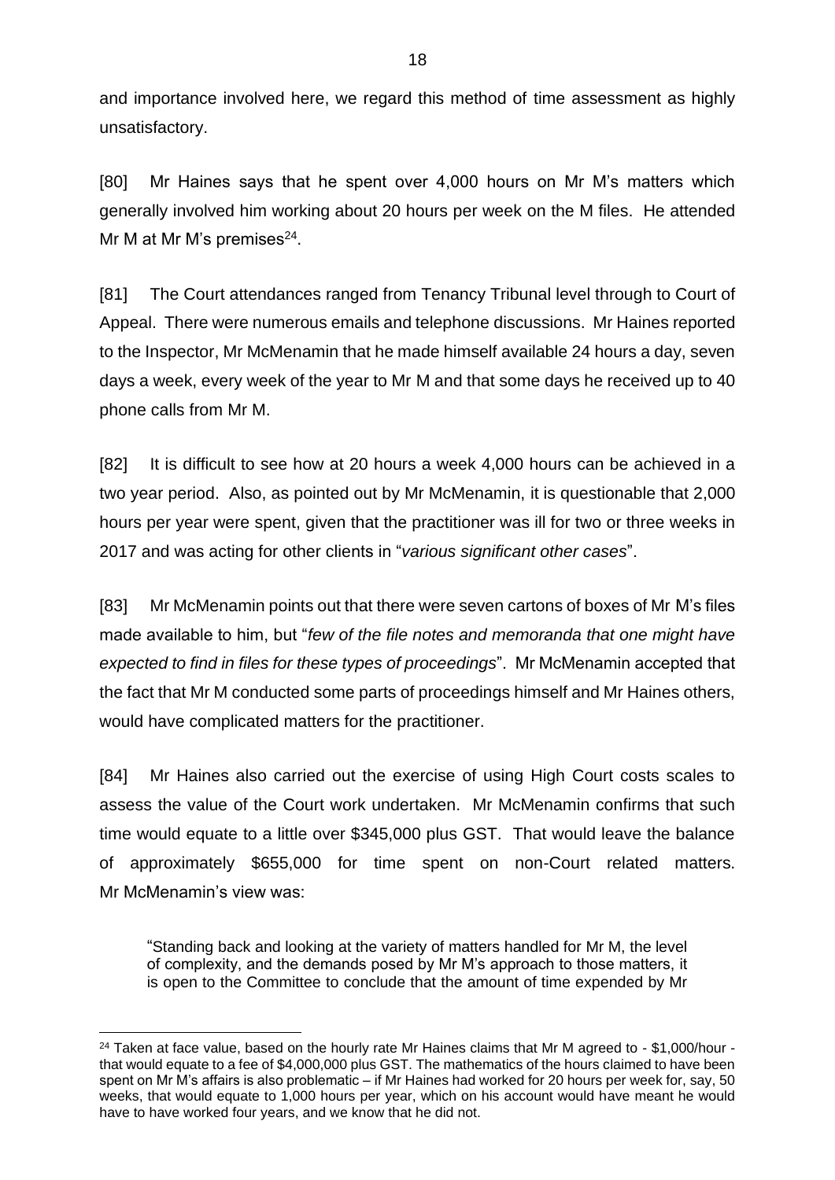and importance involved here, we regard this method of time assessment as highly unsatisfactory.

[80] Mr Haines says that he spent over 4,000 hours on Mr M's matters which generally involved him working about 20 hours per week on the M files. He attended Mr M at Mr M's premises[24].

[81] The Court attendances ranged from Tenancy Tribunal level through to Court of Appeal. There were numerous emails and telephone discussions. Mr Haines reported to the Inspector, Mr McMenamin that he made himself available 24 hours a day, seven days a week, every week of the year to Mr M and that some days he received up to 40 phone calls from Mr M.

[82] It is difficult to see how at 20 hours a week 4,000 hours can be achieved in a two year period. Also, as pointed out by Mr McMenamin, it is questionable that 2,000 hours per year were spent, given that the practitioner was ill for two or three weeks in 2017 and was acting for other clients in "*various significant other cases*".

[83] Mr McMenamin points out that there were seven cartons of boxes of Mr M's files made available to him, but "*few of the file notes and memoranda that one might have expected to find in files for these types of proceedings*". Mr McMenamin accepted that the fact that Mr M conducted some parts of proceedings himself and Mr Haines others, would have complicated matters for the practitioner.

[84] Mr Haines also carried out the exercise of using High Court costs scales to assess the value of the Court work undertaken. Mr McMenamin confirms that such time would equate to a little over $345,000 plus GST. That would leave the balance of approximately $655,000 for time spent on non-Court related matters. Mr McMenamin's view was:

> "Standing back and looking at the variety of matters handled for Mr M, the level of complexity, and the demands posed by Mr M's approach to those matters, it is open to the Committee to conclude that the amount of time expended by Mr

---

[24] Taken at face value, based on the hourly rate Mr Haines claims that Mr M agreed to - $1,000/hour - that would equate to a fee of $4,000,000 plus GST. The mathematics of the hours claimed to have been spent on Mr M's affairs is also problematic – if Mr Haines had worked for 20 hours per week for, say, 50 weeks, that would equate to 1,000 hours per year, which on his account would have meant he would have to have worked four years, and we know that he did not.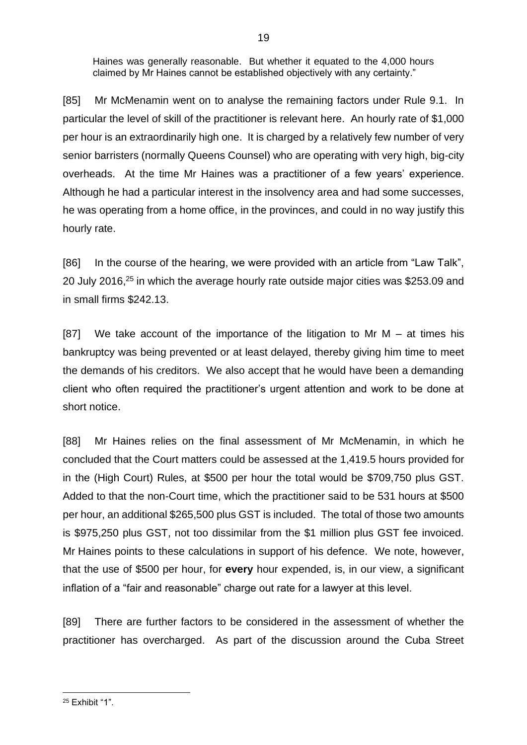> Haines was generally reasonable. But whether it equated to the 4,000 hours claimed by Mr Haines cannot be established objectively with any certainty."

[85] Mr McMenamin went on to analyse the remaining factors under Rule 9.1. In particular the level of skill of the practitioner is relevant here. An hourly rate of $1,000 per hour is an extraordinarily high one. It is charged by a relatively few number of very senior barristers (normally Queens Counsel) who are operating with very high, big-city overheads. At the time Mr Haines was a practitioner of a few years' experience. Although he had a particular interest in the insolvency area and had some successes, he was operating from a home office, in the provinces, and could in no way justify this hourly rate.

[86] In the course of the hearing, we were provided with an article from "Law Talk", 20 July 2016,[25] in which the average hourly rate outside major cities was $253.09 and in small firms $242.13.

[87] We take account of the importance of the litigation to Mr M – at times his bankruptcy was being prevented or at least delayed, thereby giving him time to meet the demands of his creditors. We also accept that he would have been a demanding client who often required the practitioner's urgent attention and work to be done at short notice.

[88] Mr Haines relies on the final assessment of Mr McMenamin, in which he concluded that the Court matters could be assessed at the 1,419.5 hours provided for in the (High Court) Rules, at $500 per hour the total would be $709,750 plus GST. Added to that the non-Court time, which the practitioner said to be 531 hours at $500 per hour, an additional $265,500 plus GST is included. The total of those two amounts is $975,250 plus GST, not too dissimilar from the $1 million plus GST fee invoiced. Mr Haines points to these calculations in support of his defence. We note, however, that the use of $500 per hour, for **every** hour expended, is, in our view, a significant inflation of a "fair and reasonable" charge out rate for a lawyer at this level.

[89] There are further factors to be considered in the assessment of whether the practitioner has overcharged. As part of the discussion around the Cuba Street

[25] Exhibit "1".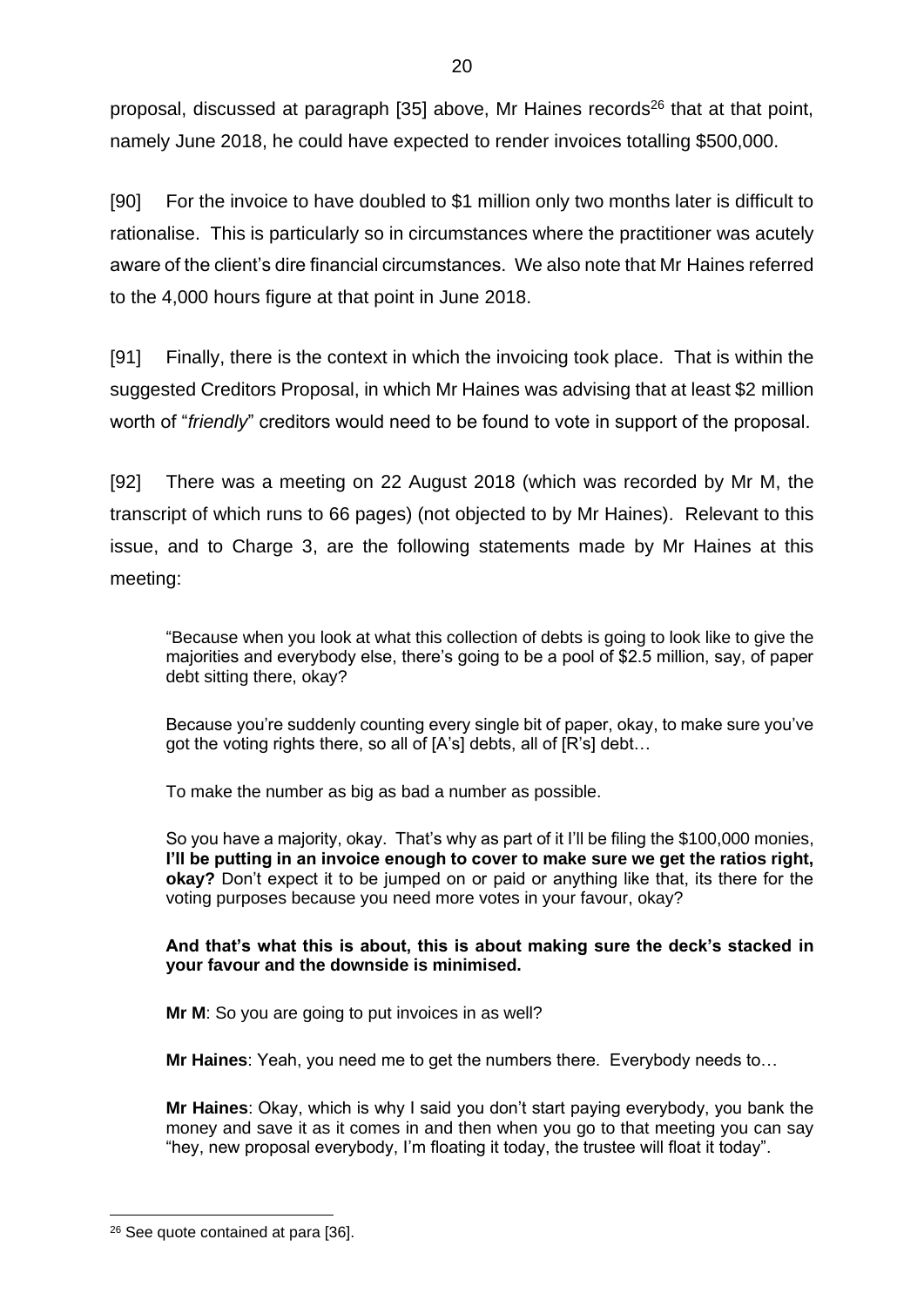proposal, discussed at paragraph [35] above, Mr Haines records[26] that at that point, namely June 2018, he could have expected to render invoices totalling $500,000.

[90] For the invoice to have doubled to $1 million only two months later is difficult to rationalise. This is particularly so in circumstances where the practitioner was acutely aware of the client's dire financial circumstances. We also note that Mr Haines referred to the 4,000 hours figure at that point in June 2018.

[91] Finally, there is the context in which the invoicing took place. That is within the suggested Creditors Proposal, in which Mr Haines was advising that at least $2 million worth of "*friendly*" creditors would need to be found to vote in support of the proposal.

[92] There was a meeting on 22 August 2018 (which was recorded by Mr M, the transcript of which runs to 66 pages) (not objected to by Mr Haines). Relevant to this issue, and to Charge 3, are the following statements made by Mr Haines at this meeting:

> "Because when you look at what this collection of debts is going to look like to give the majorities and everybody else, there's going to be a pool of $2.5 million, say, of paper debt sitting there, okay?
>
> Because you're suddenly counting every single bit of paper, okay, to make sure you've got the voting rights there, so all of [A's] debts, all of [R's] debt…
>
> To make the number as big as bad a number as possible.
>
> So you have a majority, okay. That's why as part of it I'll be filing the $100,000 monies, **I'll be putting in an invoice enough to cover to make sure we get the ratios right, okay?** Don't expect it to be jumped on or paid or anything like that, its there for the voting purposes because you need more votes in your favour, okay?
>
> **And that's what this is about, this is about making sure the deck's stacked in your favour and the downside is minimised.**
>
> **Mr M**: So you are going to put invoices in as well?
>
> **Mr Haines**: Yeah, you need me to get the numbers there. Everybody needs to…
>
> **Mr Haines**: Okay, which is why I said you don't start paying everybody, you bank the money and save it as it comes in and then when you go to that meeting you can say "hey, new proposal everybody, I'm floating it today, the trustee will float it today".

[26] See quote contained at para [36].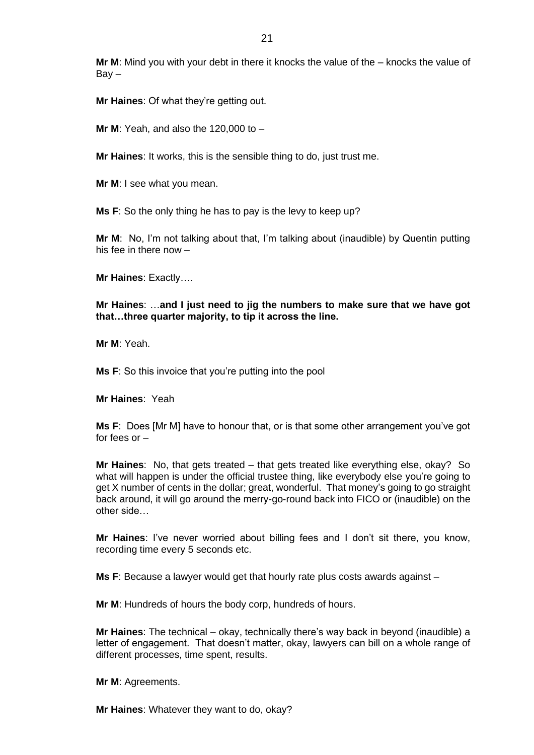**Mr M**: Mind you with your debt in there it knocks the value of the – knocks the value of Bay –

**Mr Haines**: Of what they're getting out.

**Mr M**: Yeah, and also the 120,000 to –

**Mr Haines**: It works, this is the sensible thing to do, just trust me.

**Mr M**: I see what you mean.

**Ms F**: So the only thing he has to pay is the levy to keep up?

**Mr M**: No, I'm not talking about that, I'm talking about (inaudible) by Quentin putting his fee in there now –

**Mr Haines**: Exactly….

**Mr Haines**: …**and I just need to jig the numbers to make sure that we have got that…three quarter majority, to tip it across the line.**

**Mr M**: Yeah.

**Ms F**: So this invoice that you're putting into the pool

**Mr Haines**: Yeah

**Ms F**: Does [Mr M] have to honour that, or is that some other arrangement you've got for fees or –

**Mr Haines**: No, that gets treated – that gets treated like everything else, okay? So what will happen is under the official trustee thing, like everybody else you're going to get X number of cents in the dollar; great, wonderful. That money's going to go straight back around, it will go around the merry-go-round back into FICO or (inaudible) on the other side…

**Mr Haines**: I've never worried about billing fees and I don't sit there, you know, recording time every 5 seconds etc.

**Ms F**: Because a lawyer would get that hourly rate plus costs awards against –

**Mr M**: Hundreds of hours the body corp, hundreds of hours.

**Mr Haines**: The technical – okay, technically there's way back in beyond (inaudible) a letter of engagement. That doesn't matter, okay, lawyers can bill on a whole range of different processes, time spent, results.

**Mr M**: Agreements.

**Mr Haines**: Whatever they want to do, okay?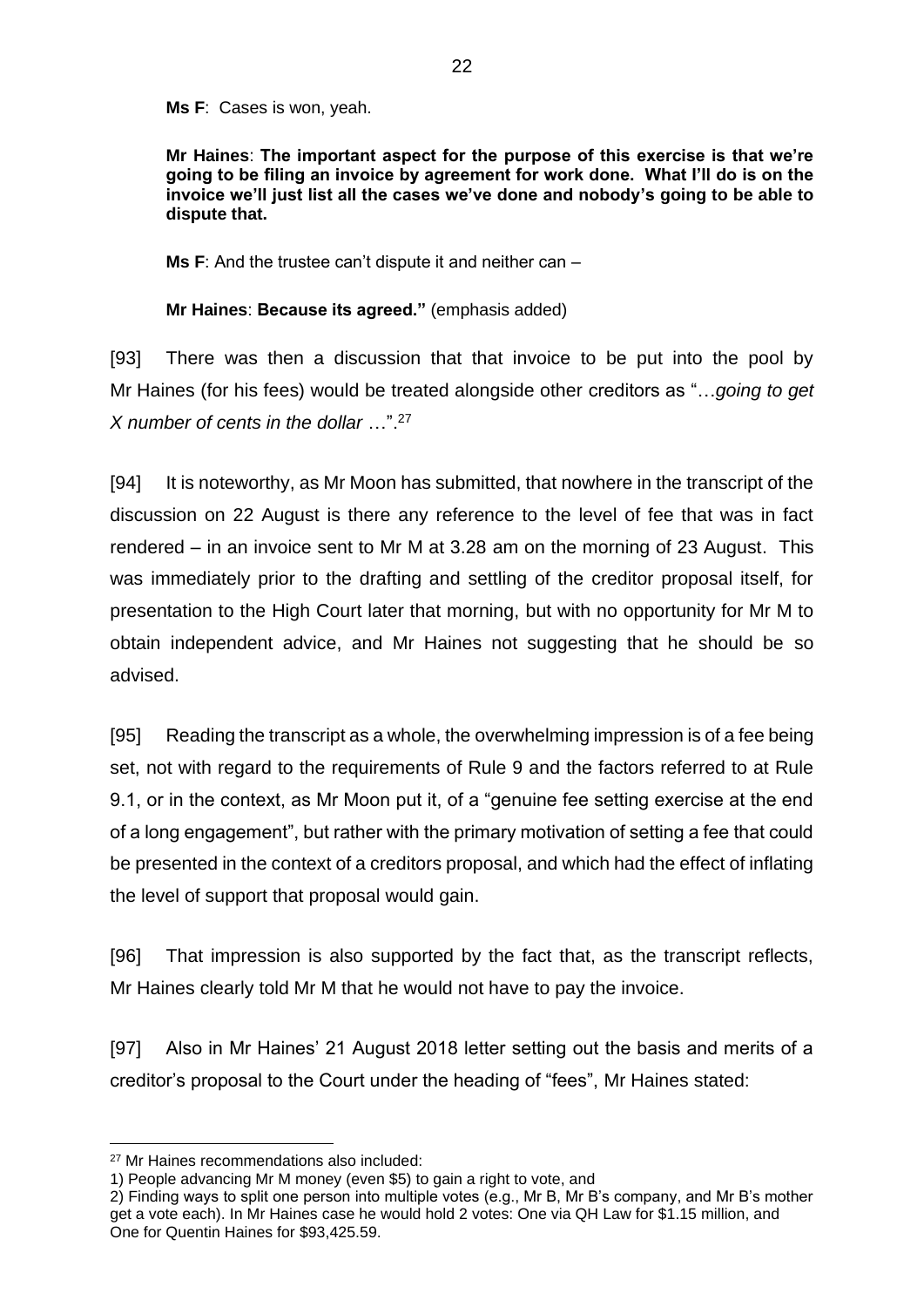**Ms F**: Cases is won, yeah.

**Mr Haines**: **The important aspect for the purpose of this exercise is that we're going to be filing an invoice by agreement for work done. What I'll do is on the invoice we'll just list all the cases we've done and nobody's going to be able to dispute that.**

**Ms F**: And the trustee can't dispute it and neither can –

**Mr Haines**: **Because its agreed."** (emphasis added)

[93] There was then a discussion that that invoice to be put into the pool by Mr Haines (for his fees) would be treated alongside other creditors as "…*going to get X number of cents in the dollar* …".[27]

[94] It is noteworthy, as Mr Moon has submitted, that nowhere in the transcript of the discussion on 22 August is there any reference to the level of fee that was in fact rendered – in an invoice sent to Mr M at 3.28 am on the morning of 23 August. This was immediately prior to the drafting and settling of the creditor proposal itself, for presentation to the High Court later that morning, but with no opportunity for Mr M to obtain independent advice, and Mr Haines not suggesting that he should be so advised.

[95] Reading the transcript as a whole, the overwhelming impression is of a fee being set, not with regard to the requirements of Rule 9 and the factors referred to at Rule 9.1, or in the context, as Mr Moon put it, of a "genuine fee setting exercise at the end of a long engagement", but rather with the primary motivation of setting a fee that could be presented in the context of a creditors proposal, and which had the effect of inflating the level of support that proposal would gain.

[96] That impression is also supported by the fact that, as the transcript reflects, Mr Haines clearly told Mr M that he would not have to pay the invoice.

[97] Also in Mr Haines' 21 August 2018 letter setting out the basis and merits of a creditor's proposal to the Court under the heading of "fees", Mr Haines stated:

---

[27] Mr Haines recommendations also included:
1) People advancing Mr M money (even $5) to gain a right to vote, and
2) Finding ways to split one person into multiple votes (e.g., Mr B, Mr B's company, and Mr B's mother get a vote each). In Mr Haines case he would hold 2 votes: One via QH Law for $1.15 million, and One for Quentin Haines for $93,425.59.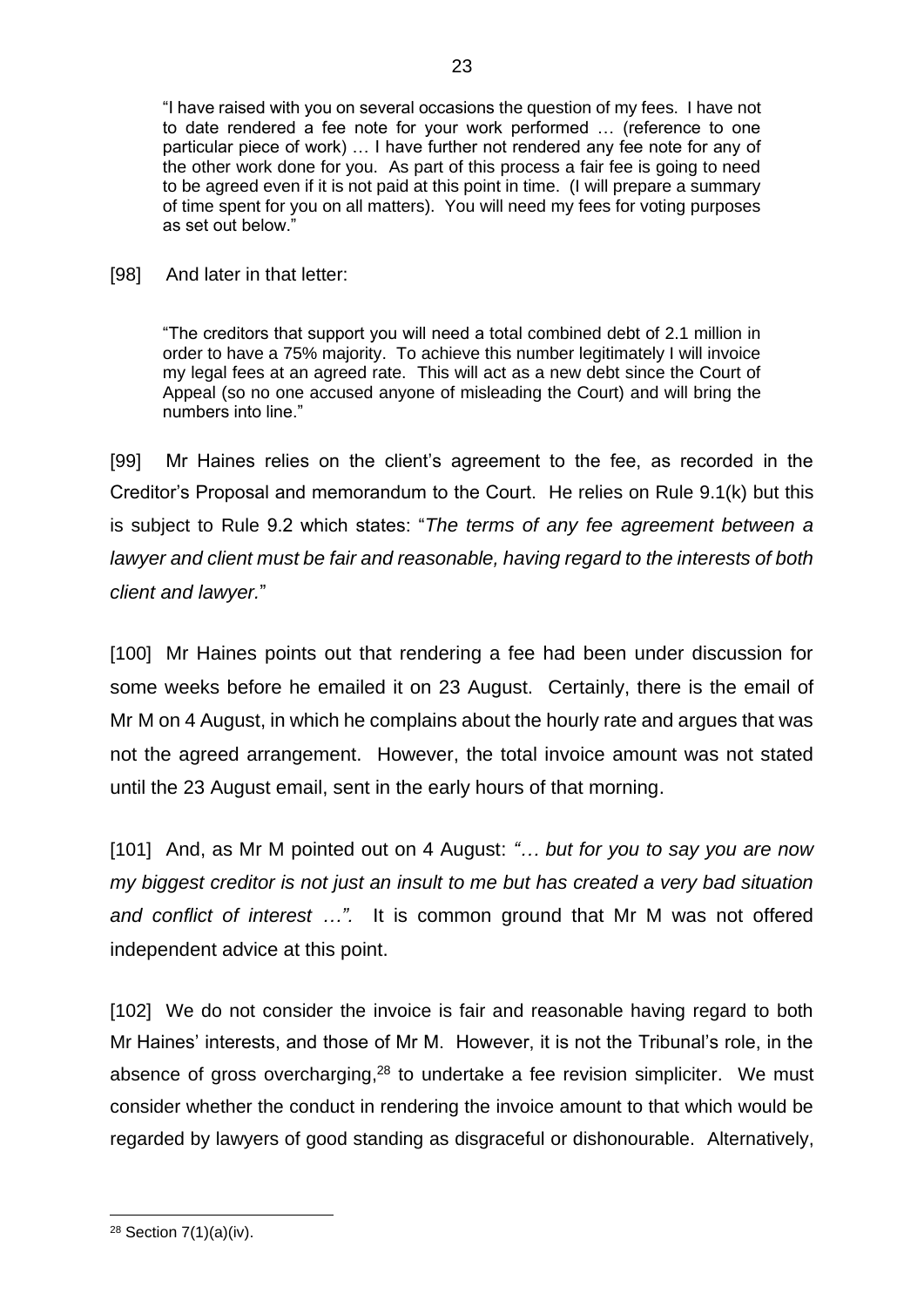> "I have raised with you on several occasions the question of my fees. I have not to date rendered a fee note for your work performed … (reference to one particular piece of work) … I have further not rendered any fee note for any of the other work done for you. As part of this process a fair fee is going to need to be agreed even if it is not paid at this point in time. (I will prepare a summary of time spent for you on all matters). You will need my fees for voting purposes as set out below."

[98] And later in that letter:

> "The creditors that support you will need a total combined debt of 2.1 million in order to have a 75% majority. To achieve this number legitimately I will invoice my legal fees at an agreed rate. This will act as a new debt since the Court of Appeal (so no one accused anyone of misleading the Court) and will bring the numbers into line."

[99] Mr Haines relies on the client's agreement to the fee, as recorded in the Creditor's Proposal and memorandum to the Court. He relies on Rule 9.1(k) but this is subject to Rule 9.2 which states: "*The terms of any fee agreement between a lawyer and client must be fair and reasonable, having regard to the interests of both client and lawyer.*"

[100] Mr Haines points out that rendering a fee had been under discussion for some weeks before he emailed it on 23 August. Certainly, there is the email of Mr M on 4 August, in which he complains about the hourly rate and argues that was not the agreed arrangement. However, the total invoice amount was not stated until the 23 August email, sent in the early hours of that morning.

[101] And, as Mr M pointed out on 4 August: *"… but for you to say you are now my biggest creditor is not just an insult to me but has created a very bad situation and conflict of interest …".* It is common ground that Mr M was not offered independent advice at this point.

[102] We do not consider the invoice is fair and reasonable having regard to both Mr Haines' interests, and those of Mr M. However, it is not the Tribunal's role, in the absence of gross overcharging,[28] to undertake a fee revision simpliciter. We must consider whether the conduct in rendering the invoice amount to that which would be regarded by lawyers of good standing as disgraceful or dishonourable. Alternatively,

---

[28] Section 7(1)(a)(iv).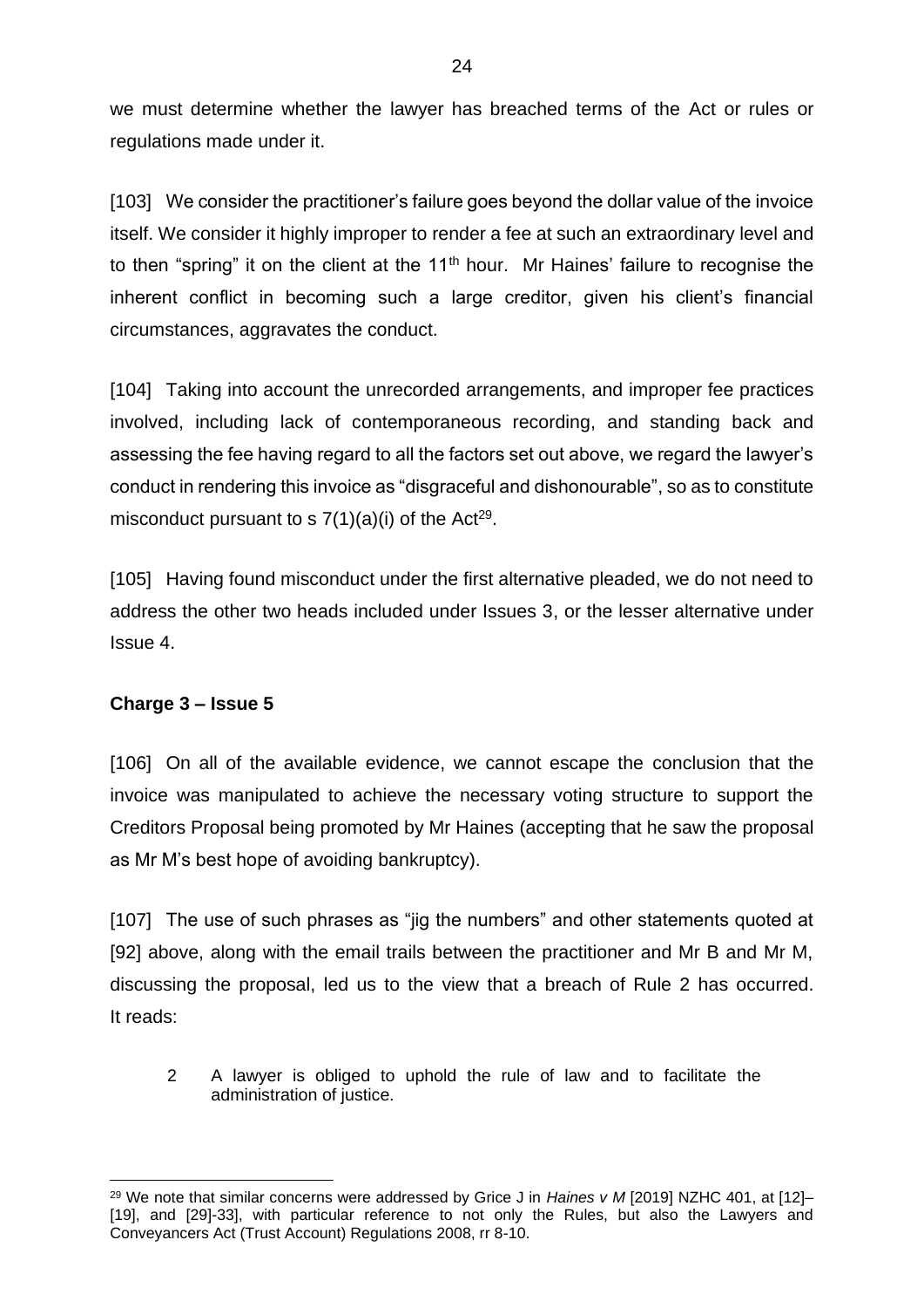we must determine whether the lawyer has breached terms of the Act or rules or regulations made under it.

[103] We consider the practitioner's failure goes beyond the dollar value of the invoice itself. We consider it highly improper to render a fee at such an extraordinary level and to then "spring" it on the client at the 11th hour. Mr Haines' failure to recognise the inherent conflict in becoming such a large creditor, given his client's financial circumstances, aggravates the conduct.

[104] Taking into account the unrecorded arrangements, and improper fee practices involved, including lack of contemporaneous recording, and standing back and assessing the fee having regard to all the factors set out above, we regard the lawyer's conduct in rendering this invoice as "disgraceful and dishonourable", so as to constitute misconduct pursuant to s 7(1)(a)(i) of the Act[29].

[105] Having found misconduct under the first alternative pleaded, we do not need to address the other two heads included under Issues 3, or the lesser alternative under Issue 4.

**Charge 3 – Issue 5**

[106] On all of the available evidence, we cannot escape the conclusion that the invoice was manipulated to achieve the necessary voting structure to support the Creditors Proposal being promoted by Mr Haines (accepting that he saw the proposal as Mr M's best hope of avoiding bankruptcy).

[107] The use of such phrases as "jig the numbers" and other statements quoted at [92] above, along with the email trails between the practitioner and Mr B and Mr M, discussing the proposal, led us to the view that a breach of Rule 2 has occurred. It reads:

> 2 A lawyer is obliged to uphold the rule of law and to facilitate the administration of justice.

---

[29] We note that similar concerns were addressed by Grice J in *Haines v M* [2019] NZHC 401, at [12]–[19], and [29]-33], with particular reference to not only the Rules, but also the Lawyers and Conveyancers Act (Trust Account) Regulations 2008, rr 8-10.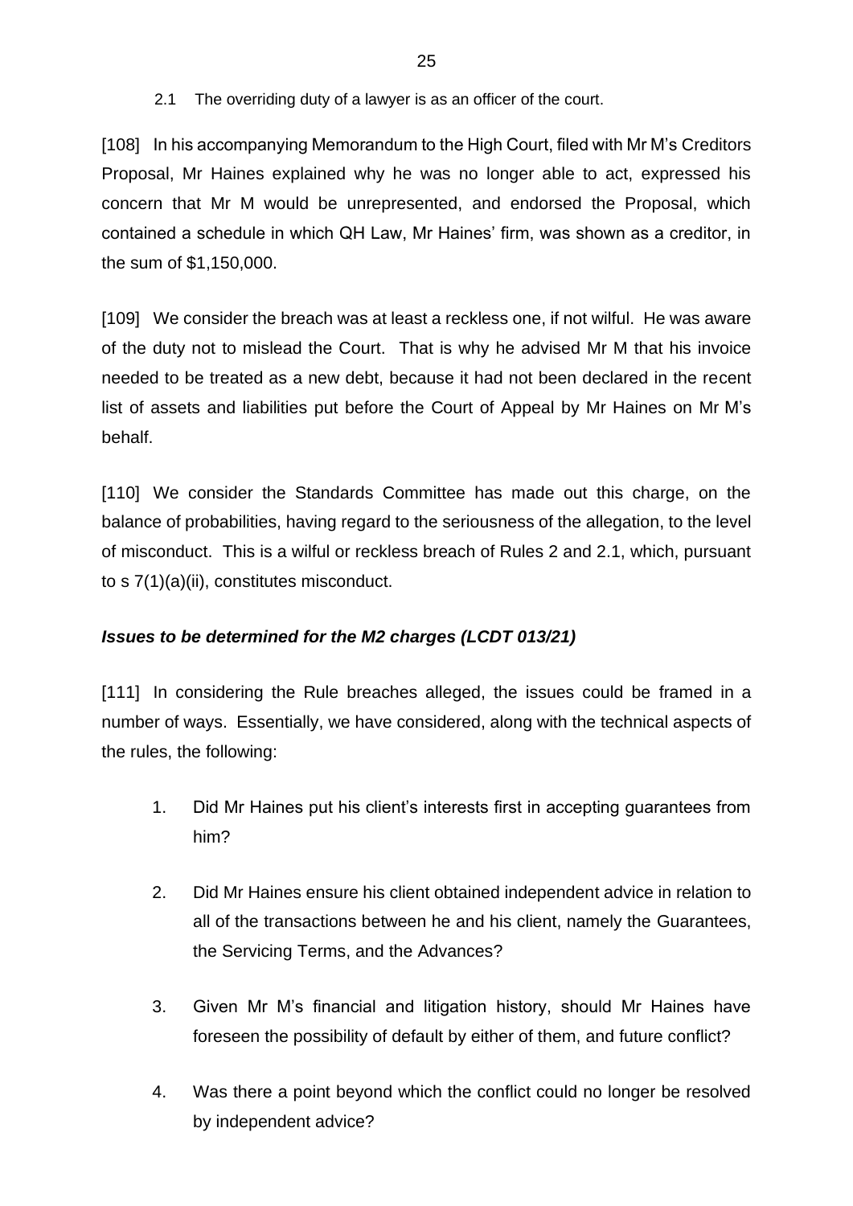2.1 The overriding duty of a lawyer is as an officer of the court.

[108] In his accompanying Memorandum to the High Court, filed with Mr M's Creditors Proposal, Mr Haines explained why he was no longer able to act, expressed his concern that Mr M would be unrepresented, and endorsed the Proposal, which contained a schedule in which QH Law, Mr Haines' firm, was shown as a creditor, in the sum of $1,150,000.

[109] We consider the breach was at least a reckless one, if not wilful. He was aware of the duty not to mislead the Court. That is why he advised Mr M that his invoice needed to be treated as a new debt, because it had not been declared in the recent list of assets and liabilities put before the Court of Appeal by Mr Haines on Mr M's behalf.

[110] We consider the Standards Committee has made out this charge, on the balance of probabilities, having regard to the seriousness of the allegation, to the level of misconduct. This is a wilful or reckless breach of Rules 2 and 2.1, which, pursuant to s 7(1)(a)(ii), constitutes misconduct.

### *Issues to be determined for the M2 charges (LCDT 013/21)*

[111] In considering the Rule breaches alleged, the issues could be framed in a number of ways. Essentially, we have considered, along with the technical aspects of the rules, the following:

1. Did Mr Haines put his client's interests first in accepting guarantees from him?

2. Did Mr Haines ensure his client obtained independent advice in relation to all of the transactions between he and his client, namely the Guarantees, the Servicing Terms, and the Advances?

3. Given Mr M's financial and litigation history, should Mr Haines have foreseen the possibility of default by either of them, and future conflict?

4. Was there a point beyond which the conflict could no longer be resolved by independent advice?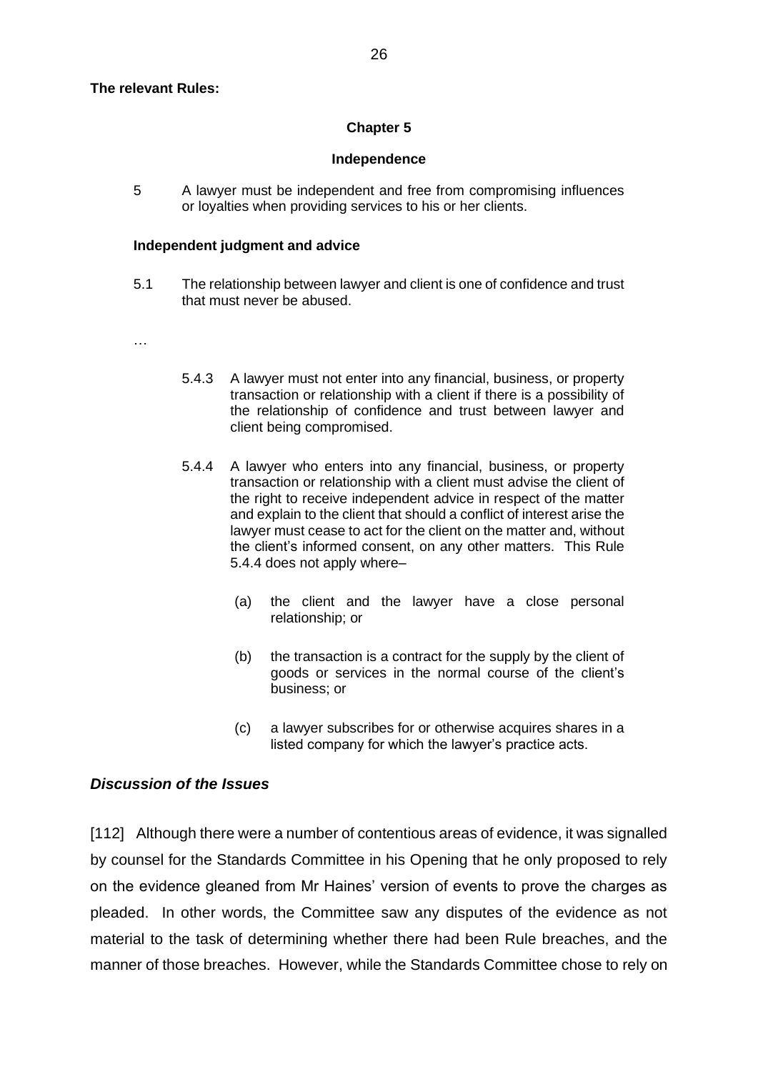**The relevant Rules:**

**Chapter 5**

**Independence**

5 A lawyer must be independent and free from compromising influences or loyalties when providing services to his or her clients.

**Independent judgment and advice**

5.1 The relationship between lawyer and client is one of confidence and trust that must never be abused.

…

5.4.3 A lawyer must not enter into any financial, business, or property transaction or relationship with a client if there is a possibility of the relationship of confidence and trust between lawyer and client being compromised.

5.4.4 A lawyer who enters into any financial, business, or property transaction or relationship with a client must advise the client of the right to receive independent advice in respect of the matter and explain to the client that should a conflict of interest arise the lawyer must cease to act for the client on the matter and, without the client's informed consent, on any other matters. This Rule 5.4.4 does not apply where–

(a) the client and the lawyer have a close personal relationship; or

(b) the transaction is a contract for the supply by the client of goods or services in the normal course of the client's business; or

(c) a lawyer subscribes for or otherwise acquires shares in a listed company for which the lawyer's practice acts.

## *Discussion of the Issues*

[112] Although there were a number of contentious areas of evidence, it was signalled by counsel for the Standards Committee in his Opening that he only proposed to rely on the evidence gleaned from Mr Haines' version of events to prove the charges as pleaded. In other words, the Committee saw any disputes of the evidence as not material to the task of determining whether there had been Rule breaches, and the manner of those breaches. However, while the Standards Committee chose to rely on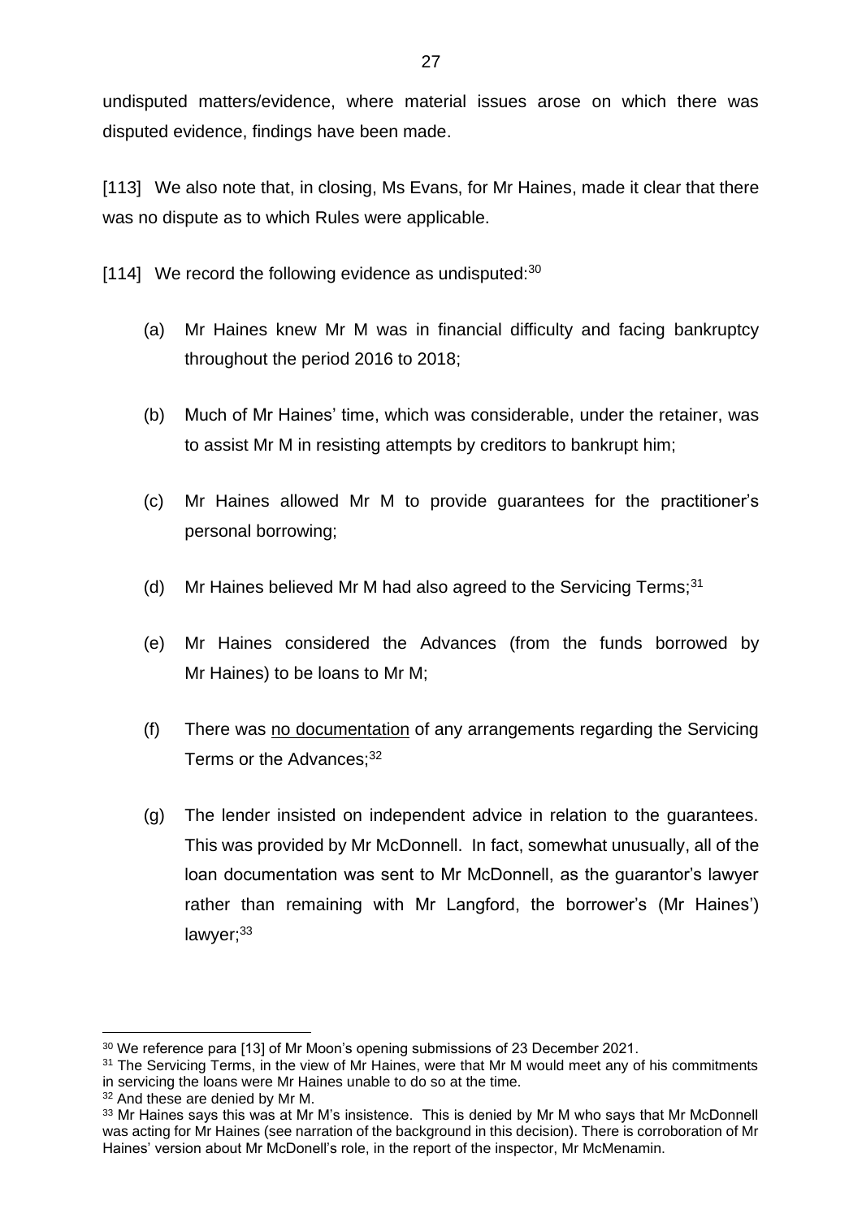undisputed matters/evidence, where material issues arose on which there was disputed evidence, findings have been made.

[113] We also note that, in closing, Ms Evans, for Mr Haines, made it clear that there was no dispute as to which Rules were applicable.

[114] We record the following evidence as undisputed:[30]

(a) Mr Haines knew Mr M was in financial difficulty and facing bankruptcy throughout the period 2016 to 2018;

(b) Much of Mr Haines' time, which was considerable, under the retainer, was to assist Mr M in resisting attempts by creditors to bankrupt him;

(c) Mr Haines allowed Mr M to provide guarantees for the practitioner's personal borrowing;

(d) Mr Haines believed Mr M had also agreed to the Servicing Terms;[31]

(e) Mr Haines considered the Advances (from the funds borrowed by Mr Haines) to be loans to Mr M;

(f) There was <u>no documentation</u> of any arrangements regarding the Servicing Terms or the Advances;[32]

(g) The lender insisted on independent advice in relation to the guarantees. This was provided by Mr McDonnell. In fact, somewhat unusually, all of the loan documentation was sent to Mr McDonnell, as the guarantor's lawyer rather than remaining with Mr Langford, the borrower's (Mr Haines') lawyer;[33]

---

[30] We reference para [13] of Mr Moon's opening submissions of 23 December 2021.

[31] The Servicing Terms, in the view of Mr Haines, were that Mr M would meet any of his commitments in servicing the loans were Mr Haines unable to do so at the time.

[32] And these are denied by Mr M.

[33] Mr Haines says this was at Mr M's insistence. This is denied by Mr M who says that Mr McDonnell was acting for Mr Haines (see narration of the background in this decision). There is corroboration of Mr Haines' version about Mr McDonell's role, in the report of the inspector, Mr McMenamin.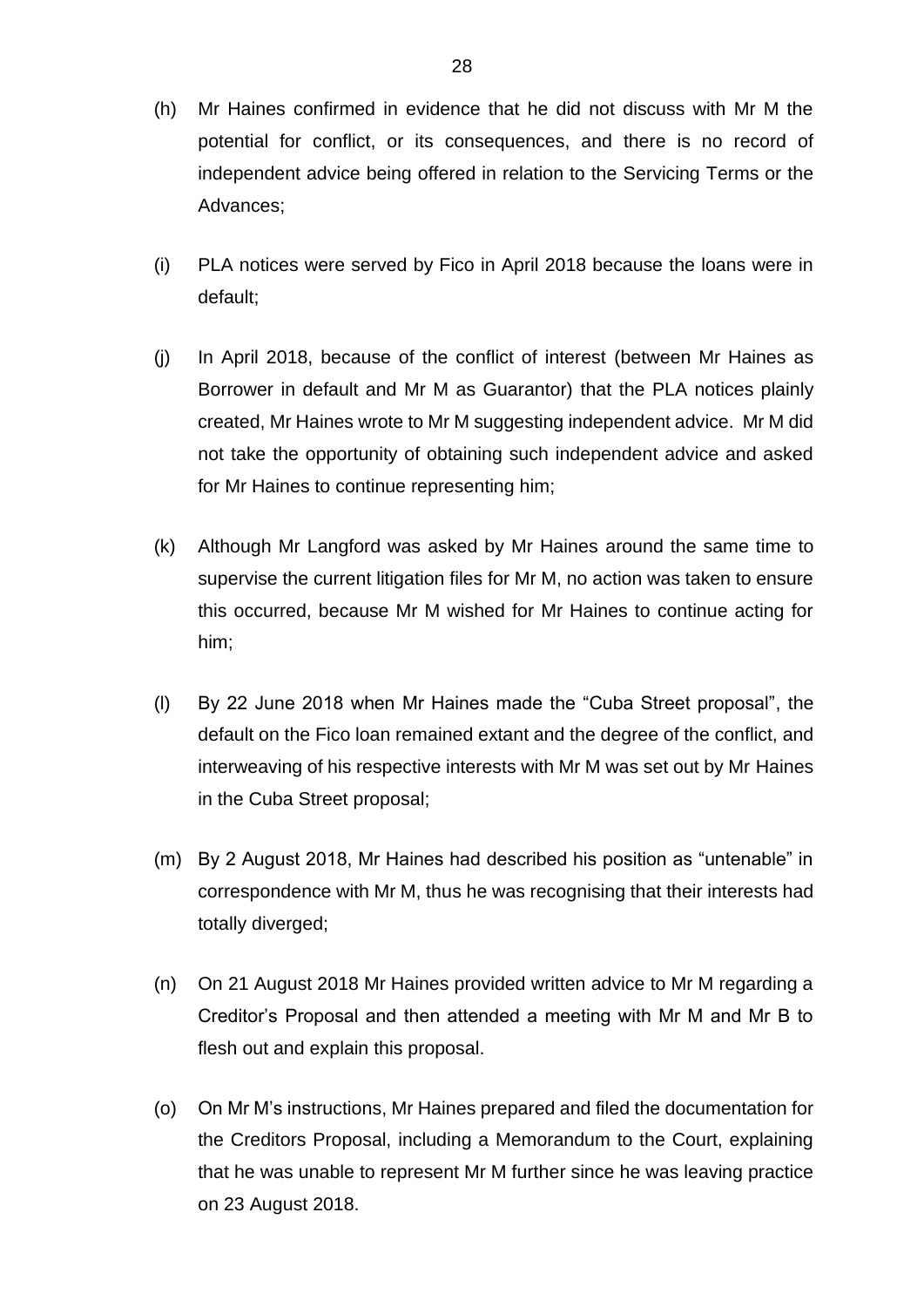(h) Mr Haines confirmed in evidence that he did not discuss with Mr M the potential for conflict, or its consequences, and there is no record of independent advice being offered in relation to the Servicing Terms or the Advances;

(i) PLA notices were served by Fico in April 2018 because the loans were in default;

(j) In April 2018, because of the conflict of interest (between Mr Haines as Borrower in default and Mr M as Guarantor) that the PLA notices plainly created, Mr Haines wrote to Mr M suggesting independent advice. Mr M did not take the opportunity of obtaining such independent advice and asked for Mr Haines to continue representing him;

(k) Although Mr Langford was asked by Mr Haines around the same time to supervise the current litigation files for Mr M, no action was taken to ensure this occurred, because Mr M wished for Mr Haines to continue acting for him;

(l) By 22 June 2018 when Mr Haines made the "Cuba Street proposal", the default on the Fico loan remained extant and the degree of the conflict, and interweaving of his respective interests with Mr M was set out by Mr Haines in the Cuba Street proposal;

(m) By 2 August 2018, Mr Haines had described his position as "untenable" in correspondence with Mr M, thus he was recognising that their interests had totally diverged;

(n) On 21 August 2018 Mr Haines provided written advice to Mr M regarding a Creditor's Proposal and then attended a meeting with Mr M and Mr B to flesh out and explain this proposal.

(o) On Mr M's instructions, Mr Haines prepared and filed the documentation for the Creditors Proposal, including a Memorandum to the Court, explaining that he was unable to represent Mr M further since he was leaving practice on 23 August 2018.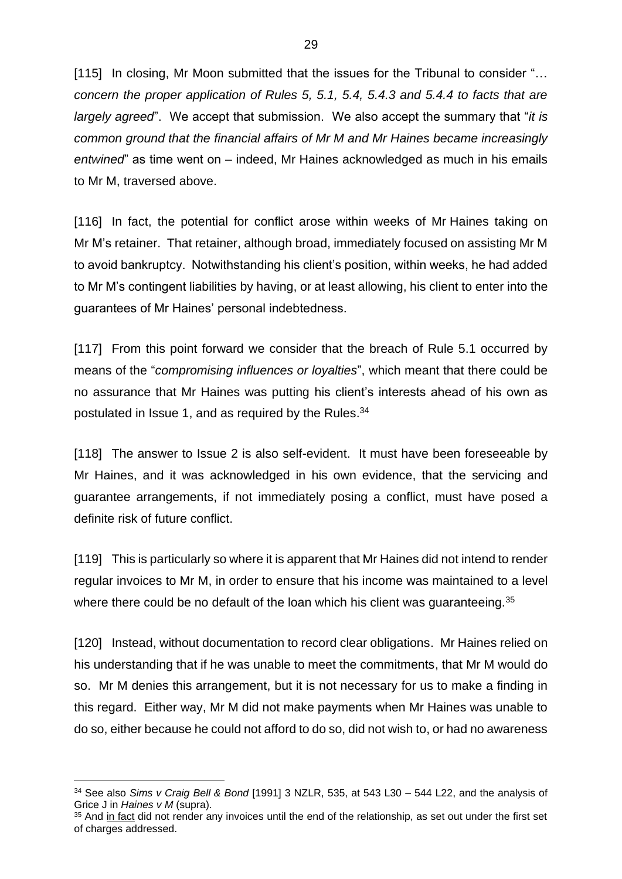[115] In closing, Mr Moon submitted that the issues for the Tribunal to consider "*… concern the proper application of Rules 5, 5.1, 5.4, 5.4.3 and 5.4.4 to facts that are largely agreed*". We accept that submission. We also accept the summary that "*it is common ground that the financial affairs of Mr M and Mr Haines became increasingly entwined*" as time went on – indeed, Mr Haines acknowledged as much in his emails to Mr M, traversed above.

[116] In fact, the potential for conflict arose within weeks of Mr Haines taking on Mr M's retainer. That retainer, although broad, immediately focused on assisting Mr M to avoid bankruptcy. Notwithstanding his client's position, within weeks, he had added to Mr M's contingent liabilities by having, or at least allowing, his client to enter into the guarantees of Mr Haines' personal indebtedness.

[117] From this point forward we consider that the breach of Rule 5.1 occurred by means of the "*compromising influences or loyalties*", which meant that there could be no assurance that Mr Haines was putting his client's interests ahead of his own as postulated in Issue 1, and as required by the Rules.[34]

[118] The answer to Issue 2 is also self-evident. It must have been foreseeable by Mr Haines, and it was acknowledged in his own evidence, that the servicing and guarantee arrangements, if not immediately posing a conflict, must have posed a definite risk of future conflict.

[119] This is particularly so where it is apparent that Mr Haines did not intend to render regular invoices to Mr M, in order to ensure that his income was maintained to a level where there could be no default of the loan which his client was guaranteeing.[35]

[120] Instead, without documentation to record clear obligations. Mr Haines relied on his understanding that if he was unable to meet the commitments, that Mr M would do so. Mr M denies this arrangement, but it is not necessary for us to make a finding in this regard. Either way, Mr M did not make payments when Mr Haines was unable to do so, either because he could not afford to do so, did not wish to, or had no awareness

---

[34] See also *Sims v Craig Bell & Bond* [1991] 3 NZLR, 535, at 543 L30 – 544 L22, and the analysis of Grice J in *Haines v M* (supra).

[35] And <u>in fact</u> did not render any invoices until the end of the relationship, as set out under the first set of charges addressed.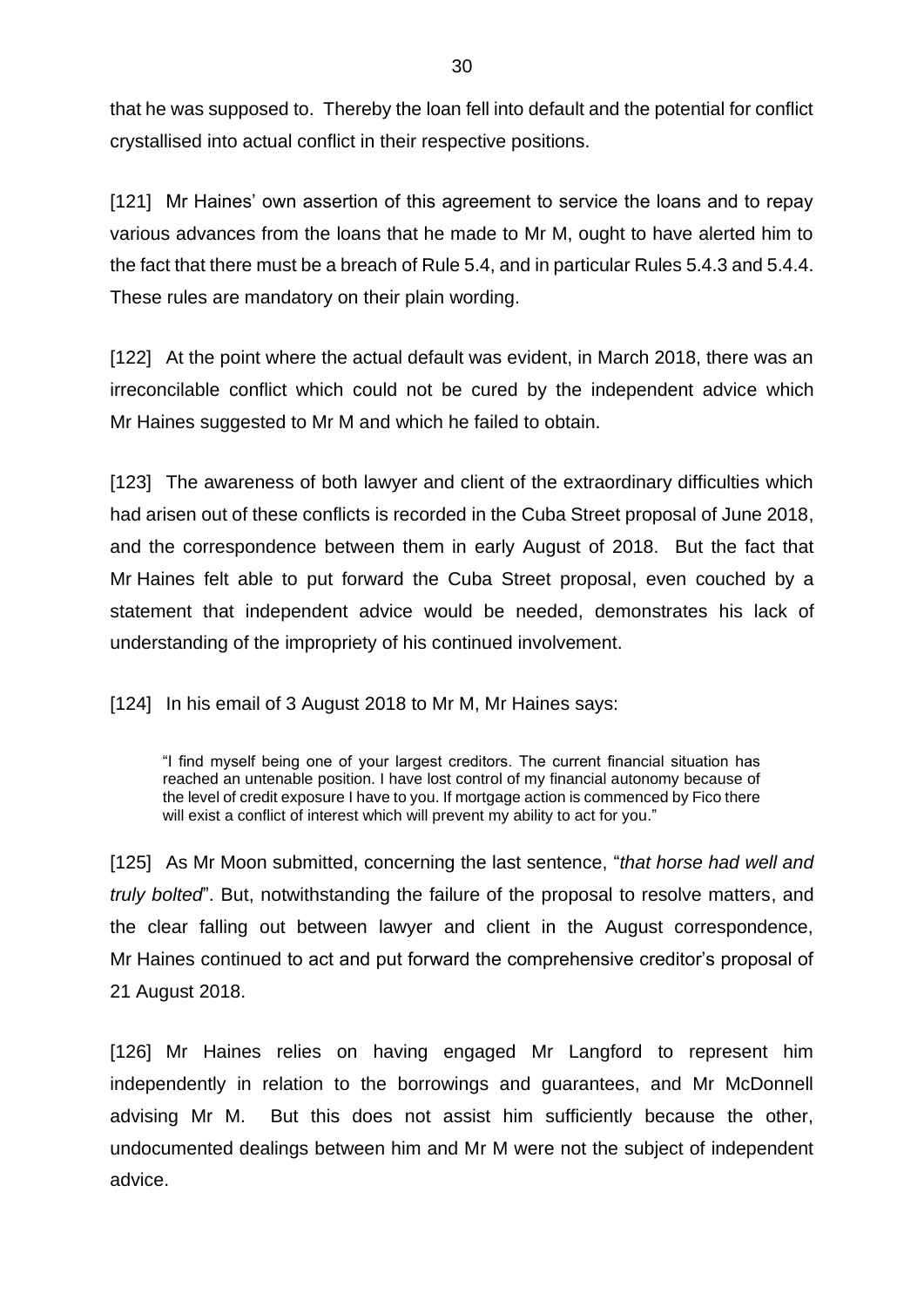that he was supposed to. Thereby the loan fell into default and the potential for conflict crystallised into actual conflict in their respective positions.

[121] Mr Haines' own assertion of this agreement to service the loans and to repay various advances from the loans that he made to Mr M, ought to have alerted him to the fact that there must be a breach of Rule 5.4, and in particular Rules 5.4.3 and 5.4.4. These rules are mandatory on their plain wording.

[122] At the point where the actual default was evident, in March 2018, there was an irreconcilable conflict which could not be cured by the independent advice which Mr Haines suggested to Mr M and which he failed to obtain.

[123] The awareness of both lawyer and client of the extraordinary difficulties which had arisen out of these conflicts is recorded in the Cuba Street proposal of June 2018, and the correspondence between them in early August of 2018. But the fact that Mr Haines felt able to put forward the Cuba Street proposal, even couched by a statement that independent advice would be needed, demonstrates his lack of understanding of the impropriety of his continued involvement.

[124] In his email of 3 August 2018 to Mr M, Mr Haines says:

> "I find myself being one of your largest creditors. The current financial situation has reached an untenable position. I have lost control of my financial autonomy because of the level of credit exposure I have to you. If mortgage action is commenced by Fico there will exist a conflict of interest which will prevent my ability to act for you."

[125] As Mr Moon submitted, concerning the last sentence, "*that horse had well and truly bolted*". But, notwithstanding the failure of the proposal to resolve matters, and the clear falling out between lawyer and client in the August correspondence, Mr Haines continued to act and put forward the comprehensive creditor's proposal of 21 August 2018.

[126] Mr Haines relies on having engaged Mr Langford to represent him independently in relation to the borrowings and guarantees, and Mr McDonnell advising Mr M. But this does not assist him sufficiently because the other, undocumented dealings between him and Mr M were not the subject of independent advice.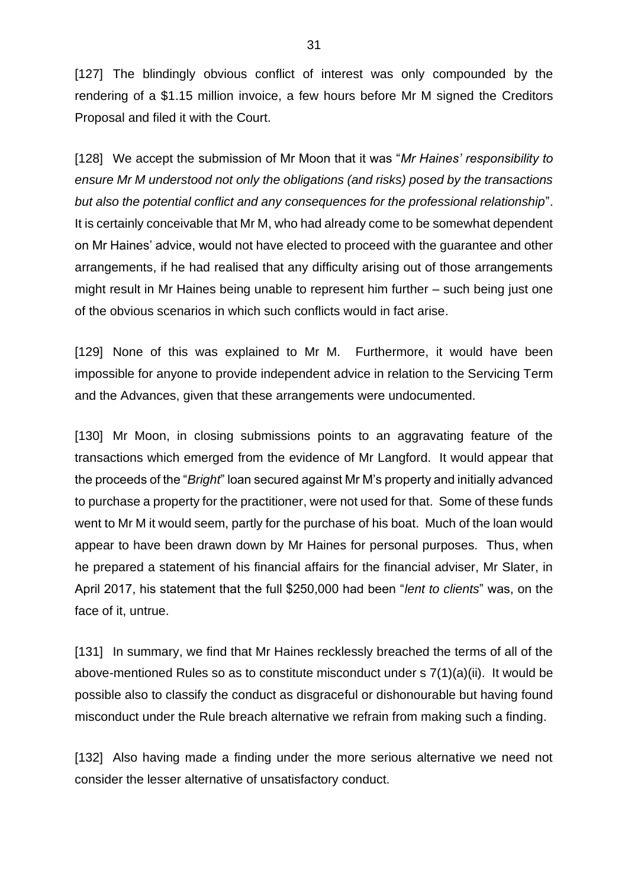[127] The blindingly obvious conflict of interest was only compounded by the rendering of a $1.15 million invoice, a few hours before Mr M signed the Creditors Proposal and filed it with the Court.

[128] We accept the submission of Mr Moon that it was "*Mr Haines' responsibility to ensure Mr M understood not only the obligations (and risks) posed by the transactions but also the potential conflict and any consequences for the professional relationship*". It is certainly conceivable that Mr M, who had already come to be somewhat dependent on Mr Haines' advice, would not have elected to proceed with the guarantee and other arrangements, if he had realised that any difficulty arising out of those arrangements might result in Mr Haines being unable to represent him further – such being just one of the obvious scenarios in which such conflicts would in fact arise.

[129] None of this was explained to Mr M. Furthermore, it would have been impossible for anyone to provide independent advice in relation to the Servicing Term and the Advances, given that these arrangements were undocumented.

[130] Mr Moon, in closing submissions points to an aggravating feature of the transactions which emerged from the evidence of Mr Langford. It would appear that the proceeds of the "*Bright*" loan secured against Mr M's property and initially advanced to purchase a property for the practitioner, were not used for that. Some of these funds went to Mr M it would seem, partly for the purchase of his boat. Much of the loan would appear to have been drawn down by Mr Haines for personal purposes. Thus, when he prepared a statement of his financial affairs for the financial adviser, Mr Slater, in April 2017, his statement that the full $250,000 had been "*lent to clients*" was, on the face of it, untrue.

[131] In summary, we find that Mr Haines recklessly breached the terms of all of the above-mentioned Rules so as to constitute misconduct under s 7(1)(a)(ii). It would be possible also to classify the conduct as disgraceful or dishonourable but having found misconduct under the Rule breach alternative we refrain from making such a finding.

[132] Also having made a finding under the more serious alternative we need not consider the lesser alternative of unsatisfactory conduct.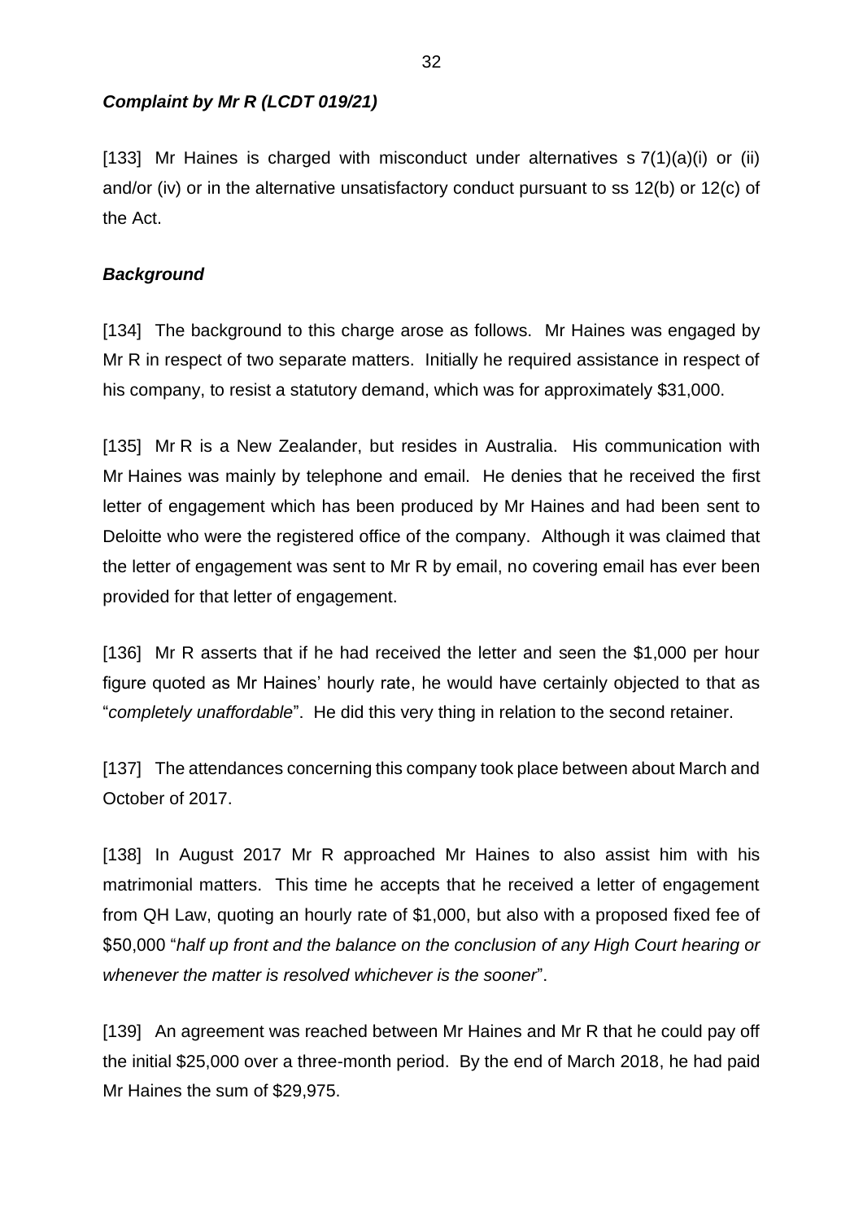### *Complaint by Mr R (LCDT 019/21)*

[133] Mr Haines is charged with misconduct under alternatives s 7(1)(a)(i) or (ii) and/or (iv) or in the alternative unsatisfactory conduct pursuant to ss 12(b) or 12(c) of the Act.

### *Background*

[134] The background to this charge arose as follows. Mr Haines was engaged by Mr R in respect of two separate matters. Initially he required assistance in respect of his company, to resist a statutory demand, which was for approximately $31,000.

[135] Mr R is a New Zealander, but resides in Australia. His communication with Mr Haines was mainly by telephone and email. He denies that he received the first letter of engagement which has been produced by Mr Haines and had been sent to Deloitte who were the registered office of the company. Although it was claimed that the letter of engagement was sent to Mr R by email, no covering email has ever been provided for that letter of engagement.

[136] Mr R asserts that if he had received the letter and seen the $1,000 per hour figure quoted as Mr Haines' hourly rate, he would have certainly objected to that as "*completely unaffordable*". He did this very thing in relation to the second retainer.

[137] The attendances concerning this company took place between about March and October of 2017.

[138] In August 2017 Mr R approached Mr Haines to also assist him with his matrimonial matters. This time he accepts that he received a letter of engagement from QH Law, quoting an hourly rate of $1,000, but also with a proposed fixed fee of $50,000 "*half up front and the balance on the conclusion of any High Court hearing or whenever the matter is resolved whichever is the sooner*".

[139] An agreement was reached between Mr Haines and Mr R that he could pay off the initial $25,000 over a three-month period. By the end of March 2018, he had paid Mr Haines the sum of $29,975.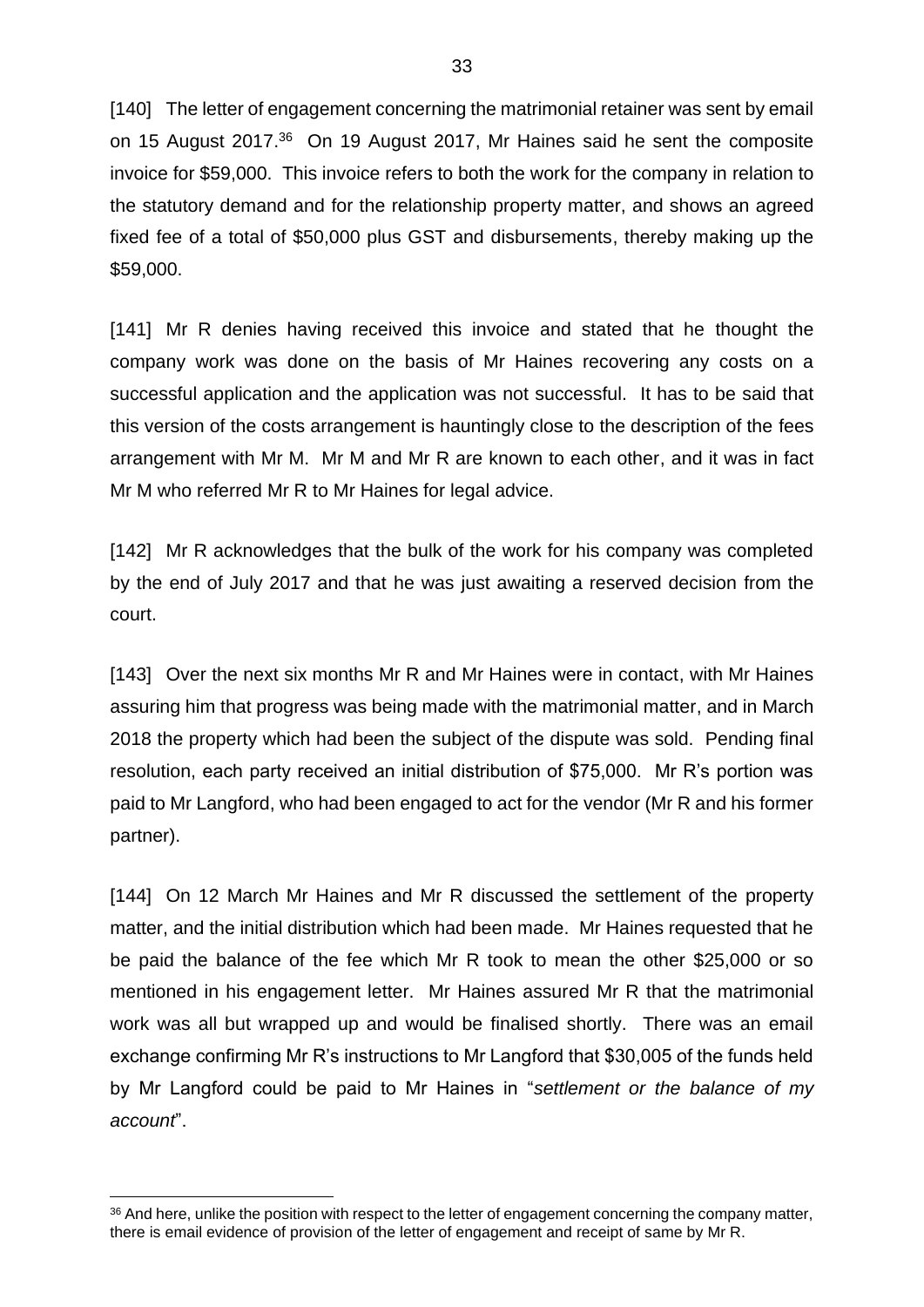[140] The letter of engagement concerning the matrimonial retainer was sent by email on 15 August 2017.[36] On 19 August 2017, Mr Haines said he sent the composite invoice for $59,000. This invoice refers to both the work for the company in relation to the statutory demand and for the relationship property matter, and shows an agreed fixed fee of a total of $50,000 plus GST and disbursements, thereby making up the $59,000.

[141] Mr R denies having received this invoice and stated that he thought the company work was done on the basis of Mr Haines recovering any costs on a successful application and the application was not successful. It has to be said that this version of the costs arrangement is hauntingly close to the description of the fees arrangement with Mr M. Mr M and Mr R are known to each other, and it was in fact Mr M who referred Mr R to Mr Haines for legal advice.

[142] Mr R acknowledges that the bulk of the work for his company was completed by the end of July 2017 and that he was just awaiting a reserved decision from the court.

[143] Over the next six months Mr R and Mr Haines were in contact, with Mr Haines assuring him that progress was being made with the matrimonial matter, and in March 2018 the property which had been the subject of the dispute was sold. Pending final resolution, each party received an initial distribution of $75,000. Mr R's portion was paid to Mr Langford, who had been engaged to act for the vendor (Mr R and his former partner).

[144] On 12 March Mr Haines and Mr R discussed the settlement of the property matter, and the initial distribution which had been made. Mr Haines requested that he be paid the balance of the fee which Mr R took to mean the other $25,000 or so mentioned in his engagement letter. Mr Haines assured Mr R that the matrimonial work was all but wrapped up and would be finalised shortly. There was an email exchange confirming Mr R's instructions to Mr Langford that $30,005 of the funds held by Mr Langford could be paid to Mr Haines in "*settlement or the balance of my account*".

---

[36] And here, unlike the position with respect to the letter of engagement concerning the company matter, there is email evidence of provision of the letter of engagement and receipt of same by Mr R.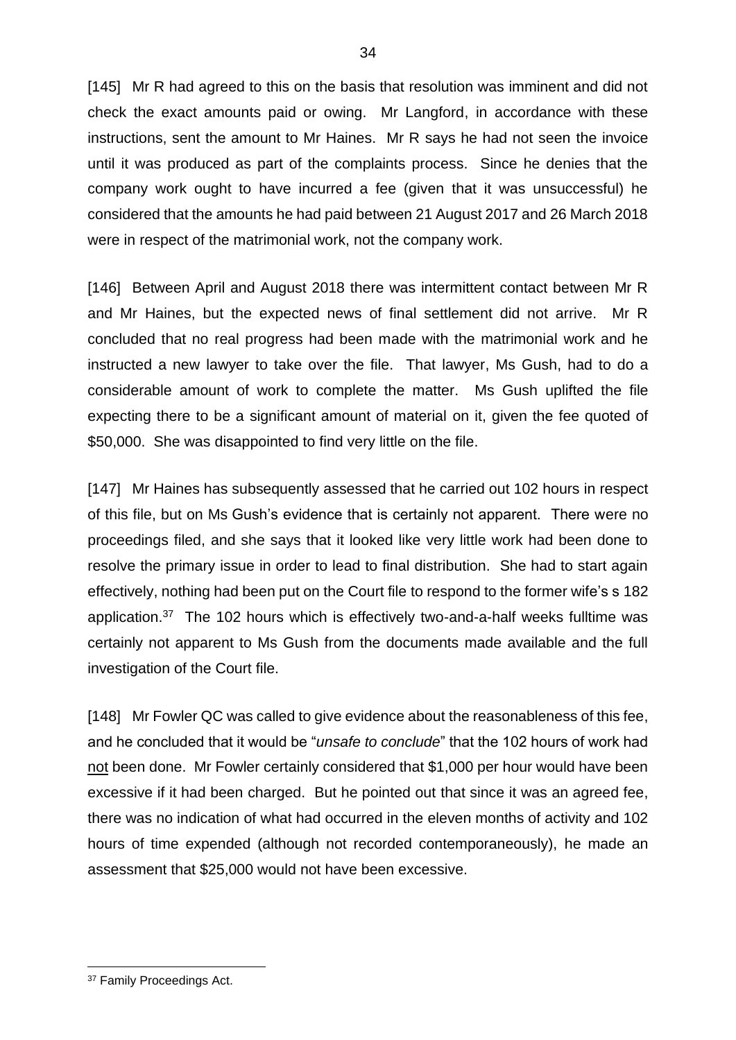[145] Mr R had agreed to this on the basis that resolution was imminent and did not check the exact amounts paid or owing. Mr Langford, in accordance with these instructions, sent the amount to Mr Haines. Mr R says he had not seen the invoice until it was produced as part of the complaints process. Since he denies that the company work ought to have incurred a fee (given that it was unsuccessful) he considered that the amounts he had paid between 21 August 2017 and 26 March 2018 were in respect of the matrimonial work, not the company work.

[146] Between April and August 2018 there was intermittent contact between Mr R and Mr Haines, but the expected news of final settlement did not arrive. Mr R concluded that no real progress had been made with the matrimonial work and he instructed a new lawyer to take over the file. That lawyer, Ms Gush, had to do a considerable amount of work to complete the matter. Ms Gush uplifted the file expecting there to be a significant amount of material on it, given the fee quoted of $50,000. She was disappointed to find very little on the file.

[147] Mr Haines has subsequently assessed that he carried out 102 hours in respect of this file, but on Ms Gush's evidence that is certainly not apparent. There were no proceedings filed, and she says that it looked like very little work had been done to resolve the primary issue in order to lead to final distribution. She had to start again effectively, nothing had been put on the Court file to respond to the former wife's s 182 application.[37] The 102 hours which is effectively two-and-a-half weeks fulltime was certainly not apparent to Ms Gush from the documents made available and the full investigation of the Court file.

[148] Mr Fowler QC was called to give evidence about the reasonableness of this fee, and he concluded that it would be "*unsafe to conclude*" that the 102 hours of work had <u>not</u> been done. Mr Fowler certainly considered that $1,000 per hour would have been excessive if it had been charged. But he pointed out that since it was an agreed fee, there was no indication of what had occurred in the eleven months of activity and 102 hours of time expended (although not recorded contemporaneously), he made an assessment that $25,000 would not have been excessive.

---

[37] Family Proceedings Act.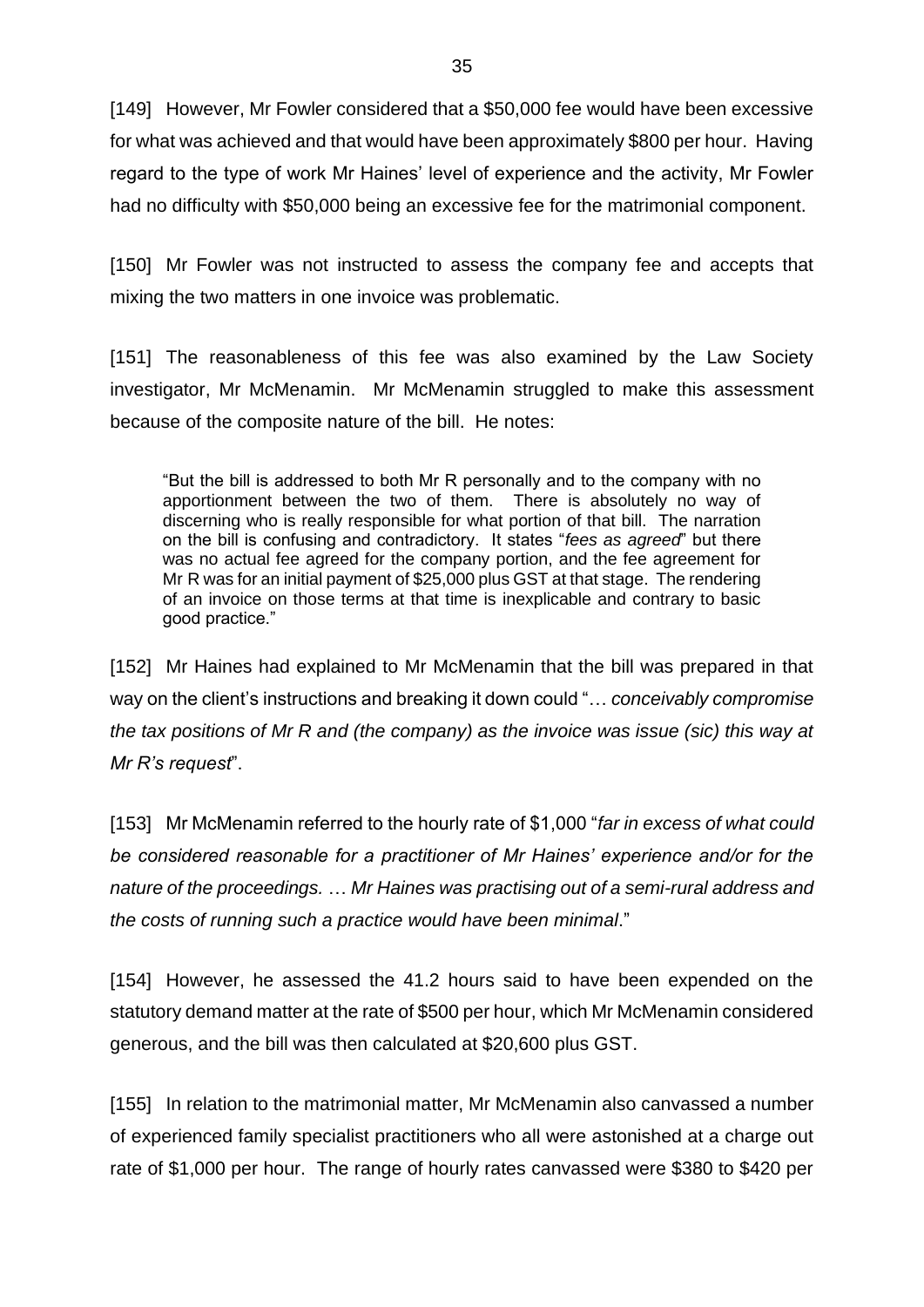[149] However, Mr Fowler considered that a $50,000 fee would have been excessive for what was achieved and that would have been approximately $800 per hour. Having regard to the type of work Mr Haines' level of experience and the activity, Mr Fowler had no difficulty with $50,000 being an excessive fee for the matrimonial component.

[150] Mr Fowler was not instructed to assess the company fee and accepts that mixing the two matters in one invoice was problematic.

[151] The reasonableness of this fee was also examined by the Law Society investigator, Mr McMenamin. Mr McMenamin struggled to make this assessment because of the composite nature of the bill. He notes:

> "But the bill is addressed to both Mr R personally and to the company with no apportionment between the two of them. There is absolutely no way of discerning who is really responsible for what portion of that bill. The narration on the bill is confusing and contradictory. It states "*fees as agreed*" but there was no actual fee agreed for the company portion, and the fee agreement for Mr R was for an initial payment of $25,000 plus GST at that stage. The rendering of an invoice on those terms at that time is inexplicable and contrary to basic good practice."

[152] Mr Haines had explained to Mr McMenamin that the bill was prepared in that way on the client's instructions and breaking it down could "*… conceivably compromise the tax positions of Mr R and (the company) as the invoice was issue (sic) this way at Mr R's request*".

[153] Mr McMenamin referred to the hourly rate of $1,000 "*far in excess of what could be considered reasonable for a practitioner of Mr Haines' experience and/or for the nature of the proceedings. … Mr Haines was practising out of a semi-rural address and the costs of running such a practice would have been minimal*."

[154] However, he assessed the 41.2 hours said to have been expended on the statutory demand matter at the rate of $500 per hour, which Mr McMenamin considered generous, and the bill was then calculated at $20,600 plus GST.

[155] In relation to the matrimonial matter, Mr McMenamin also canvassed a number of experienced family specialist practitioners who all were astonished at a charge out rate of $1,000 per hour. The range of hourly rates canvassed were $380 to $420 per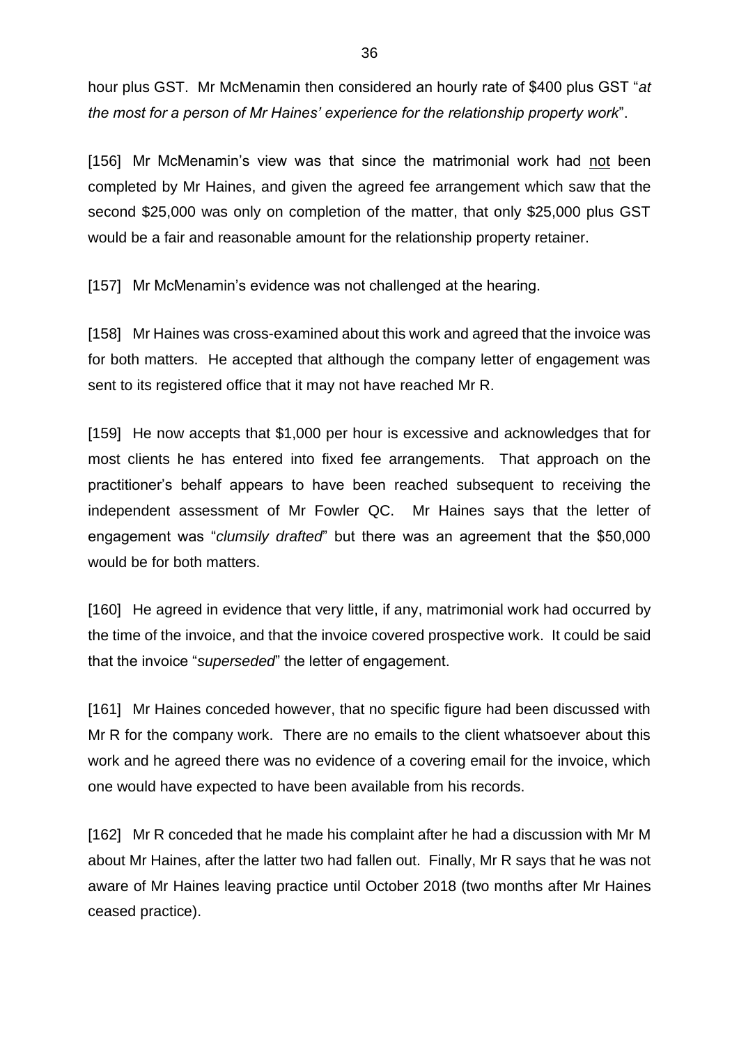hour plus GST. Mr McMenamin then considered an hourly rate of $400 plus GST "*at the most for a person of Mr Haines' experience for the relationship property work*".

[156] Mr McMenamin's view was that since the matrimonial work had <u>not</u> been completed by Mr Haines, and given the agreed fee arrangement which saw that the second $25,000 was only on completion of the matter, that only $25,000 plus GST would be a fair and reasonable amount for the relationship property retainer.

[157] Mr McMenamin's evidence was not challenged at the hearing.

[158] Mr Haines was cross-examined about this work and agreed that the invoice was for both matters. He accepted that although the company letter of engagement was sent to its registered office that it may not have reached Mr R.

[159] He now accepts that $1,000 per hour is excessive and acknowledges that for most clients he has entered into fixed fee arrangements. That approach on the practitioner's behalf appears to have been reached subsequent to receiving the independent assessment of Mr Fowler QC. Mr Haines says that the letter of engagement was "*clumsily drafted*" but there was an agreement that the $50,000 would be for both matters.

[160] He agreed in evidence that very little, if any, matrimonial work had occurred by the time of the invoice, and that the invoice covered prospective work. It could be said that the invoice "*superseded*" the letter of engagement.

[161] Mr Haines conceded however, that no specific figure had been discussed with Mr R for the company work. There are no emails to the client whatsoever about this work and he agreed there was no evidence of a covering email for the invoice, which one would have expected to have been available from his records.

[162] Mr R conceded that he made his complaint after he had a discussion with Mr M about Mr Haines, after the latter two had fallen out. Finally, Mr R says that he was not aware of Mr Haines leaving practice until October 2018 (two months after Mr Haines ceased practice).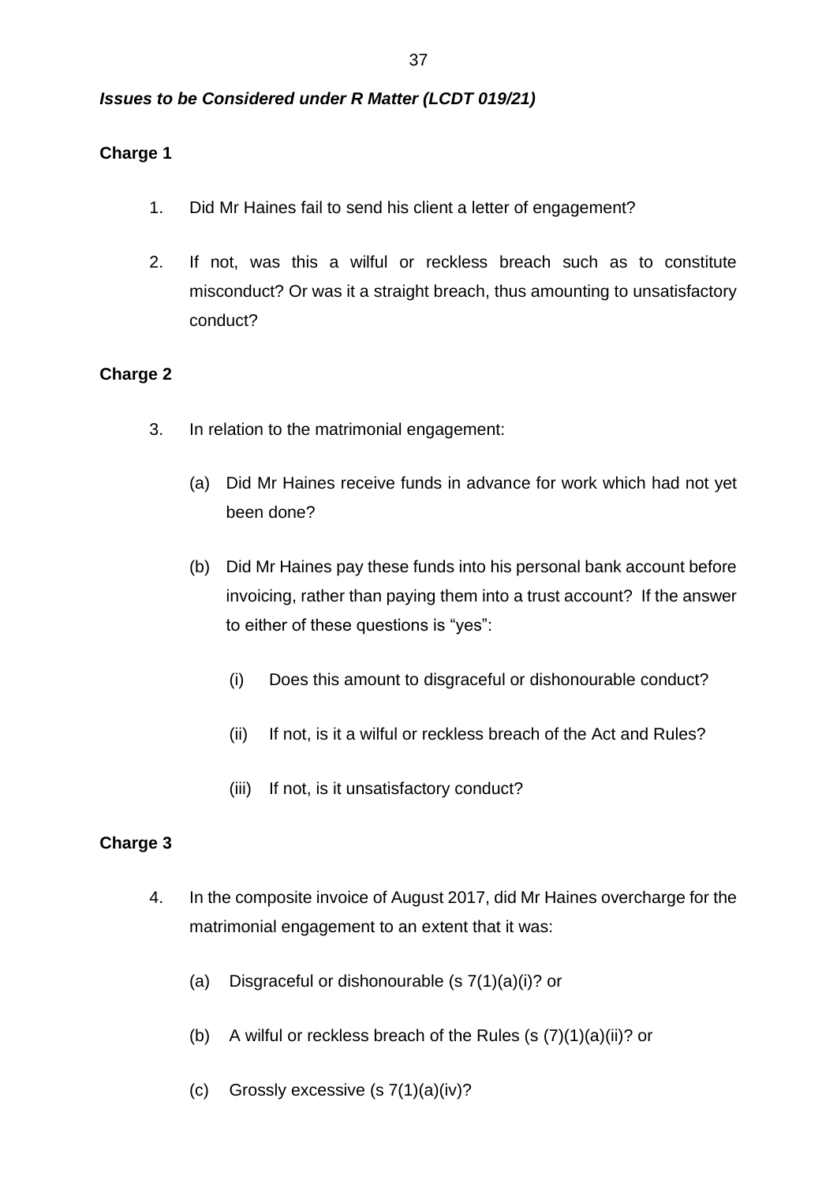***Issues to be Considered under R Matter (LCDT 019/21)***

**Charge 1**

1. Did Mr Haines fail to send his client a letter of engagement?

2. If not, was this a wilful or reckless breach such as to constitute misconduct? Or was it a straight breach, thus amounting to unsatisfactory conduct?

**Charge 2**

3. In relation to the matrimonial engagement:

   (a) Did Mr Haines receive funds in advance for work which had not yet been done?

   (b) Did Mr Haines pay these funds into his personal bank account before invoicing, rather than paying them into a trust account? If the answer to either of these questions is "yes":

      (i) Does this amount to disgraceful or dishonourable conduct?

      (ii) If not, is it a wilful or reckless breach of the Act and Rules?

      (iii) If not, is it unsatisfactory conduct?

**Charge 3**

4. In the composite invoice of August 2017, did Mr Haines overcharge for the matrimonial engagement to an extent that it was:

   (a) Disgraceful or dishonourable (s 7(1)(a)(i)? or

   (b) A wilful or reckless breach of the Rules (s (7)(1)(a)(ii)? or

   (c) Grossly excessive (s 7(1)(a)(iv)?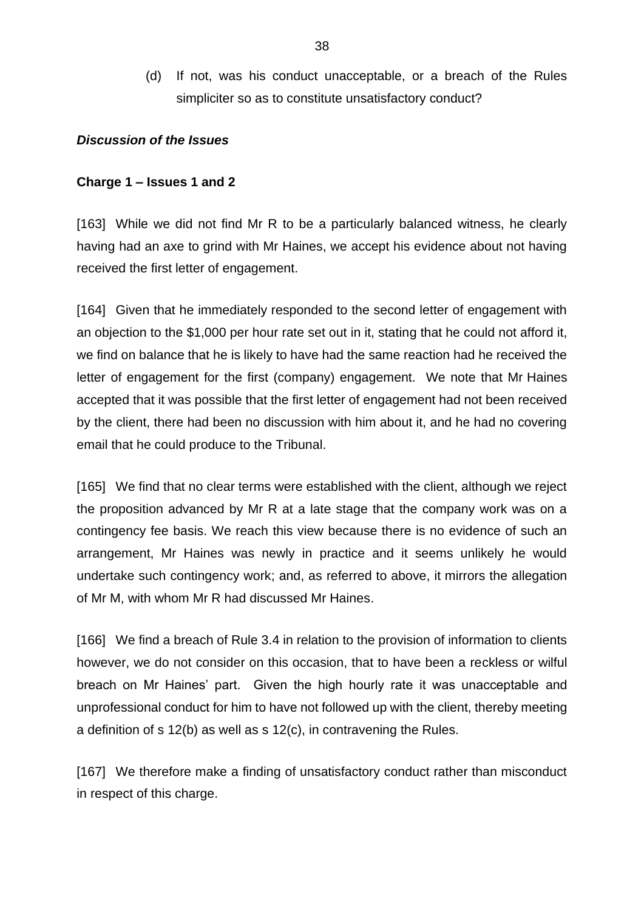(d) If not, was his conduct unacceptable, or a breach of the Rules simpliciter so as to constitute unsatisfactory conduct?

***Discussion of the Issues***

**Charge 1 – Issues 1 and 2**

[163] While we did not find Mr R to be a particularly balanced witness, he clearly having had an axe to grind with Mr Haines, we accept his evidence about not having received the first letter of engagement.

[164] Given that he immediately responded to the second letter of engagement with an objection to the $1,000 per hour rate set out in it, stating that he could not afford it, we find on balance that he is likely to have had the same reaction had he received the letter of engagement for the first (company) engagement. We note that Mr Haines accepted that it was possible that the first letter of engagement had not been received by the client, there had been no discussion with him about it, and he had no covering email that he could produce to the Tribunal.

[165] We find that no clear terms were established with the client, although we reject the proposition advanced by Mr R at a late stage that the company work was on a contingency fee basis. We reach this view because there is no evidence of such an arrangement, Mr Haines was newly in practice and it seems unlikely he would undertake such contingency work; and, as referred to above, it mirrors the allegation of Mr M, with whom Mr R had discussed Mr Haines.

[166] We find a breach of Rule 3.4 in relation to the provision of information to clients however, we do not consider on this occasion, that to have been a reckless or wilful breach on Mr Haines' part. Given the high hourly rate it was unacceptable and unprofessional conduct for him to have not followed up with the client, thereby meeting a definition of s 12(b) as well as s 12(c), in contravening the Rules.

[167] We therefore make a finding of unsatisfactory conduct rather than misconduct in respect of this charge.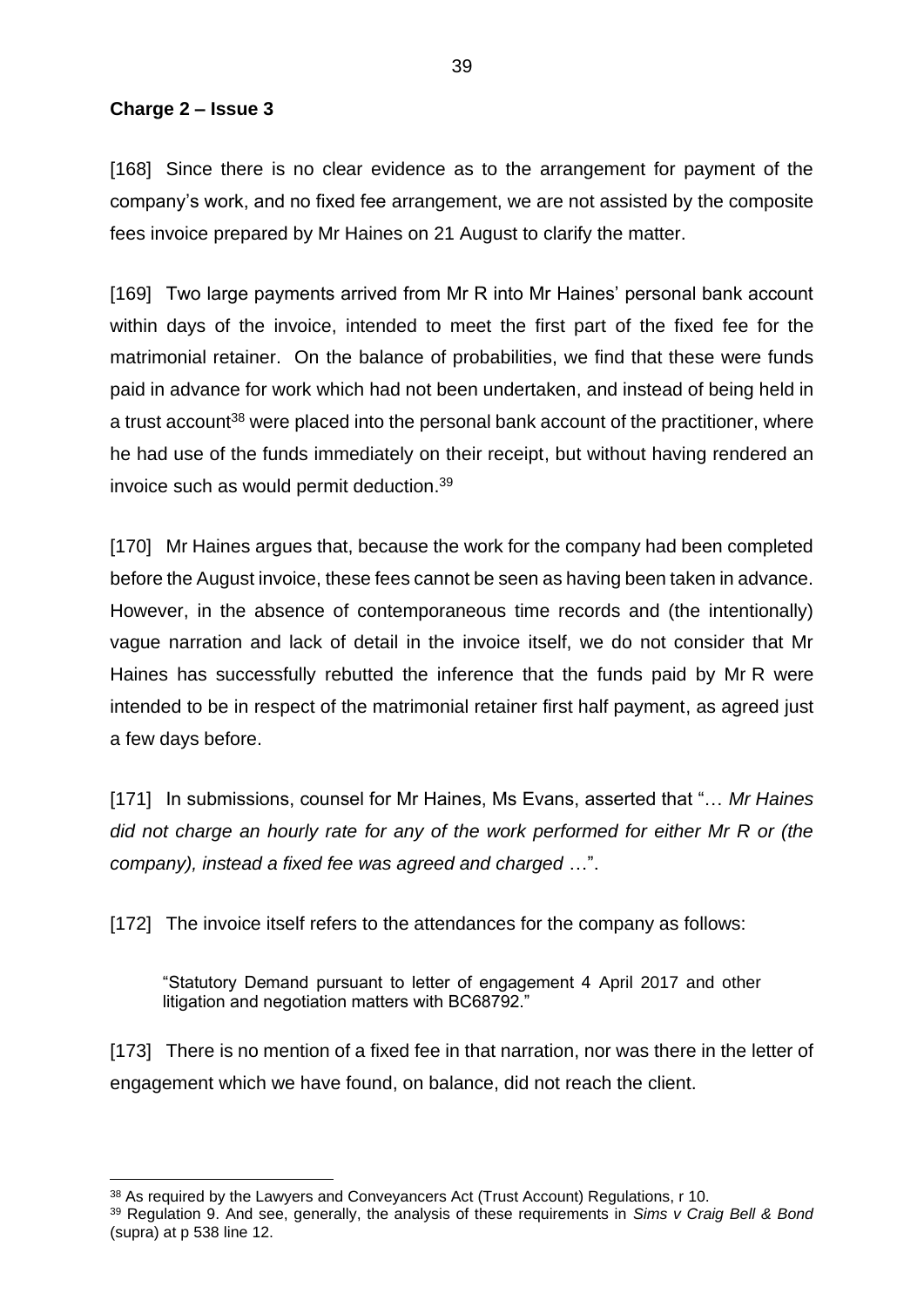**Charge 2 – Issue 3**

[168] Since there is no clear evidence as to the arrangement for payment of the company's work, and no fixed fee arrangement, we are not assisted by the composite fees invoice prepared by Mr Haines on 21 August to clarify the matter.

[169] Two large payments arrived from Mr R into Mr Haines' personal bank account within days of the invoice, intended to meet the first part of the fixed fee for the matrimonial retainer. On the balance of probabilities, we find that these were funds paid in advance for work which had not been undertaken, and instead of being held in a trust account[38] were placed into the personal bank account of the practitioner, where he had use of the funds immediately on their receipt, but without having rendered an invoice such as would permit deduction.[39]

[170] Mr Haines argues that, because the work for the company had been completed before the August invoice, these fees cannot be seen as having been taken in advance. However, in the absence of contemporaneous time records and (the intentionally) vague narration and lack of detail in the invoice itself, we do not consider that Mr Haines has successfully rebutted the inference that the funds paid by Mr R were intended to be in respect of the matrimonial retainer first half payment, as agreed just a few days before.

[171] In submissions, counsel for Mr Haines, Ms Evans, asserted that "*… Mr Haines did not charge an hourly rate for any of the work performed for either Mr R or (the company), instead a fixed fee was agreed and charged …*".

[172] The invoice itself refers to the attendances for the company as follows:

> "Statutory Demand pursuant to letter of engagement 4 April 2017 and other litigation and negotiation matters with BC68792."

[173] There is no mention of a fixed fee in that narration, nor was there in the letter of engagement which we have found, on balance, did not reach the client.

---

[38] As required by the Lawyers and Conveyancers Act (Trust Account) Regulations, r 10.

[39] Regulation 9. And see, generally, the analysis of these requirements in *Sims v Craig Bell & Bond* (supra) at p 538 line 12.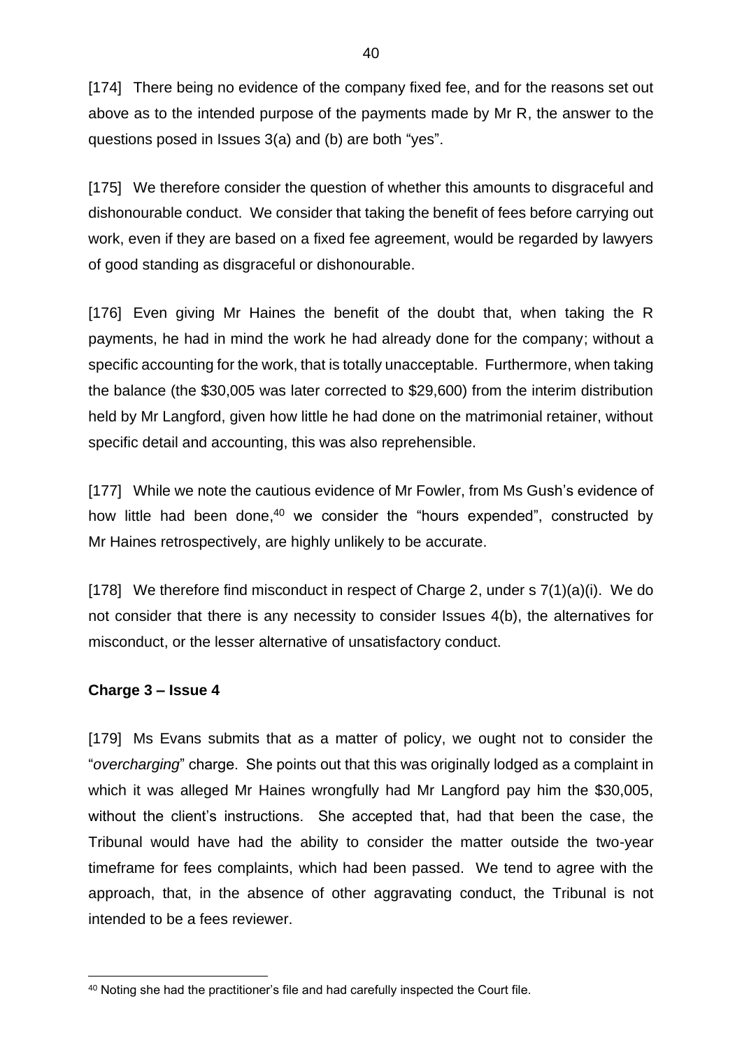[174] There being no evidence of the company fixed fee, and for the reasons set out above as to the intended purpose of the payments made by Mr R, the answer to the questions posed in Issues 3(a) and (b) are both "yes".

[175] We therefore consider the question of whether this amounts to disgraceful and dishonourable conduct. We consider that taking the benefit of fees before carrying out work, even if they are based on a fixed fee agreement, would be regarded by lawyers of good standing as disgraceful or dishonourable.

[176] Even giving Mr Haines the benefit of the doubt that, when taking the R payments, he had in mind the work he had already done for the company; without a specific accounting for the work, that is totally unacceptable. Furthermore, when taking the balance (the $30,005 was later corrected to $29,600) from the interim distribution held by Mr Langford, given how little he had done on the matrimonial retainer, without specific detail and accounting, this was also reprehensible.

[177] While we note the cautious evidence of Mr Fowler, from Ms Gush's evidence of how little had been done,[40] we consider the "hours expended", constructed by Mr Haines retrospectively, are highly unlikely to be accurate.

[178] We therefore find misconduct in respect of Charge 2, under s 7(1)(a)(i). We do not consider that there is any necessity to consider Issues 4(b), the alternatives for misconduct, or the lesser alternative of unsatisfactory conduct.

**Charge 3 – Issue 4**

[179] Ms Evans submits that as a matter of policy, we ought not to consider the "*overcharging*" charge. She points out that this was originally lodged as a complaint in which it was alleged Mr Haines wrongfully had Mr Langford pay him the $30,005, without the client's instructions. She accepted that, had that been the case, the Tribunal would have had the ability to consider the matter outside the two-year timeframe for fees complaints, which had been passed. We tend to agree with the approach, that, in the absence of other aggravating conduct, the Tribunal is not intended to be a fees reviewer.

[40] Noting she had the practitioner's file and had carefully inspected the Court file.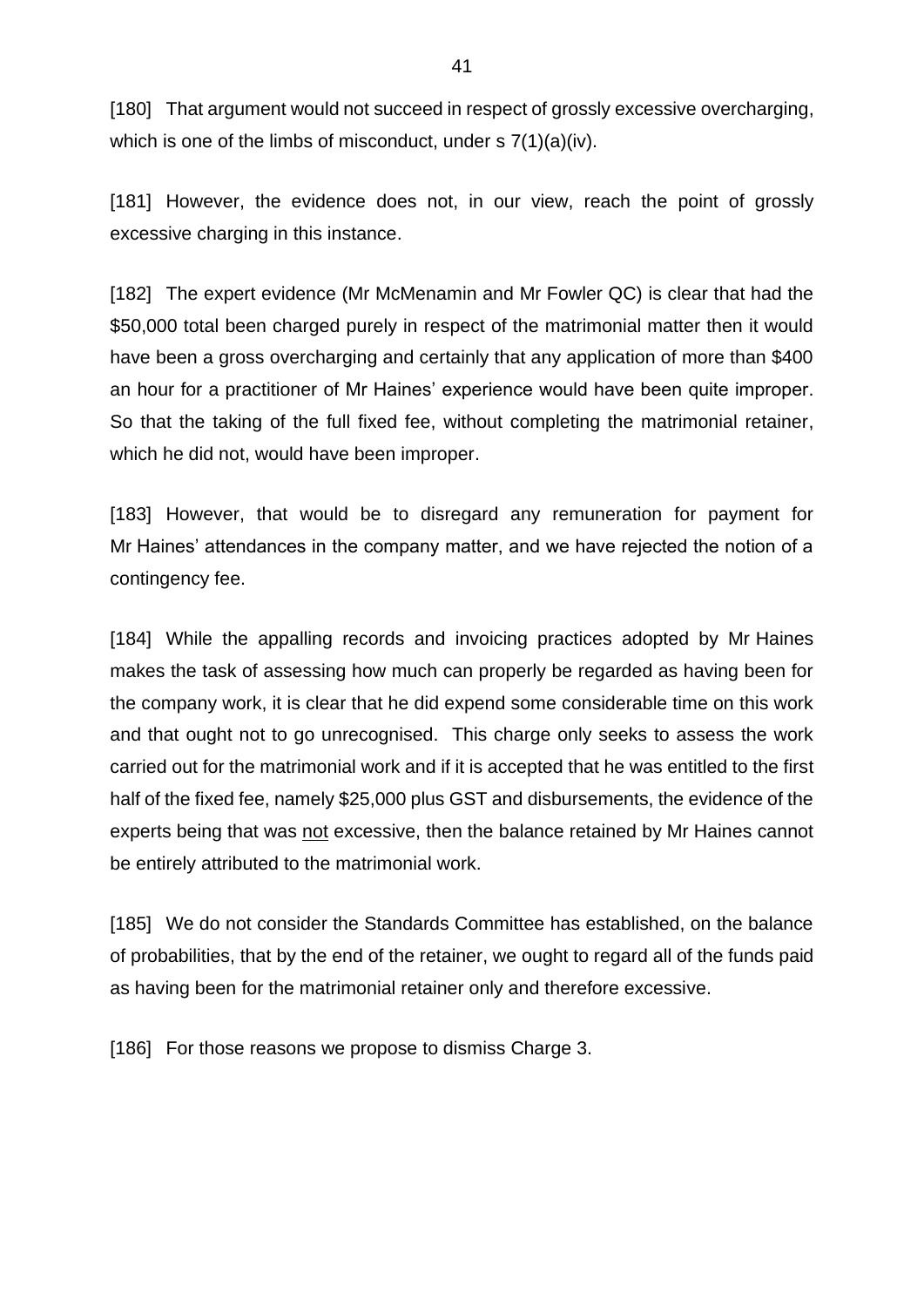[180] That argument would not succeed in respect of grossly excessive overcharging, which is one of the limbs of misconduct, under s 7(1)(a)(iv).

[181] However, the evidence does not, in our view, reach the point of grossly excessive charging in this instance.

[182] The expert evidence (Mr McMenamin and Mr Fowler QC) is clear that had the $50,000 total been charged purely in respect of the matrimonial matter then it would have been a gross overcharging and certainly that any application of more than $400 an hour for a practitioner of Mr Haines' experience would have been quite improper. So that the taking of the full fixed fee, without completing the matrimonial retainer, which he did not, would have been improper.

[183] However, that would be to disregard any remuneration for payment for Mr Haines' attendances in the company matter, and we have rejected the notion of a contingency fee.

[184] While the appalling records and invoicing practices adopted by Mr Haines makes the task of assessing how much can properly be regarded as having been for the company work, it is clear that he did expend some considerable time on this work and that ought not to go unrecognised. This charge only seeks to assess the work carried out for the matrimonial work and if it is accepted that he was entitled to the first half of the fixed fee, namely $25,000 plus GST and disbursements, the evidence of the experts being that was <u>not</u> excessive, then the balance retained by Mr Haines cannot be entirely attributed to the matrimonial work.

[185] We do not consider the Standards Committee has established, on the balance of probabilities, that by the end of the retainer, we ought to regard all of the funds paid as having been for the matrimonial retainer only and therefore excessive.

[186] For those reasons we propose to dismiss Charge 3.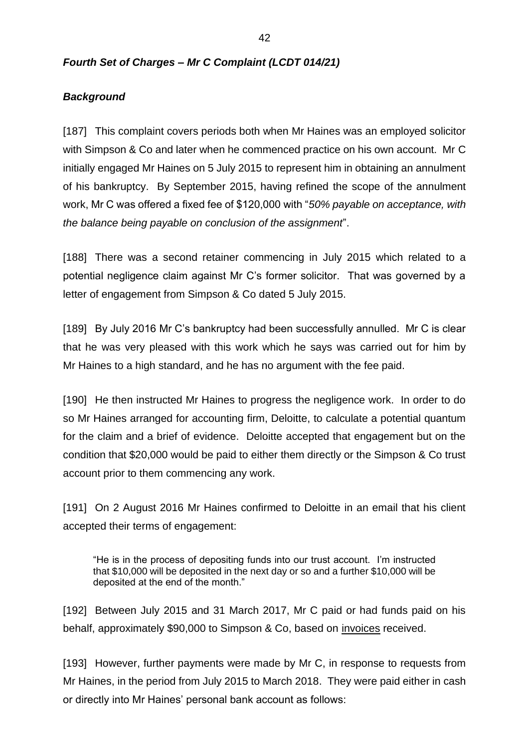### *Fourth Set of Charges – Mr C Complaint (LCDT 014/21)*

### *Background*

[187] This complaint covers periods both when Mr Haines was an employed solicitor with Simpson & Co and later when he commenced practice on his own account. Mr C initially engaged Mr Haines on 5 July 2015 to represent him in obtaining an annulment of his bankruptcy. By September 2015, having refined the scope of the annulment work, Mr C was offered a fixed fee of $120,000 with "*50% payable on acceptance, with the balance being payable on conclusion of the assignment*".

[188] There was a second retainer commencing in July 2015 which related to a potential negligence claim against Mr C's former solicitor. That was governed by a letter of engagement from Simpson & Co dated 5 July 2015.

[189] By July 2016 Mr C's bankruptcy had been successfully annulled. Mr C is clear that he was very pleased with this work which he says was carried out for him by Mr Haines to a high standard, and he has no argument with the fee paid.

[190] He then instructed Mr Haines to progress the negligence work. In order to do so Mr Haines arranged for accounting firm, Deloitte, to calculate a potential quantum for the claim and a brief of evidence. Deloitte accepted that engagement but on the condition that $20,000 would be paid to either them directly or the Simpson & Co trust account prior to them commencing any work.

[191] On 2 August 2016 Mr Haines confirmed to Deloitte in an email that his client accepted their terms of engagement:

> "He is in the process of depositing funds into our trust account. I'm instructed that $10,000 will be deposited in the next day or so and a further $10,000 will be deposited at the end of the month."

[192] Between July 2015 and 31 March 2017, Mr C paid or had funds paid on his behalf, approximately $90,000 to Simpson & Co, based on <u>invoices</u> received.

[193] However, further payments were made by Mr C, in response to requests from Mr Haines, in the period from July 2015 to March 2018. They were paid either in cash or directly into Mr Haines' personal bank account as follows: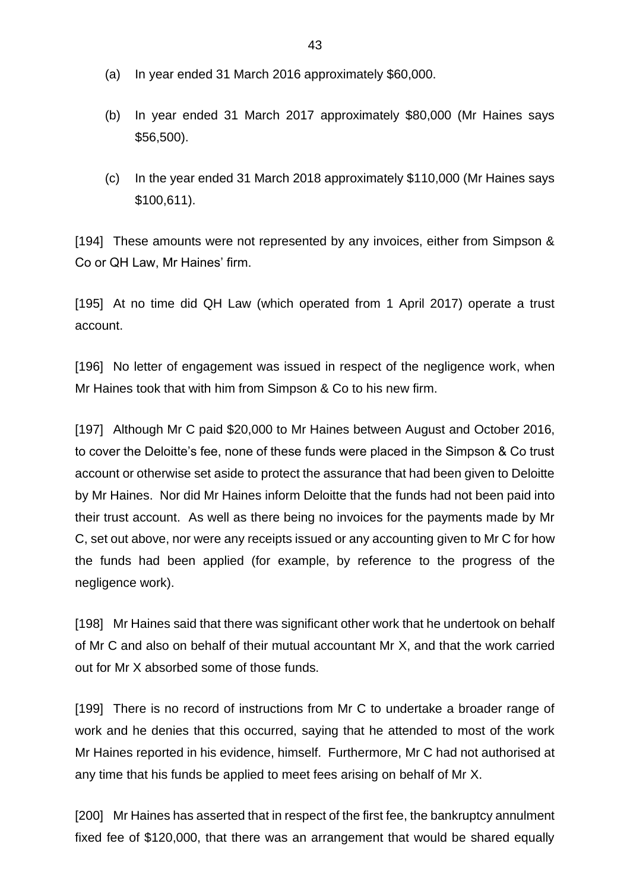(a) In year ended 31 March 2016 approximately $60,000.

(b) In year ended 31 March 2017 approximately $80,000 (Mr Haines says $56,500).

(c) In the year ended 31 March 2018 approximately $110,000 (Mr Haines says $100,611).

[194] These amounts were not represented by any invoices, either from Simpson & Co or QH Law, Mr Haines' firm.

[195] At no time did QH Law (which operated from 1 April 2017) operate a trust account.

[196] No letter of engagement was issued in respect of the negligence work, when Mr Haines took that with him from Simpson & Co to his new firm.

[197] Although Mr C paid $20,000 to Mr Haines between August and October 2016, to cover the Deloitte's fee, none of these funds were placed in the Simpson & Co trust account or otherwise set aside to protect the assurance that had been given to Deloitte by Mr Haines. Nor did Mr Haines inform Deloitte that the funds had not been paid into their trust account. As well as there being no invoices for the payments made by Mr C, set out above, nor were any receipts issued or any accounting given to Mr C for how the funds had been applied (for example, by reference to the progress of the negligence work).

[198] Mr Haines said that there was significant other work that he undertook on behalf of Mr C and also on behalf of their mutual accountant Mr X, and that the work carried out for Mr X absorbed some of those funds.

[199] There is no record of instructions from Mr C to undertake a broader range of work and he denies that this occurred, saying that he attended to most of the work Mr Haines reported in his evidence, himself. Furthermore, Mr C had not authorised at any time that his funds be applied to meet fees arising on behalf of Mr X.

[200] Mr Haines has asserted that in respect of the first fee, the bankruptcy annulment fixed fee of $120,000, that there was an arrangement that would be shared equally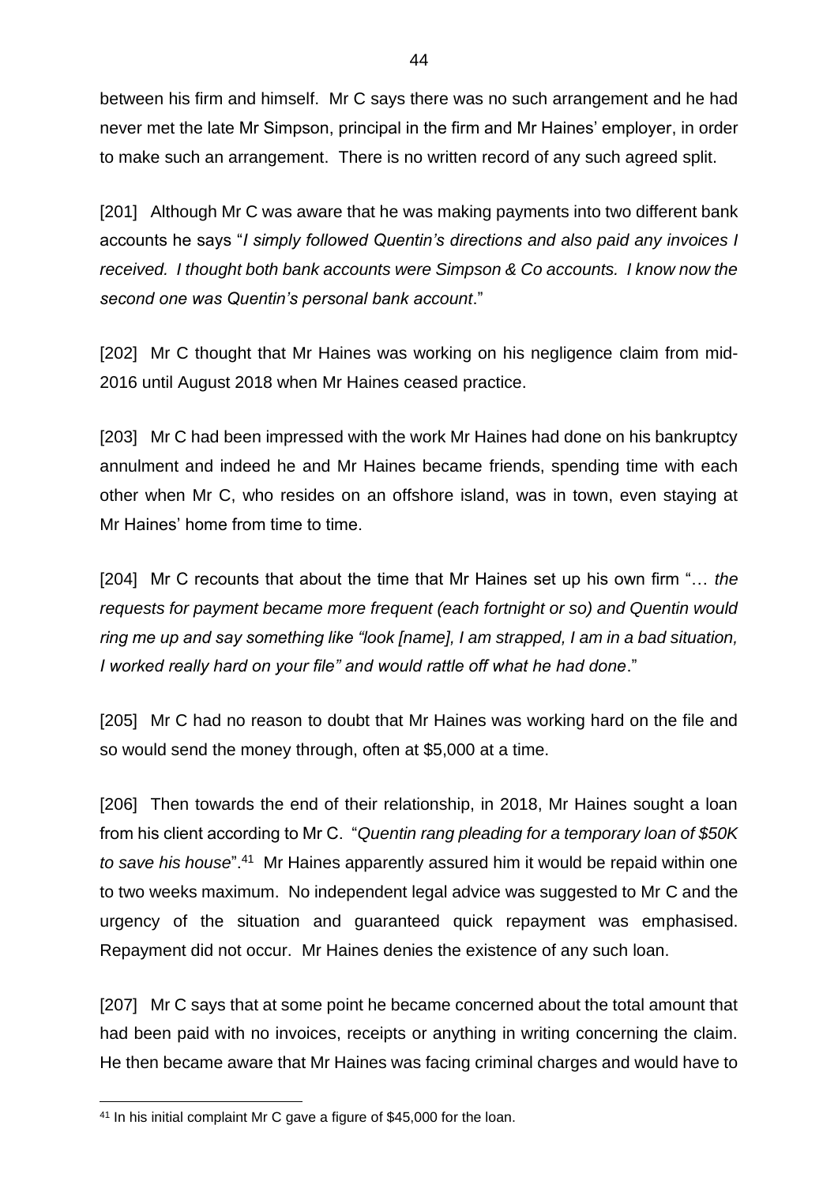between his firm and himself. Mr C says there was no such arrangement and he had never met the late Mr Simpson, principal in the firm and Mr Haines' employer, in order to make such an arrangement. There is no written record of any such agreed split.

[201] Although Mr C was aware that he was making payments into two different bank accounts he says "*I simply followed Quentin's directions and also paid any invoices I received. I thought both bank accounts were Simpson & Co accounts. I know now the second one was Quentin's personal bank account*."

[202] Mr C thought that Mr Haines was working on his negligence claim from mid-2016 until August 2018 when Mr Haines ceased practice.

[203] Mr C had been impressed with the work Mr Haines had done on his bankruptcy annulment and indeed he and Mr Haines became friends, spending time with each other when Mr C, who resides on an offshore island, was in town, even staying at Mr Haines' home from time to time.

[204] Mr C recounts that about the time that Mr Haines set up his own firm "… *the requests for payment became more frequent (each fortnight or so) and Quentin would ring me up and say something like "look [name], I am strapped, I am in a bad situation, I worked really hard on your file" and would rattle off what he had done*."

[205] Mr C had no reason to doubt that Mr Haines was working hard on the file and so would send the money through, often at $5,000 at a time.

[206] Then towards the end of their relationship, in 2018, Mr Haines sought a loan from his client according to Mr C. "*Quentin rang pleading for a temporary loan of $50K to save his house*".[41] Mr Haines apparently assured him it would be repaid within one to two weeks maximum. No independent legal advice was suggested to Mr C and the urgency of the situation and guaranteed quick repayment was emphasised. Repayment did not occur. Mr Haines denies the existence of any such loan.

[207] Mr C says that at some point he became concerned about the total amount that had been paid with no invoices, receipts or anything in writing concerning the claim. He then became aware that Mr Haines was facing criminal charges and would have to

---

[41] In his initial complaint Mr C gave a figure of $45,000 for the loan.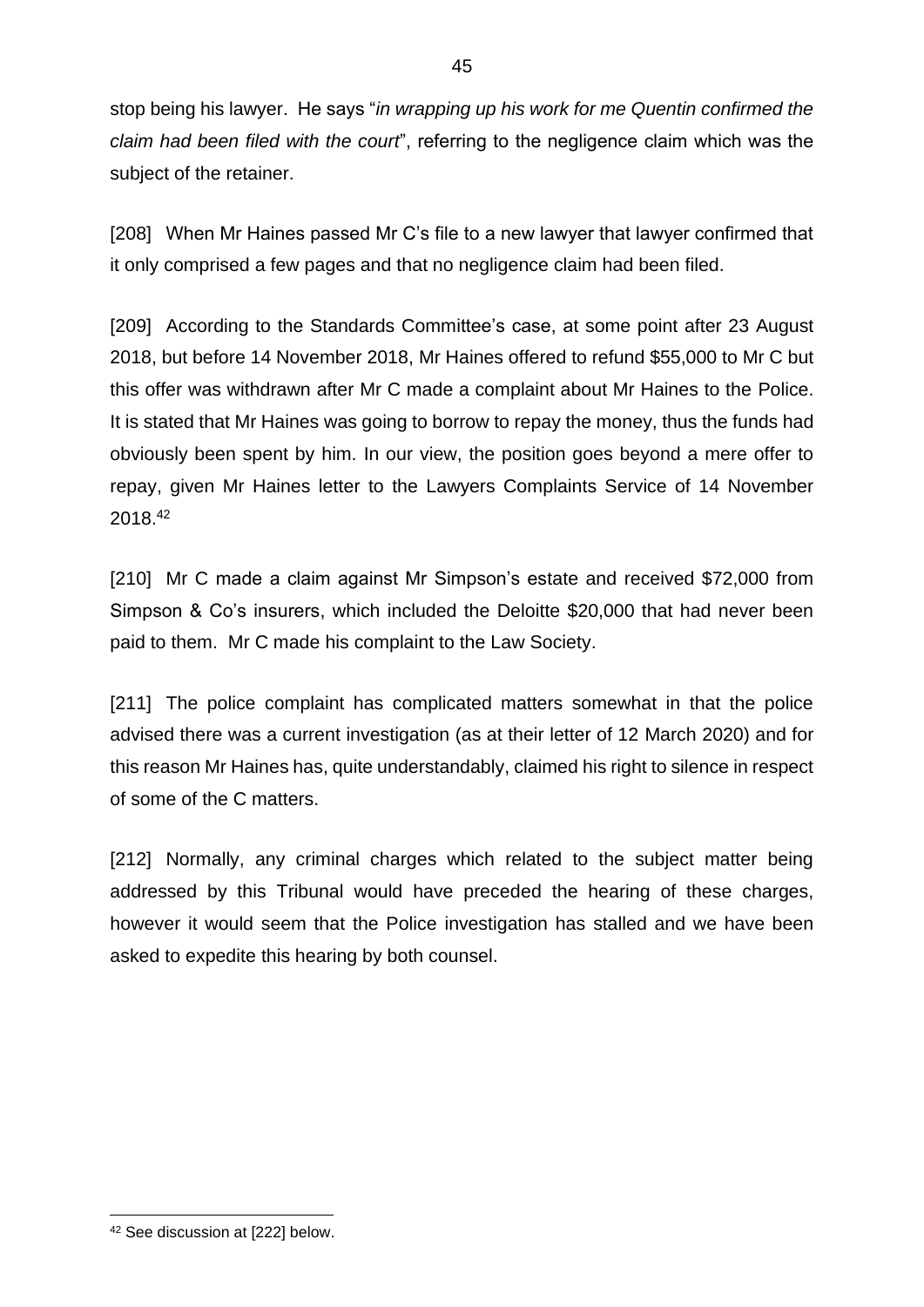stop being his lawyer. He says "*in wrapping up his work for me Quentin confirmed the claim had been filed with the court*", referring to the negligence claim which was the subject of the retainer.

[208] When Mr Haines passed Mr C's file to a new lawyer that lawyer confirmed that it only comprised a few pages and that no negligence claim had been filed.

[209] According to the Standards Committee's case, at some point after 23 August 2018, but before 14 November 2018, Mr Haines offered to refund $55,000 to Mr C but this offer was withdrawn after Mr C made a complaint about Mr Haines to the Police. It is stated that Mr Haines was going to borrow to repay the money, thus the funds had obviously been spent by him. In our view, the position goes beyond a mere offer to repay, given Mr Haines letter to the Lawyers Complaints Service of 14 November 2018.[42]

[210] Mr C made a claim against Mr Simpson's estate and received $72,000 from Simpson & Co's insurers, which included the Deloitte $20,000 that had never been paid to them. Mr C made his complaint to the Law Society.

[211] The police complaint has complicated matters somewhat in that the police advised there was a current investigation (as at their letter of 12 March 2020) and for this reason Mr Haines has, quite understandably, claimed his right to silence in respect of some of the C matters.

[212] Normally, any criminal charges which related to the subject matter being addressed by this Tribunal would have preceded the hearing of these charges, however it would seem that the Police investigation has stalled and we have been asked to expedite this hearing by both counsel.

---

[42] See discussion at [222] below.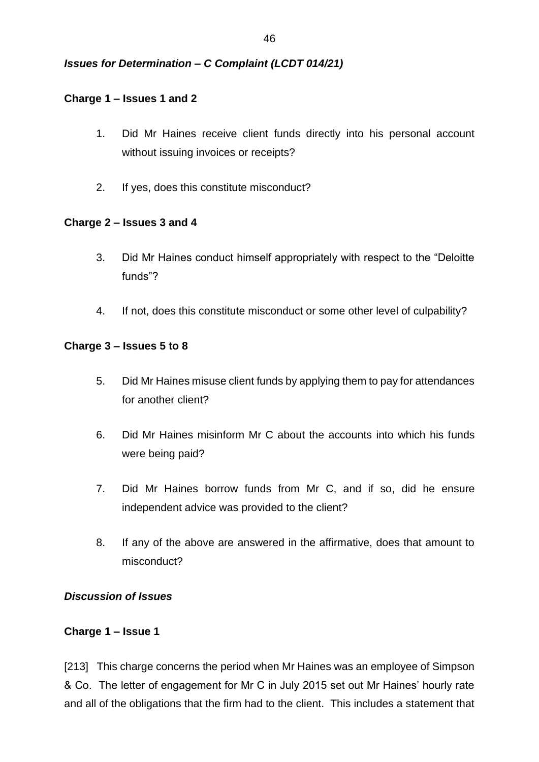### *Issues for Determination – C Complaint (LCDT 014/21)*

**Charge 1 – Issues 1 and 2**

1. Did Mr Haines receive client funds directly into his personal account without issuing invoices or receipts?

2. If yes, does this constitute misconduct?

**Charge 2 – Issues 3 and 4**

3. Did Mr Haines conduct himself appropriately with respect to the "Deloitte funds"?

4. If not, does this constitute misconduct or some other level of culpability?

**Charge 3 – Issues 5 to 8**

5. Did Mr Haines misuse client funds by applying them to pay for attendances for another client?

6. Did Mr Haines misinform Mr C about the accounts into which his funds were being paid?

7. Did Mr Haines borrow funds from Mr C, and if so, did he ensure independent advice was provided to the client?

8. If any of the above are answered in the affirmative, does that amount to misconduct?

### *Discussion of Issues*

**Charge 1 – Issue 1**

[213] This charge concerns the period when Mr Haines was an employee of Simpson & Co. The letter of engagement for Mr C in July 2015 set out Mr Haines' hourly rate and all of the obligations that the firm had to the client. This includes a statement that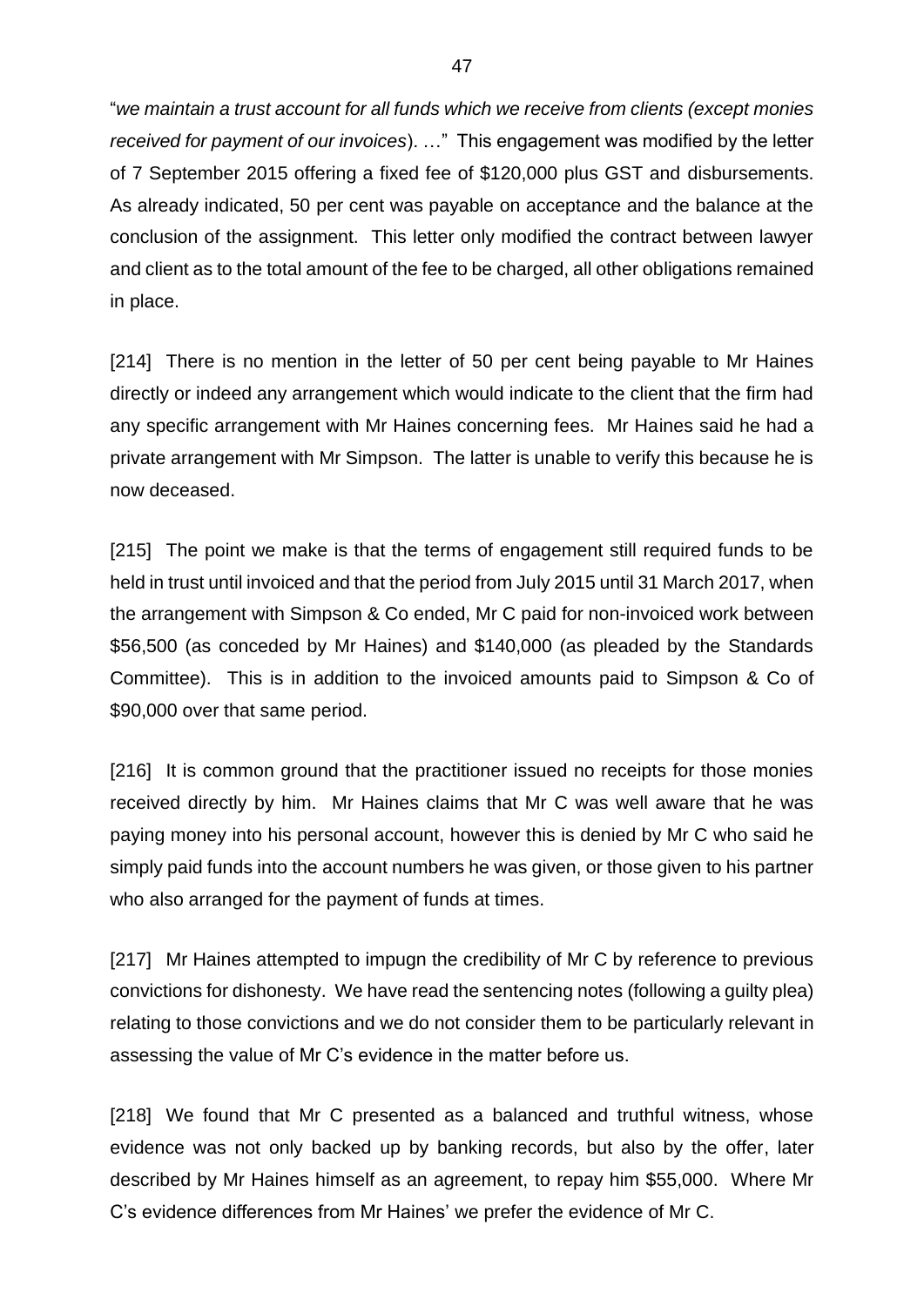"*we maintain a trust account for all funds which we receive from clients (except monies received for payment of our invoices*). …" This engagement was modified by the letter of 7 September 2015 offering a fixed fee of $120,000 plus GST and disbursements. As already indicated, 50 per cent was payable on acceptance and the balance at the conclusion of the assignment. This letter only modified the contract between lawyer and client as to the total amount of the fee to be charged, all other obligations remained in place.

[214] There is no mention in the letter of 50 per cent being payable to Mr Haines directly or indeed any arrangement which would indicate to the client that the firm had any specific arrangement with Mr Haines concerning fees. Mr Haines said he had a private arrangement with Mr Simpson. The latter is unable to verify this because he is now deceased.

[215] The point we make is that the terms of engagement still required funds to be held in trust until invoiced and that the period from July 2015 until 31 March 2017, when the arrangement with Simpson & Co ended, Mr C paid for non-invoiced work between $56,500 (as conceded by Mr Haines) and $140,000 (as pleaded by the Standards Committee). This is in addition to the invoiced amounts paid to Simpson & Co of $90,000 over that same period.

[216] It is common ground that the practitioner issued no receipts for those monies received directly by him. Mr Haines claims that Mr C was well aware that he was paying money into his personal account, however this is denied by Mr C who said he simply paid funds into the account numbers he was given, or those given to his partner who also arranged for the payment of funds at times.

[217] Mr Haines attempted to impugn the credibility of Mr C by reference to previous convictions for dishonesty. We have read the sentencing notes (following a guilty plea) relating to those convictions and we do not consider them to be particularly relevant in assessing the value of Mr C's evidence in the matter before us.

[218] We found that Mr C presented as a balanced and truthful witness, whose evidence was not only backed up by banking records, but also by the offer, later described by Mr Haines himself as an agreement, to repay him $55,000. Where Mr C's evidence differences from Mr Haines' we prefer the evidence of Mr C.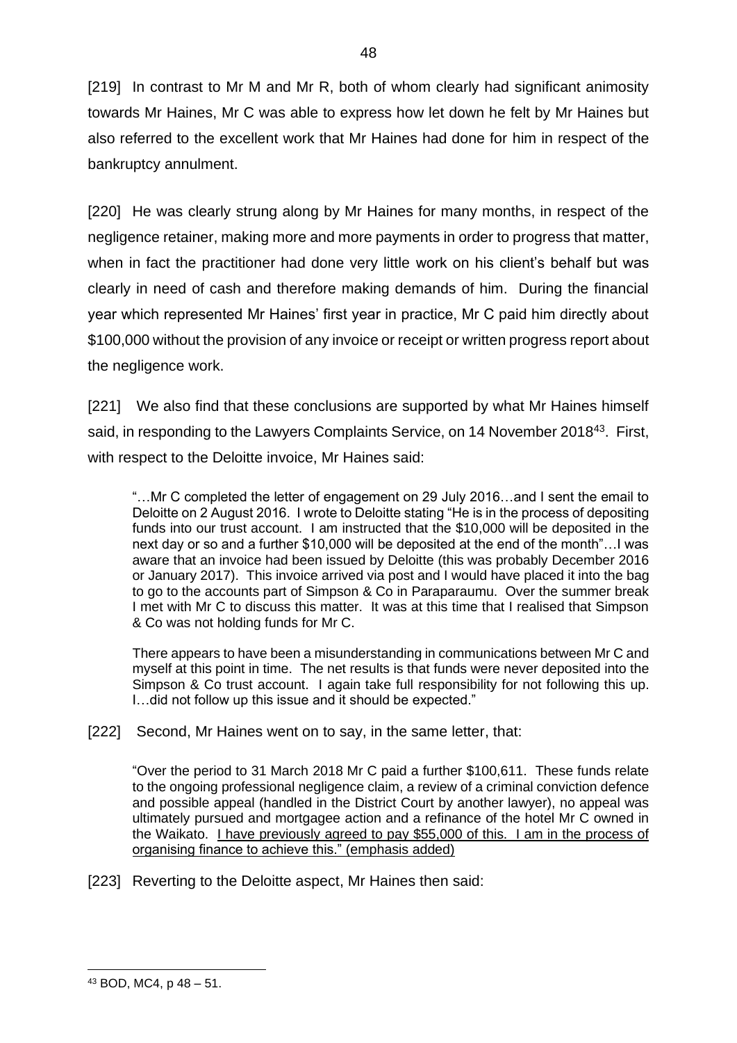[219] In contrast to Mr M and Mr R, both of whom clearly had significant animosity towards Mr Haines, Mr C was able to express how let down he felt by Mr Haines but also referred to the excellent work that Mr Haines had done for him in respect of the bankruptcy annulment.

[220] He was clearly strung along by Mr Haines for many months, in respect of the negligence retainer, making more and more payments in order to progress that matter, when in fact the practitioner had done very little work on his client's behalf but was clearly in need of cash and therefore making demands of him. During the financial year which represented Mr Haines' first year in practice, Mr C paid him directly about $100,000 without the provision of any invoice or receipt or written progress report about the negligence work.

[221] We also find that these conclusions are supported by what Mr Haines himself said, in responding to the Lawyers Complaints Service, on 14 November 2018[43]. First, with respect to the Deloitte invoice, Mr Haines said:

> "…Mr C completed the letter of engagement on 29 July 2016…and I sent the email to Deloitte on 2 August 2016. I wrote to Deloitte stating "He is in the process of depositing funds into our trust account. I am instructed that the $10,000 will be deposited in the next day or so and a further $10,000 will be deposited at the end of the month"…I was aware that an invoice had been issued by Deloitte (this was probably December 2016 or January 2017). This invoice arrived via post and I would have placed it into the bag to go to the accounts part of Simpson & Co in Paraparaumu. Over the summer break I met with Mr C to discuss this matter. It was at this time that I realised that Simpson & Co was not holding funds for Mr C.
>
> There appears to have been a misunderstanding in communications between Mr C and myself at this point in time. The net results is that funds were never deposited into the Simpson & Co trust account. I again take full responsibility for not following this up. I…did not follow up this issue and it should be expected."

[222] Second, Mr Haines went on to say, in the same letter, that:

> "Over the period to 31 March 2018 Mr C paid a further $100,611. These funds relate to the ongoing professional negligence claim, a review of a criminal conviction defence and possible appeal (handled in the District Court by another lawyer), no appeal was ultimately pursued and mortgagee action and a refinance of the hotel Mr C owned in the Waikato. <u>I have previously agreed to pay $55,000 of this. I am in the process of organising finance to achieve this." (emphasis added)</u>

[223] Reverting to the Deloitte aspect, Mr Haines then said:

---

[43] BOD, MC4, p 48 – 51.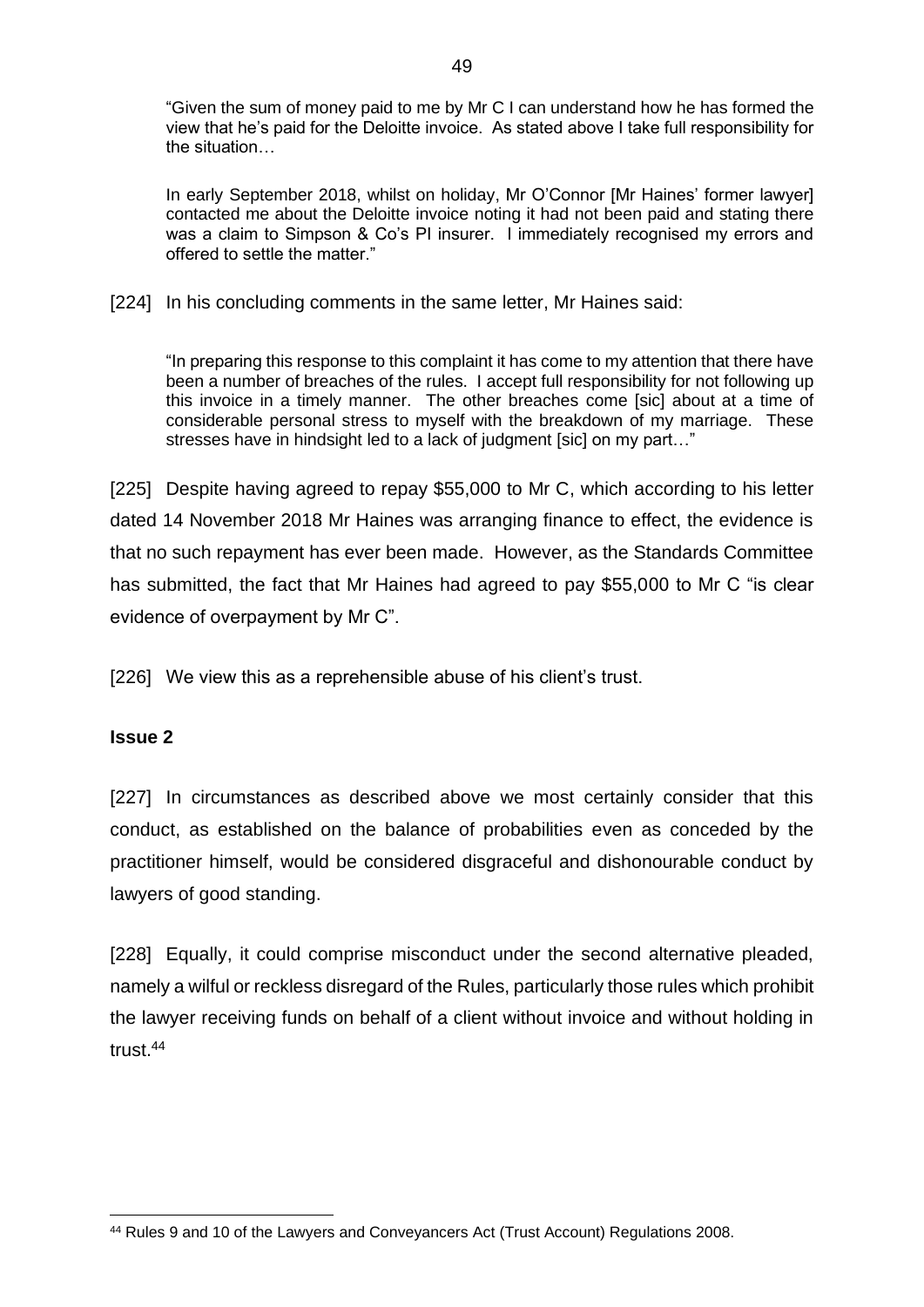> "Given the sum of money paid to me by Mr C I can understand how he has formed the view that he's paid for the Deloitte invoice. As stated above I take full responsibility for the situation…
>
> In early September 2018, whilst on holiday, Mr O'Connor [Mr Haines' former lawyer] contacted me about the Deloitte invoice noting it had not been paid and stating there was a claim to Simpson & Co's PI insurer. I immediately recognised my errors and offered to settle the matter."

[224] In his concluding comments in the same letter, Mr Haines said:

> "In preparing this response to this complaint it has come to my attention that there have been a number of breaches of the rules. I accept full responsibility for not following up this invoice in a timely manner. The other breaches come [sic] about at a time of considerable personal stress to myself with the breakdown of my marriage. These stresses have in hindsight led to a lack of judgment [sic] on my part…"

[225] Despite having agreed to repay $55,000 to Mr C, which according to his letter dated 14 November 2018 Mr Haines was arranging finance to effect, the evidence is that no such repayment has ever been made. However, as the Standards Committee has submitted, the fact that Mr Haines had agreed to pay $55,000 to Mr C "is clear evidence of overpayment by Mr C".

[226] We view this as a reprehensible abuse of his client's trust.

**Issue 2**

[227] In circumstances as described above we most certainly consider that this conduct, as established on the balance of probabilities even as conceded by the practitioner himself, would be considered disgraceful and dishonourable conduct by lawyers of good standing.

[228] Equally, it could comprise misconduct under the second alternative pleaded, namely a wilful or reckless disregard of the Rules, particularly those rules which prohibit the lawyer receiving funds on behalf of a client without invoice and without holding in trust.[44]

---

[44] Rules 9 and 10 of the Lawyers and Conveyancers Act (Trust Account) Regulations 2008.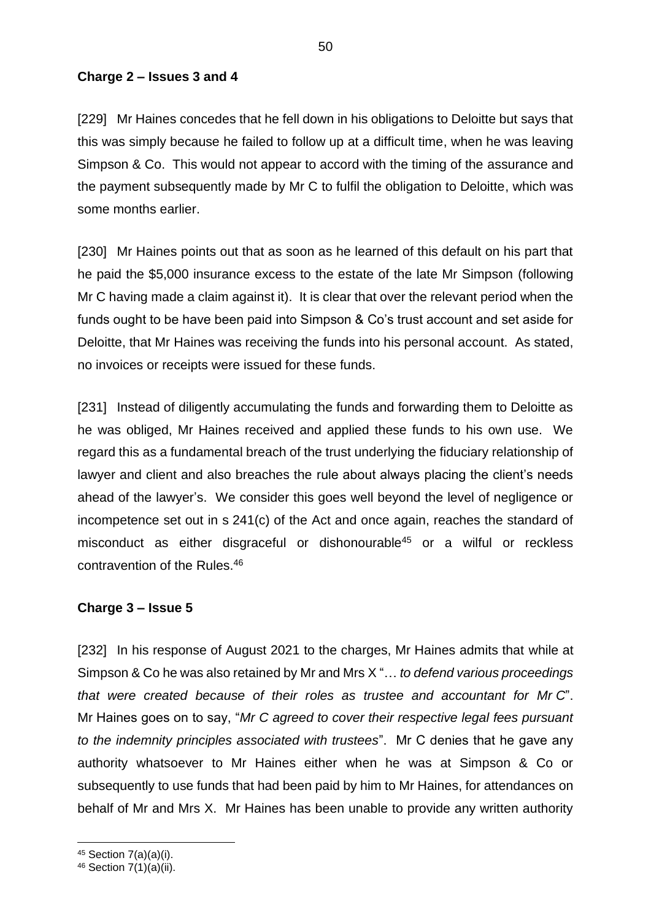**Charge 2 – Issues 3 and 4**

[229] Mr Haines concedes that he fell down in his obligations to Deloitte but says that this was simply because he failed to follow up at a difficult time, when he was leaving Simpson & Co. This would not appear to accord with the timing of the assurance and the payment subsequently made by Mr C to fulfil the obligation to Deloitte, which was some months earlier.

[230] Mr Haines points out that as soon as he learned of this default on his part that he paid the $5,000 insurance excess to the estate of the late Mr Simpson (following Mr C having made a claim against it). It is clear that over the relevant period when the funds ought to be have been paid into Simpson & Co's trust account and set aside for Deloitte, that Mr Haines was receiving the funds into his personal account. As stated, no invoices or receipts were issued for these funds.

[231] Instead of diligently accumulating the funds and forwarding them to Deloitte as he was obliged, Mr Haines received and applied these funds to his own use. We regard this as a fundamental breach of the trust underlying the fiduciary relationship of lawyer and client and also breaches the rule about always placing the client's needs ahead of the lawyer's. We consider this goes well beyond the level of negligence or incompetence set out in s 241(c) of the Act and once again, reaches the standard of misconduct as either disgraceful or dishonourable[45] or a wilful or reckless contravention of the Rules.[46]

**Charge 3 – Issue 5**

[232] In his response of August 2021 to the charges, Mr Haines admits that while at Simpson & Co he was also retained by Mr and Mrs X "*… to defend various proceedings that were created because of their roles as trustee and accountant for Mr C*". Mr Haines goes on to say, "*Mr C agreed to cover their respective legal fees pursuant to the indemnity principles associated with trustees*". Mr C denies that he gave any authority whatsoever to Mr Haines either when he was at Simpson & Co or subsequently to use funds that had been paid by him to Mr Haines, for attendances on behalf of Mr and Mrs X. Mr Haines has been unable to provide any written authority

---

[45] Section 7(a)(a)(i).

[46] Section 7(1)(a)(ii).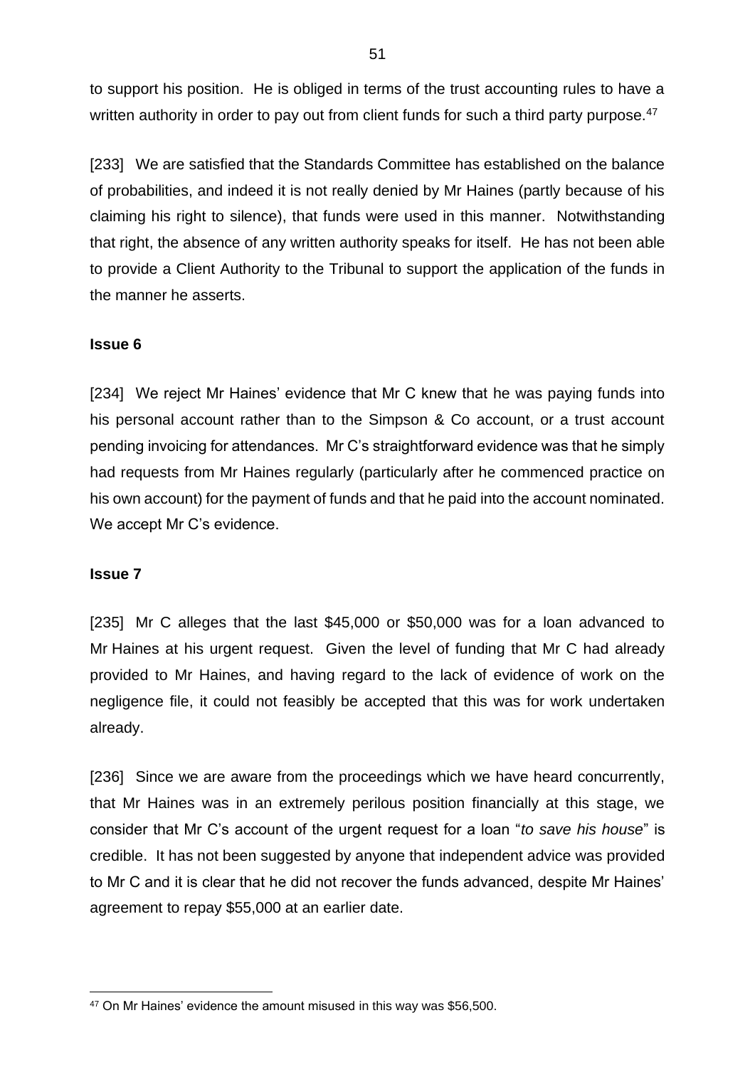to support his position. He is obliged in terms of the trust accounting rules to have a written authority in order to pay out from client funds for such a third party purpose.[47]

[233] We are satisfied that the Standards Committee has established on the balance of probabilities, and indeed it is not really denied by Mr Haines (partly because of his claiming his right to silence), that funds were used in this manner. Notwithstanding that right, the absence of any written authority speaks for itself. He has not been able to provide a Client Authority to the Tribunal to support the application of the funds in the manner he asserts.

**Issue 6**

[234] We reject Mr Haines' evidence that Mr C knew that he was paying funds into his personal account rather than to the Simpson & Co account, or a trust account pending invoicing for attendances. Mr C's straightforward evidence was that he simply had requests from Mr Haines regularly (particularly after he commenced practice on his own account) for the payment of funds and that he paid into the account nominated. We accept Mr C's evidence.

**Issue 7**

[235] Mr C alleges that the last $45,000 or $50,000 was for a loan advanced to Mr Haines at his urgent request. Given the level of funding that Mr C had already provided to Mr Haines, and having regard to the lack of evidence of work on the negligence file, it could not feasibly be accepted that this was for work undertaken already.

[236] Since we are aware from the proceedings which we have heard concurrently, that Mr Haines was in an extremely perilous position financially at this stage, we consider that Mr C's account of the urgent request for a loan "*to save his house*" is credible. It has not been suggested by anyone that independent advice was provided to Mr C and it is clear that he did not recover the funds advanced, despite Mr Haines' agreement to repay $55,000 at an earlier date.

[47] On Mr Haines' evidence the amount misused in this way was $56,500.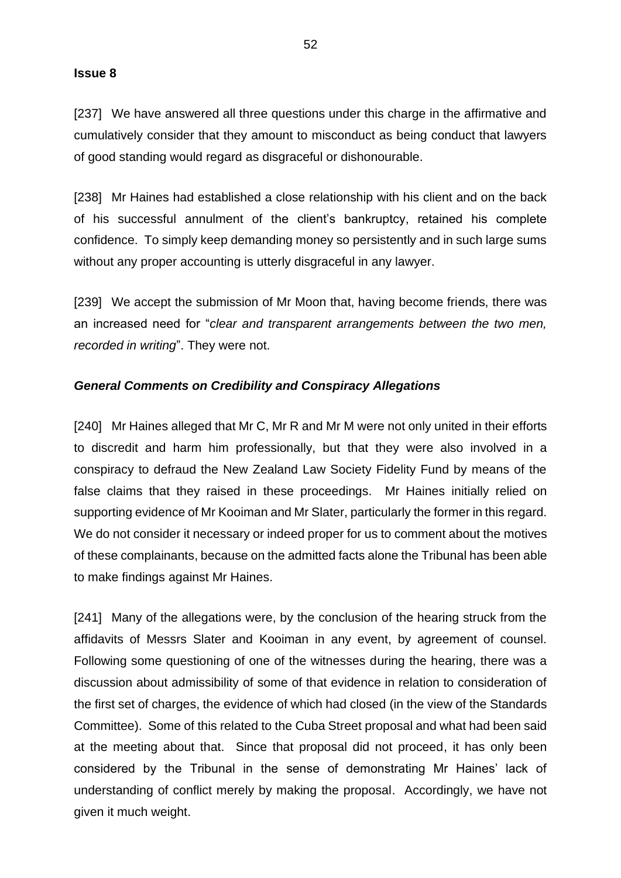**Issue 8**

[237] We have answered all three questions under this charge in the affirmative and cumulatively consider that they amount to misconduct as being conduct that lawyers of good standing would regard as disgraceful or dishonourable.

[238] Mr Haines had established a close relationship with his client and on the back of his successful annulment of the client's bankruptcy, retained his complete confidence. To simply keep demanding money so persistently and in such large sums without any proper accounting is utterly disgraceful in any lawyer.

[239] We accept the submission of Mr Moon that, having become friends, there was an increased need for "*clear and transparent arrangements between the two men, recorded in writing*". They were not.

***General Comments on Credibility and Conspiracy Allegations***

[240] Mr Haines alleged that Mr C, Mr R and Mr M were not only united in their efforts to discredit and harm him professionally, but that they were also involved in a conspiracy to defraud the New Zealand Law Society Fidelity Fund by means of the false claims that they raised in these proceedings. Mr Haines initially relied on supporting evidence of Mr Kooiman and Mr Slater, particularly the former in this regard. We do not consider it necessary or indeed proper for us to comment about the motives of these complainants, because on the admitted facts alone the Tribunal has been able to make findings against Mr Haines.

[241] Many of the allegations were, by the conclusion of the hearing struck from the affidavits of Messrs Slater and Kooiman in any event, by agreement of counsel. Following some questioning of one of the witnesses during the hearing, there was a discussion about admissibility of some of that evidence in relation to consideration of the first set of charges, the evidence of which had closed (in the view of the Standards Committee). Some of this related to the Cuba Street proposal and what had been said at the meeting about that. Since that proposal did not proceed, it has only been considered by the Tribunal in the sense of demonstrating Mr Haines' lack of understanding of conflict merely by making the proposal. Accordingly, we have not given it much weight.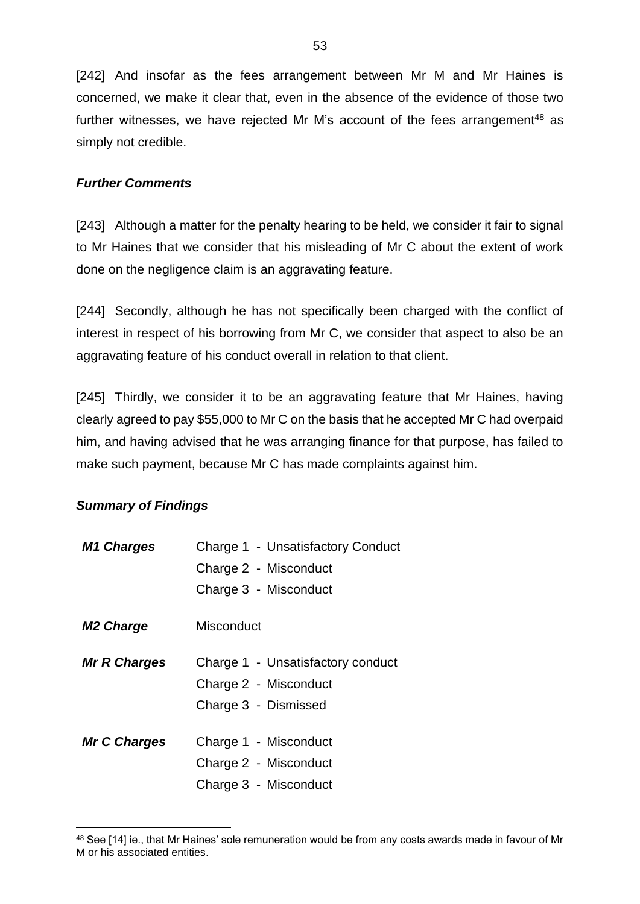[242] And insofar as the fees arrangement between Mr M and Mr Haines is concerned, we make it clear that, even in the absence of the evidence of those two further witnesses, we have rejected Mr M's account of the fees arrangement[48] as simply not credible.

### *Further Comments*

[243] Although a matter for the penalty hearing to be held, we consider it fair to signal to Mr Haines that we consider that his misleading of Mr C about the extent of work done on the negligence claim is an aggravating feature.

[244] Secondly, although he has not specifically been charged with the conflict of interest in respect of his borrowing from Mr C, we consider that aspect to also be an aggravating feature of his conduct overall in relation to that client.

[245] Thirdly, we consider it to be an aggravating feature that Mr Haines, having clearly agreed to pay $55,000 to Mr C on the basis that he accepted Mr C had overpaid him, and having advised that he was arranging finance for that purpose, has failed to make such payment, because Mr C has made complaints against him.

### *Summary of Findings*

| | |
|---|---|
| ***M1 Charges*** | Charge 1 - Unsatisfactory Conduct |
| | Charge 2 - Misconduct |
| | Charge 3 - Misconduct |
| ***M2 Charge*** | Misconduct |
| ***Mr R Charges*** | Charge 1 - Unsatisfactory conduct |
| | Charge 2 - Misconduct |
| | Charge 3 - Dismissed |
| ***Mr C Charges*** | Charge 1 - Misconduct |
| | Charge 2 - Misconduct |
| | Charge 3 - Misconduct |

---

[48] See [14] ie., that Mr Haines' sole remuneration would be from any costs awards made in favour of Mr M or his associated entities.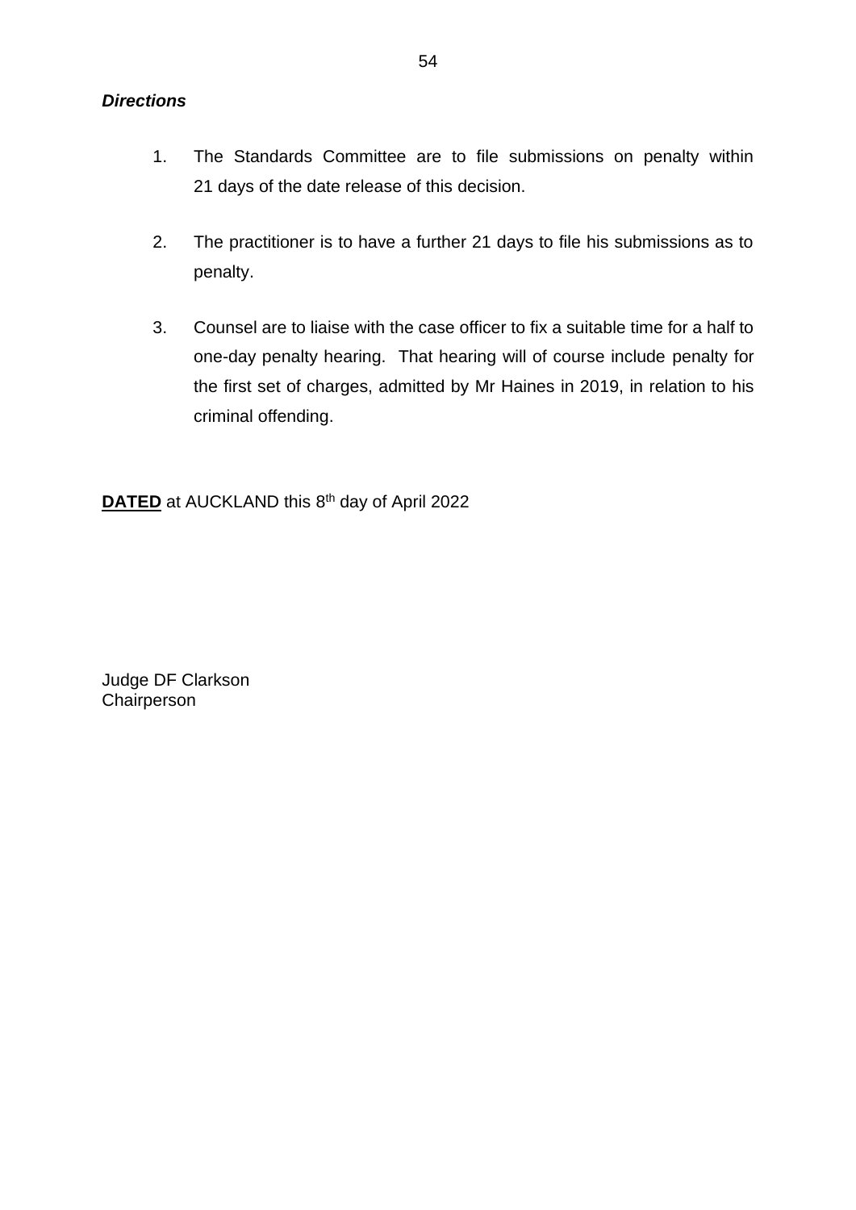***Directions***

1. The Standards Committee are to file submissions on penalty within 21 days of the date release of this decision.

2. The practitioner is to have a further 21 days to file his submissions as to penalty.

3. Counsel are to liaise with the case officer to fix a suitable time for a half to one-day penalty hearing. That hearing will of course include penalty for the first set of charges, admitted by Mr Haines in 2019, in relation to his criminal offending.

**DATED** at AUCKLAND this 8th day of April 2022

Judge DF Clarkson
Chairperson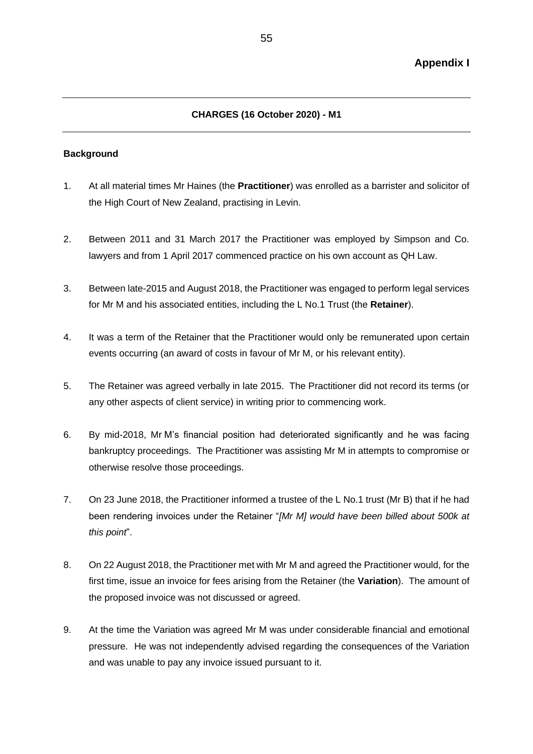**Appendix I**

---

**CHARGES (16 October 2020) - M1**

---

**Background**

1. At all material times Mr Haines (the **Practitioner**) was enrolled as a barrister and solicitor of the High Court of New Zealand, practising in Levin.

2. Between 2011 and 31 March 2017 the Practitioner was employed by Simpson and Co. lawyers and from 1 April 2017 commenced practice on his own account as QH Law.

3. Between late-2015 and August 2018, the Practitioner was engaged to perform legal services for Mr M and his associated entities, including the L No.1 Trust (the **Retainer**).

4. It was a term of the Retainer that the Practitioner would only be remunerated upon certain events occurring (an award of costs in favour of Mr M, or his relevant entity).

5. The Retainer was agreed verbally in late 2015. The Practitioner did not record its terms (or any other aspects of client service) in writing prior to commencing work.

6. By mid-2018, Mr M's financial position had deteriorated significantly and he was facing bankruptcy proceedings. The Practitioner was assisting Mr M in attempts to compromise or otherwise resolve those proceedings.

7. On 23 June 2018, the Practitioner informed a trustee of the L No.1 trust (Mr B) that if he had been rendering invoices under the Retainer "*[Mr M] would have been billed about 500k at this point*".

8. On 22 August 2018, the Practitioner met with Mr M and agreed the Practitioner would, for the first time, issue an invoice for fees arising from the Retainer (the **Variation**). The amount of the proposed invoice was not discussed or agreed.

9. At the time the Variation was agreed Mr M was under considerable financial and emotional pressure. He was not independently advised regarding the consequences of the Variation and was unable to pay any invoice issued pursuant to it.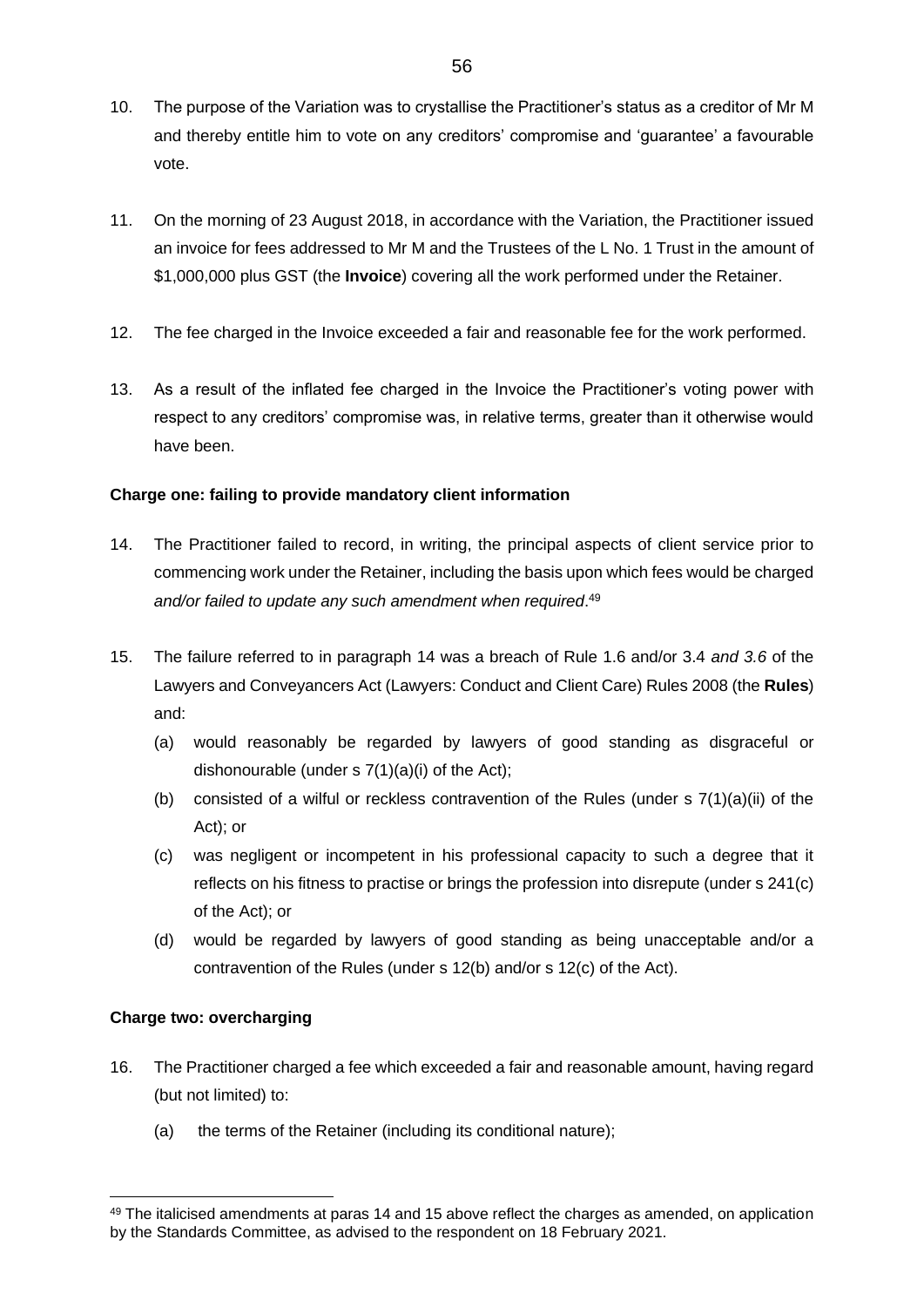10. The purpose of the Variation was to crystallise the Practitioner's status as a creditor of Mr M and thereby entitle him to vote on any creditors' compromise and 'guarantee' a favourable vote.

11. On the morning of 23 August 2018, in accordance with the Variation, the Practitioner issued an invoice for fees addressed to Mr M and the Trustees of the L No. 1 Trust in the amount of $1,000,000 plus GST (the **Invoice**) covering all the work performed under the Retainer.

12. The fee charged in the Invoice exceeded a fair and reasonable fee for the work performed.

13. As a result of the inflated fee charged in the Invoice the Practitioner's voting power with respect to any creditors' compromise was, in relative terms, greater than it otherwise would have been.

**Charge one: failing to provide mandatory client information**

14. The Practitioner failed to record, in writing, the principal aspects of client service prior to commencing work under the Retainer, including the basis upon which fees would be charged *and/or failed to update any such amendment when required*.[49]

15. The failure referred to in paragraph 14 was a breach of Rule 1.6 and/or 3.4 *and 3.6* of the Lawyers and Conveyancers Act (Lawyers: Conduct and Client Care) Rules 2008 (the **Rules**) and:
    (a) would reasonably be regarded by lawyers of good standing as disgraceful or dishonourable (under s 7(1)(a)(i) of the Act);
    (b) consisted of a wilful or reckless contravention of the Rules (under s 7(1)(a)(ii) of the Act); or
    (c) was negligent or incompetent in his professional capacity to such a degree that it reflects on his fitness to practise or brings the profession into disrepute (under s 241(c) of the Act); or
    (d) would be regarded by lawyers of good standing as being unacceptable and/or a contravention of the Rules (under s 12(b) and/or s 12(c) of the Act).

**Charge two: overcharging**

16. The Practitioner charged a fee which exceeded a fair and reasonable amount, having regard (but not limited) to:
    (a) the terms of the Retainer (including its conditional nature);

[49] The italicised amendments at paras 14 and 15 above reflect the charges as amended, on application by the Standards Committee, as advised to the respondent on 18 February 2021.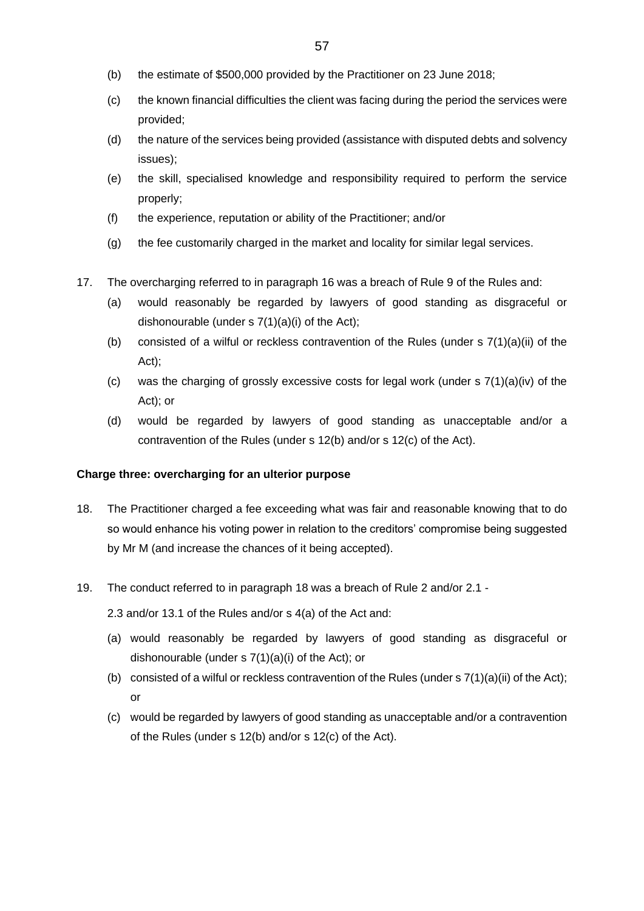(b) the estimate of $500,000 provided by the Practitioner on 23 June 2018;

(c) the known financial difficulties the client was facing during the period the services were provided;

(d) the nature of the services being provided (assistance with disputed debts and solvency issues);

(e) the skill, specialised knowledge and responsibility required to perform the service properly;

(f) the experience, reputation or ability of the Practitioner; and/or

(g) the fee customarily charged in the market and locality for similar legal services.

17. The overcharging referred to in paragraph 16 was a breach of Rule 9 of the Rules and:

    (a) would reasonably be regarded by lawyers of good standing as disgraceful or dishonourable (under s 7(1)(a)(i) of the Act);

    (b) consisted of a wilful or reckless contravention of the Rules (under s 7(1)(a)(ii) of the Act);

    (c) was the charging of grossly excessive costs for legal work (under s 7(1)(a)(iv) of the Act); or

    (d) would be regarded by lawyers of good standing as unacceptable and/or a contravention of the Rules (under s 12(b) and/or s 12(c) of the Act).

**Charge three: overcharging for an ulterior purpose**

18. The Practitioner charged a fee exceeding what was fair and reasonable knowing that to do so would enhance his voting power in relation to the creditors' compromise being suggested by Mr M (and increase the chances of it being accepted).

19. The conduct referred to in paragraph 18 was a breach of Rule 2 and/or 2.1 - 2.3 and/or 13.1 of the Rules and/or s 4(a) of the Act and:

    (a) would reasonably be regarded by lawyers of good standing as disgraceful or dishonourable (under s 7(1)(a)(i) of the Act); or

    (b) consisted of a wilful or reckless contravention of the Rules (under s 7(1)(a)(ii) of the Act); or

    (c) would be regarded by lawyers of good standing as unacceptable and/or a contravention of the Rules (under s 12(b) and/or s 12(c) of the Act).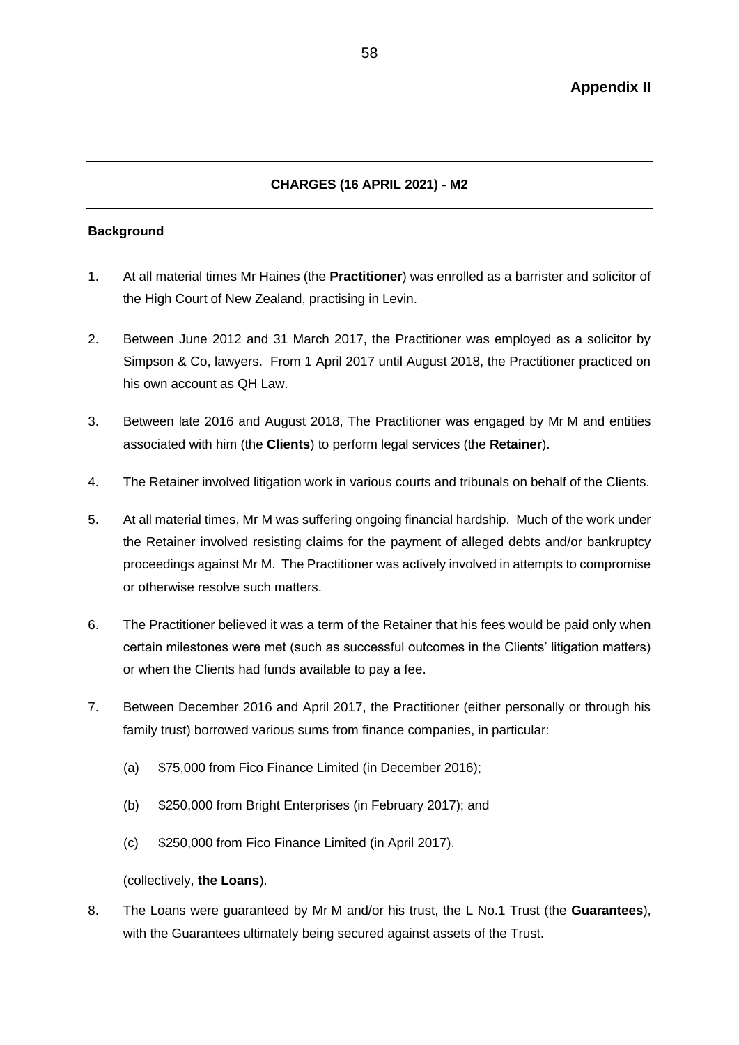**Appendix II**

---

**CHARGES (16 APRIL 2021) - M2**

---

**Background**

1. At all material times Mr Haines (the **Practitioner**) was enrolled as a barrister and solicitor of the High Court of New Zealand, practising in Levin.

2. Between June 2012 and 31 March 2017, the Practitioner was employed as a solicitor by Simpson & Co, lawyers. From 1 April 2017 until August 2018, the Practitioner practiced on his own account as QH Law.

3. Between late 2016 and August 2018, The Practitioner was engaged by Mr M and entities associated with him (the **Clients**) to perform legal services (the **Retainer**).

4. The Retainer involved litigation work in various courts and tribunals on behalf of the Clients.

5. At all material times, Mr M was suffering ongoing financial hardship. Much of the work under the Retainer involved resisting claims for the payment of alleged debts and/or bankruptcy proceedings against Mr M. The Practitioner was actively involved in attempts to compromise or otherwise resolve such matters.

6. The Practitioner believed it was a term of the Retainer that his fees would be paid only when certain milestones were met (such as successful outcomes in the Clients' litigation matters) or when the Clients had funds available to pay a fee.

7. Between December 2016 and April 2017, the Practitioner (either personally or through his family trust) borrowed various sums from finance companies, in particular:

   (a) $75,000 from Fico Finance Limited (in December 2016);

   (b) $250,000 from Bright Enterprises (in February 2017); and

   (c) $250,000 from Fico Finance Limited (in April 2017).

   (collectively, **the Loans**).

8. The Loans were guaranteed by Mr M and/or his trust, the L No.1 Trust (the **Guarantees**), with the Guarantees ultimately being secured against assets of the Trust.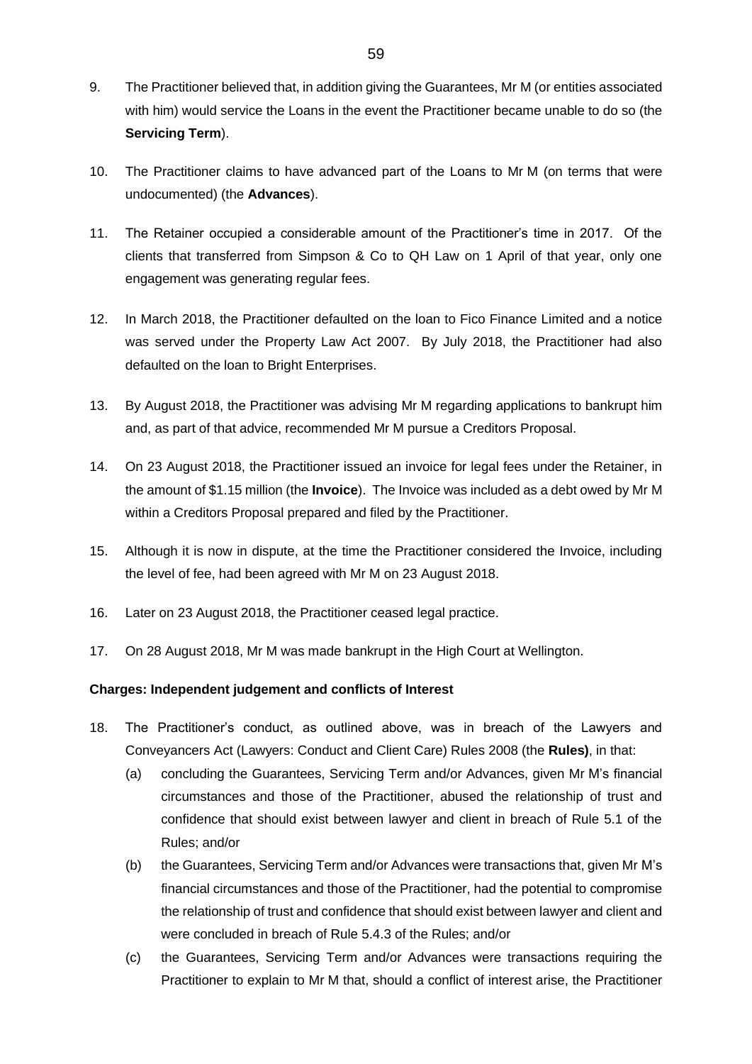9. The Practitioner believed that, in addition giving the Guarantees, Mr M (or entities associated with him) would service the Loans in the event the Practitioner became unable to do so (the **Servicing Term**).

10. The Practitioner claims to have advanced part of the Loans to Mr M (on terms that were undocumented) (the **Advances**).

11. The Retainer occupied a considerable amount of the Practitioner's time in 2017. Of the clients that transferred from Simpson & Co to QH Law on 1 April of that year, only one engagement was generating regular fees.

12. In March 2018, the Practitioner defaulted on the loan to Fico Finance Limited and a notice was served under the Property Law Act 2007. By July 2018, the Practitioner had also defaulted on the loan to Bright Enterprises.

13. By August 2018, the Practitioner was advising Mr M regarding applications to bankrupt him and, as part of that advice, recommended Mr M pursue a Creditors Proposal.

14. On 23 August 2018, the Practitioner issued an invoice for legal fees under the Retainer, in the amount of $1.15 million (the **Invoice**). The Invoice was included as a debt owed by Mr M within a Creditors Proposal prepared and filed by the Practitioner.

15. Although it is now in dispute, at the time the Practitioner considered the Invoice, including the level of fee, had been agreed with Mr M on 23 August 2018.

16. Later on 23 August 2018, the Practitioner ceased legal practice.

17. On 28 August 2018, Mr M was made bankrupt in the High Court at Wellington.

**Charges: Independent judgement and conflicts of Interest**

18. The Practitioner's conduct, as outlined above, was in breach of the Lawyers and Conveyancers Act (Lawyers: Conduct and Client Care) Rules 2008 (the **Rules)**, in that:
    (a) concluding the Guarantees, Servicing Term and/or Advances, given Mr M's financial circumstances and those of the Practitioner, abused the relationship of trust and confidence that should exist between lawyer and client in breach of Rule 5.1 of the Rules; and/or
    (b) the Guarantees, Servicing Term and/or Advances were transactions that, given Mr M's financial circumstances and those of the Practitioner, had the potential to compromise the relationship of trust and confidence that should exist between lawyer and client and were concluded in breach of Rule 5.4.3 of the Rules; and/or
    (c) the Guarantees, Servicing Term and/or Advances were transactions requiring the Practitioner to explain to Mr M that, should a conflict of interest arise, the Practitioner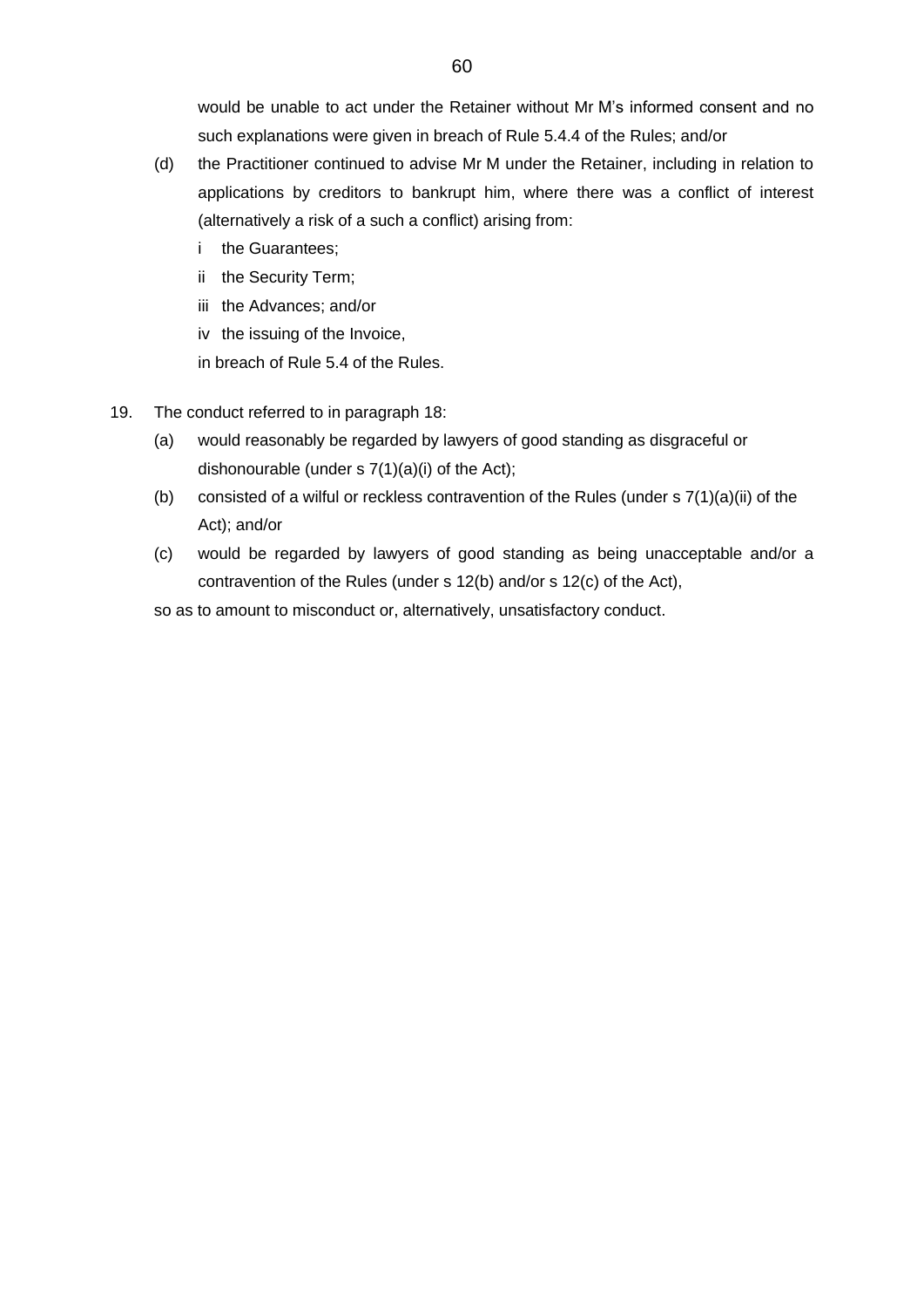would be unable to act under the Retainer without Mr M's informed consent and no such explanations were given in breach of Rule 5.4.4 of the Rules; and/or

(d) the Practitioner continued to advise Mr M under the Retainer, including in relation to applications by creditors to bankrupt him, where there was a conflict of interest (alternatively a risk of a such a conflict) arising from:

   i the Guarantees;

   ii the Security Term;

   iii the Advances; and/or

   iv the issuing of the Invoice,

   in breach of Rule 5.4 of the Rules.

19. The conduct referred to in paragraph 18:

   (a) would reasonably be regarded by lawyers of good standing as disgraceful or dishonourable (under s 7(1)(a)(i) of the Act);

   (b) consisted of a wilful or reckless contravention of the Rules (under s 7(1)(a)(ii) of the Act); and/or

   (c) would be regarded by lawyers of good standing as being unacceptable and/or a contravention of the Rules (under s 12(b) and/or s 12(c) of the Act),

   so as to amount to misconduct or, alternatively, unsatisfactory conduct.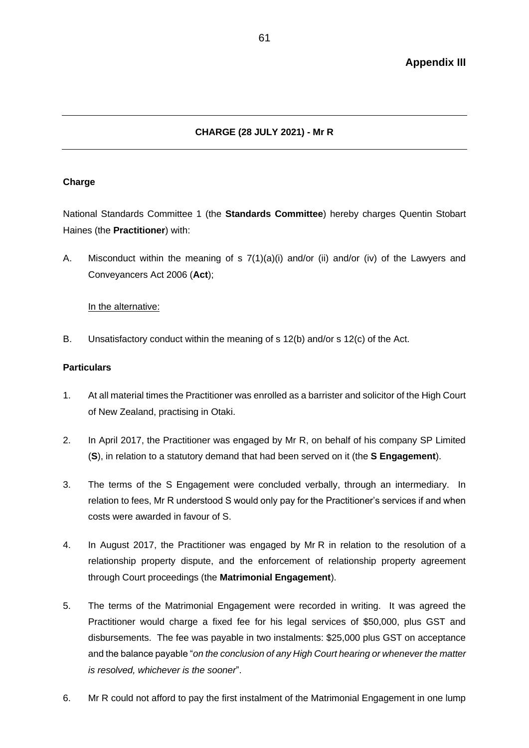**Appendix III**

---

**CHARGE (28 JULY 2021) - Mr R**

---

**Charge**

National Standards Committee 1 (the **Standards Committee**) hereby charges Quentin Stobart Haines (the **Practitioner**) with:

A. Misconduct within the meaning of s 7(1)(a)(i) and/or (ii) and/or (iv) of the Lawyers and Conveyancers Act 2006 (**Act**);

In the alternative:

B. Unsatisfactory conduct within the meaning of s 12(b) and/or s 12(c) of the Act.

**Particulars**

1. At all material times the Practitioner was enrolled as a barrister and solicitor of the High Court of New Zealand, practising in Otaki.

2. In April 2017, the Practitioner was engaged by Mr R, on behalf of his company SP Limited (**S**), in relation to a statutory demand that had been served on it (the **S Engagement**).

3. The terms of the S Engagement were concluded verbally, through an intermediary. In relation to fees, Mr R understood S would only pay for the Practitioner's services if and when costs were awarded in favour of S.

4. In August 2017, the Practitioner was engaged by Mr R in relation to the resolution of a relationship property dispute, and the enforcement of relationship property agreement through Court proceedings (the **Matrimonial Engagement**).

5. The terms of the Matrimonial Engagement were recorded in writing. It was agreed the Practitioner would charge a fixed fee for his legal services of $50,000, plus GST and disbursements. The fee was payable in two instalments: $25,000 plus GST on acceptance and the balance payable "*on the conclusion of any High Court hearing or whenever the matter is resolved, whichever is the sooner*".

6. Mr R could not afford to pay the first instalment of the Matrimonial Engagement in one lump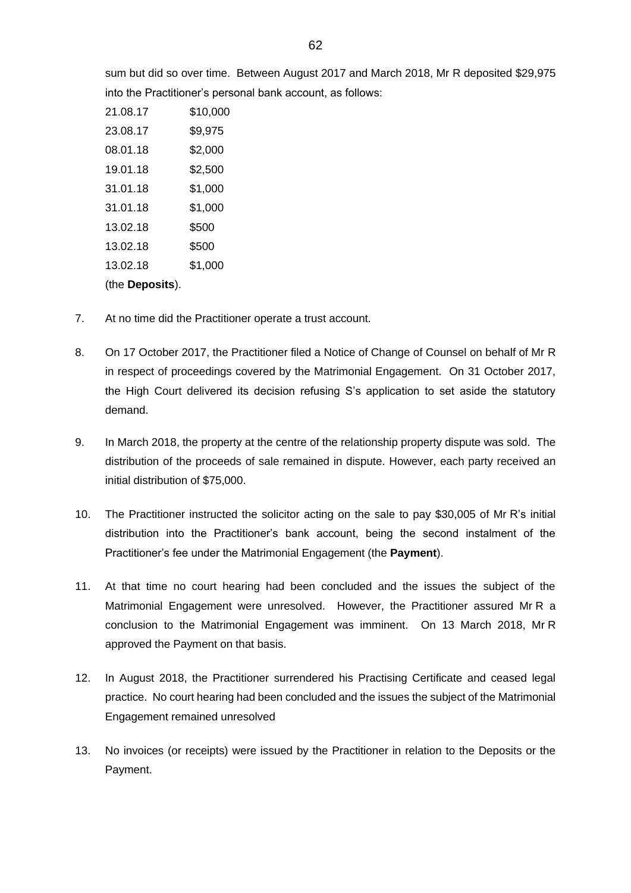sum but did so over time. Between August 2017 and March 2018, Mr R deposited $29,975 into the Practitioner's personal bank account, as follows:

| | |
|---|---|
| 21.08.17 | $10,000 |
| 23.08.17 | $9,975 |
| 08.01.18 | $2,000 |
| 19.01.18 | $2,500 |
| 31.01.18 | $1,000 |
| 31.01.18 | $1,000 |
| 13.02.18 | $500 |
| 13.02.18 | $500 |
| 13.02.18 | $1,000 |

(the **Deposits**).

7. At no time did the Practitioner operate a trust account.

8. On 17 October 2017, the Practitioner filed a Notice of Change of Counsel on behalf of Mr R in respect of proceedings covered by the Matrimonial Engagement. On 31 October 2017, the High Court delivered its decision refusing S's application to set aside the statutory demand.

9. In March 2018, the property at the centre of the relationship property dispute was sold. The distribution of the proceeds of sale remained in dispute. However, each party received an initial distribution of $75,000.

10. The Practitioner instructed the solicitor acting on the sale to pay $30,005 of Mr R's initial distribution into the Practitioner's bank account, being the second instalment of the Practitioner's fee under the Matrimonial Engagement (the **Payment**).

11. At that time no court hearing had been concluded and the issues the subject of the Matrimonial Engagement were unresolved. However, the Practitioner assured Mr R a conclusion to the Matrimonial Engagement was imminent. On 13 March 2018, Mr R approved the Payment on that basis.

12. In August 2018, the Practitioner surrendered his Practising Certificate and ceased legal practice. No court hearing had been concluded and the issues the subject of the Matrimonial Engagement remained unresolved

13. No invoices (or receipts) were issued by the Practitioner in relation to the Deposits or the Payment.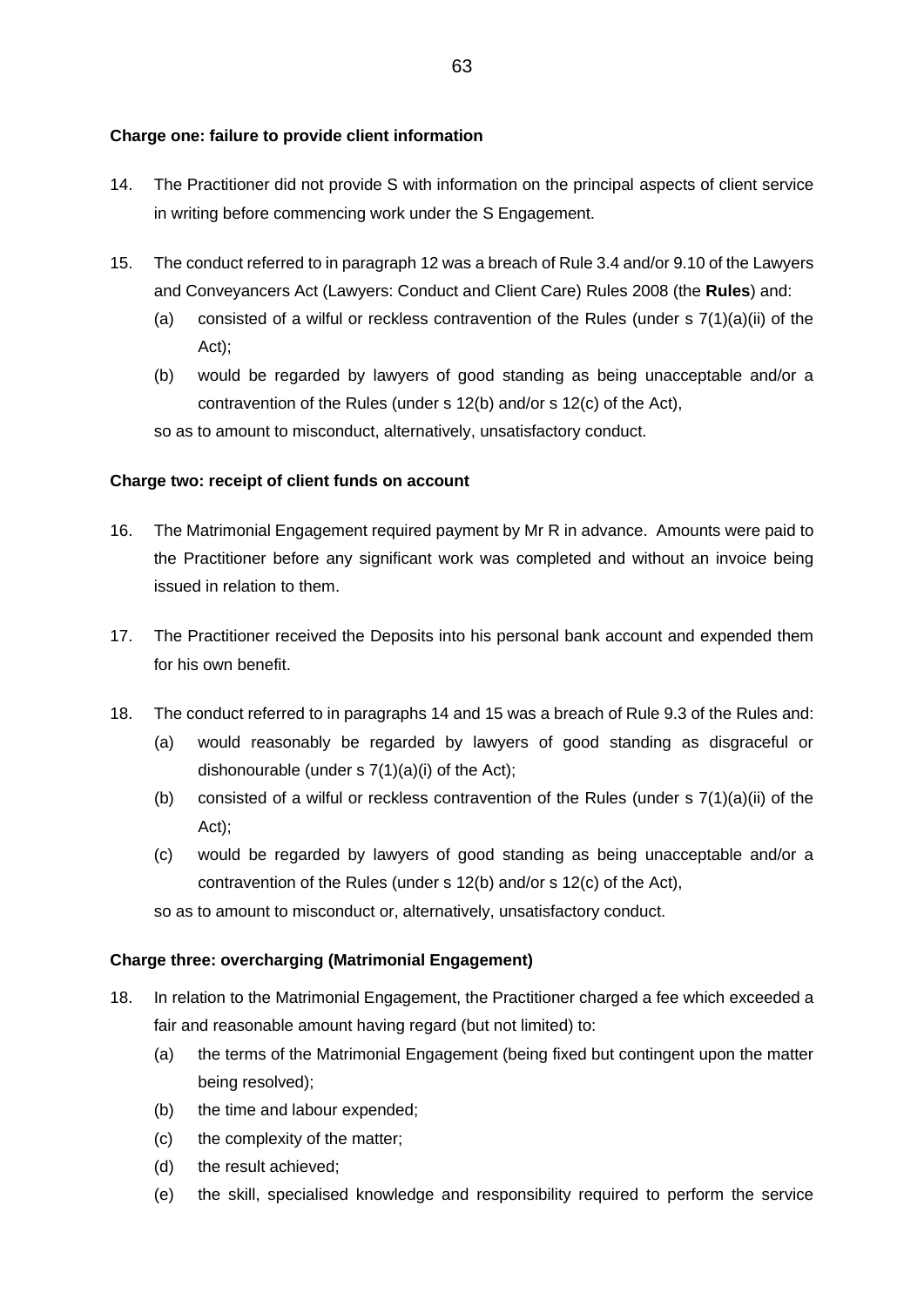**Charge one: failure to provide client information**

14. The Practitioner did not provide S with information on the principal aspects of client service in writing before commencing work under the S Engagement.

15. The conduct referred to in paragraph 12 was a breach of Rule 3.4 and/or 9.10 of the Lawyers and Conveyancers Act (Lawyers: Conduct and Client Care) Rules 2008 (the **Rules**) and:

    (a) consisted of a wilful or reckless contravention of the Rules (under s 7(1)(a)(ii) of the Act);

    (b) would be regarded by lawyers of good standing as being unacceptable and/or a contravention of the Rules (under s 12(b) and/or s 12(c) of the Act),

    so as to amount to misconduct, alternatively, unsatisfactory conduct.

**Charge two: receipt of client funds on account**

16. The Matrimonial Engagement required payment by Mr R in advance. Amounts were paid to the Practitioner before any significant work was completed and without an invoice being issued in relation to them.

17. The Practitioner received the Deposits into his personal bank account and expended them for his own benefit.

18. The conduct referred to in paragraphs 14 and 15 was a breach of Rule 9.3 of the Rules and:

    (a) would reasonably be regarded by lawyers of good standing as disgraceful or dishonourable (under s 7(1)(a)(i) of the Act);

    (b) consisted of a wilful or reckless contravention of the Rules (under s 7(1)(a)(ii) of the Act);

    (c) would be regarded by lawyers of good standing as being unacceptable and/or a contravention of the Rules (under s 12(b) and/or s 12(c) of the Act),

    so as to amount to misconduct or, alternatively, unsatisfactory conduct.

**Charge three: overcharging (Matrimonial Engagement)**

18. In relation to the Matrimonial Engagement, the Practitioner charged a fee which exceeded a fair and reasonable amount having regard (but not limited) to:

    (a) the terms of the Matrimonial Engagement (being fixed but contingent upon the matter being resolved);

    (b) the time and labour expended;

    (c) the complexity of the matter;

    (d) the result achieved;

    (e) the skill, specialised knowledge and responsibility required to perform the service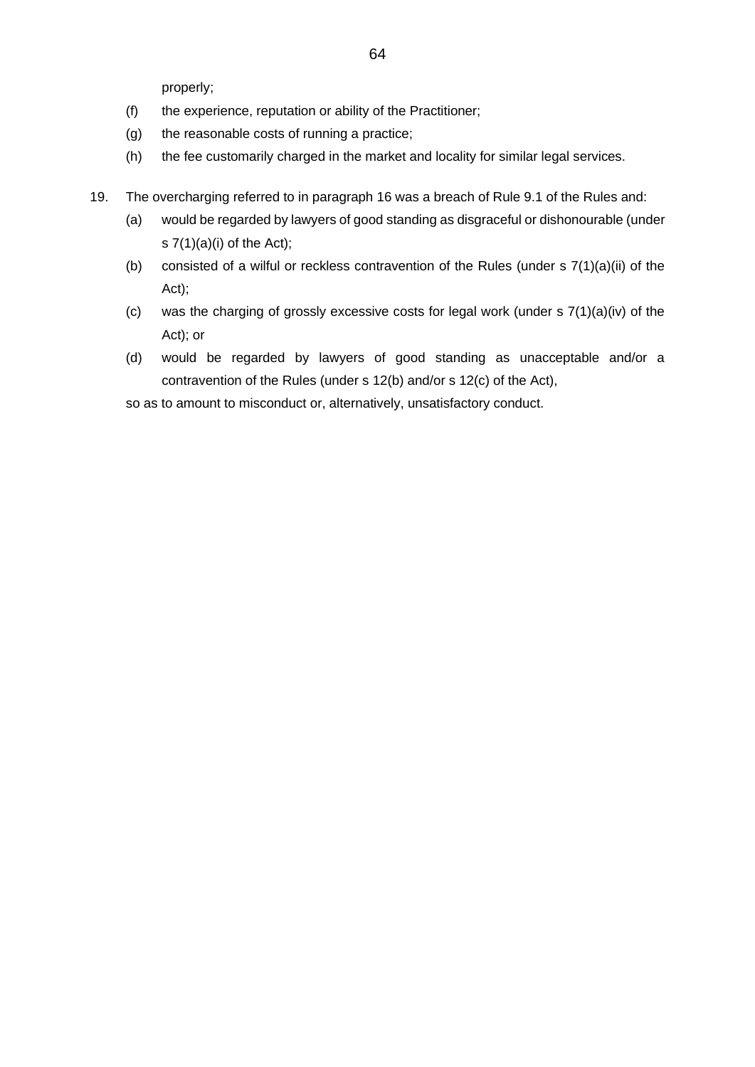properly;

(f) the experience, reputation or ability of the Practitioner;

(g) the reasonable costs of running a practice;

(h) the fee customarily charged in the market and locality for similar legal services.

19. The overcharging referred to in paragraph 16 was a breach of Rule 9.1 of the Rules and:

   (a) would be regarded by lawyers of good standing as disgraceful or dishonourable (under s 7(1)(a)(i) of the Act);

   (b) consisted of a wilful or reckless contravention of the Rules (under s 7(1)(a)(ii) of the Act);

   (c) was the charging of grossly excessive costs for legal work (under s 7(1)(a)(iv) of the Act); or

   (d) would be regarded by lawyers of good standing as unacceptable and/or a contravention of the Rules (under s 12(b) and/or s 12(c) of the Act),

   so as to amount to misconduct or, alternatively, unsatisfactory conduct.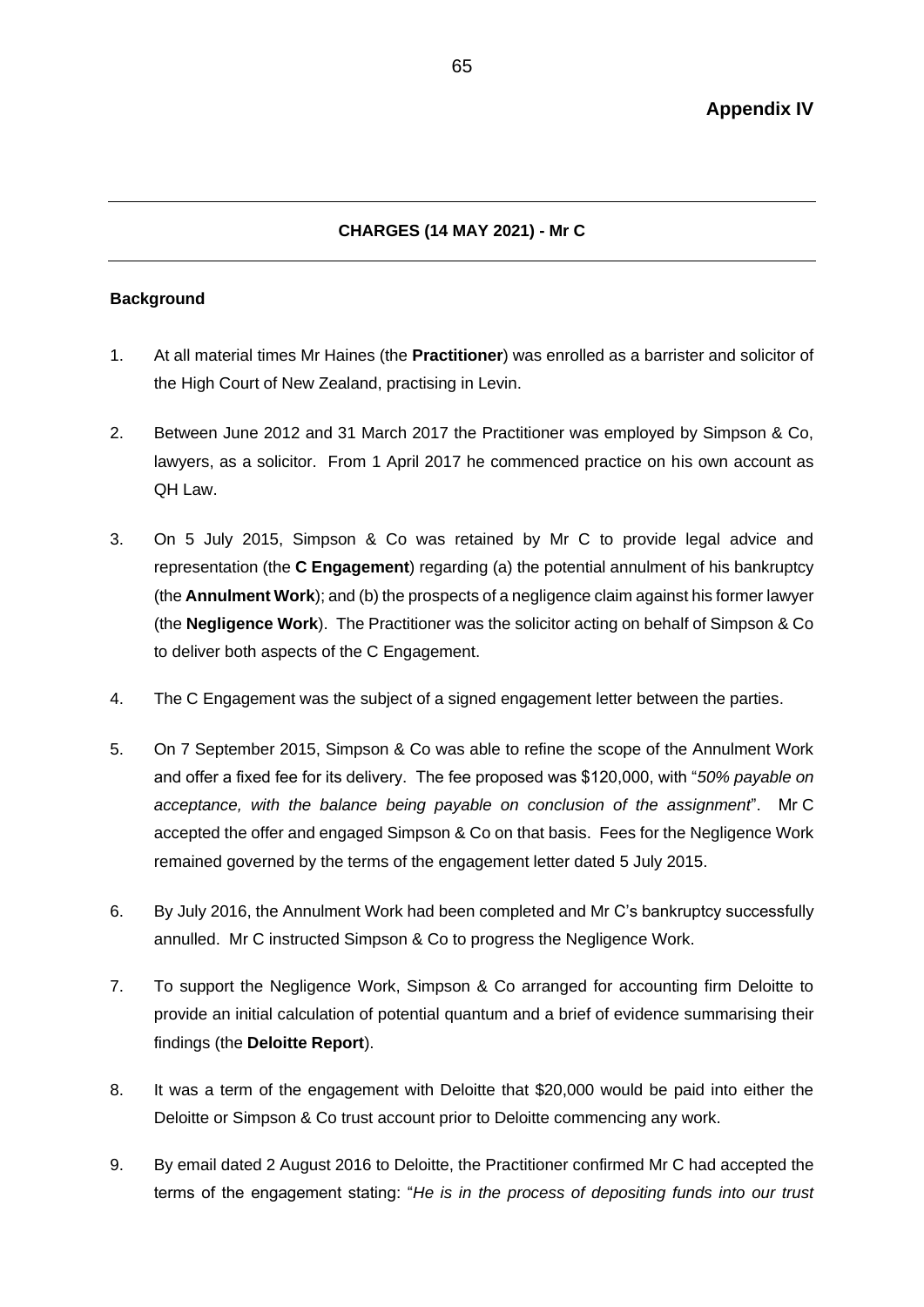## Appendix IV

---

**CHARGES (14 MAY 2021) - Mr C**

---

### Background

1. At all material times Mr Haines (the **Practitioner**) was enrolled as a barrister and solicitor of the High Court of New Zealand, practising in Levin.

2. Between June 2012 and 31 March 2017 the Practitioner was employed by Simpson & Co, lawyers, as a solicitor. From 1 April 2017 he commenced practice on his own account as QH Law.

3. On 5 July 2015, Simpson & Co was retained by Mr C to provide legal advice and representation (the **C Engagement**) regarding (a) the potential annulment of his bankruptcy (the **Annulment Work**); and (b) the prospects of a negligence claim against his former lawyer (the **Negligence Work**). The Practitioner was the solicitor acting on behalf of Simpson & Co to deliver both aspects of the C Engagement.

4. The C Engagement was the subject of a signed engagement letter between the parties.

5. On 7 September 2015, Simpson & Co was able to refine the scope of the Annulment Work and offer a fixed fee for its delivery. The fee proposed was $120,000, with "*50% payable on acceptance, with the balance being payable on conclusion of the assignment*". Mr C accepted the offer and engaged Simpson & Co on that basis. Fees for the Negligence Work remained governed by the terms of the engagement letter dated 5 July 2015.

6. By July 2016, the Annulment Work had been completed and Mr C's bankruptcy successfully annulled. Mr C instructed Simpson & Co to progress the Negligence Work.

7. To support the Negligence Work, Simpson & Co arranged for accounting firm Deloitte to provide an initial calculation of potential quantum and a brief of evidence summarising their findings (the **Deloitte Report**).

8. It was a term of the engagement with Deloitte that $20,000 would be paid into either the Deloitte or Simpson & Co trust account prior to Deloitte commencing any work.

9. By email dated 2 August 2016 to Deloitte, the Practitioner confirmed Mr C had accepted the terms of the engagement stating: "*He is in the process of depositing funds into our trust*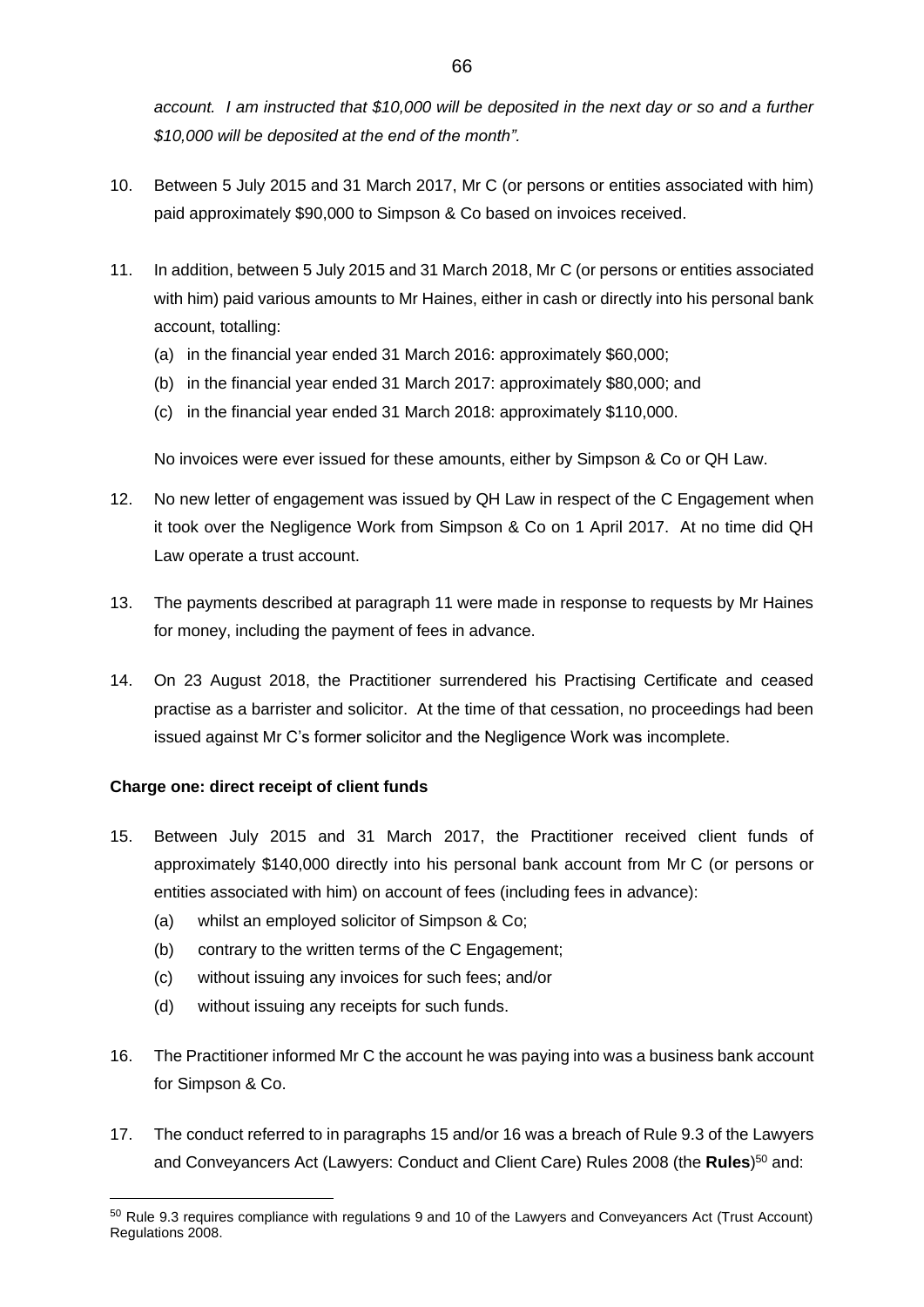*account. I am instructed that $10,000 will be deposited in the next day or so and a further $10,000 will be deposited at the end of the month".*

10. Between 5 July 2015 and 31 March 2017, Mr C (or persons or entities associated with him) paid approximately $90,000 to Simpson & Co based on invoices received.

11. In addition, between 5 July 2015 and 31 March 2018, Mr C (or persons or entities associated with him) paid various amounts to Mr Haines, either in cash or directly into his personal bank account, totalling:
    (a) in the financial year ended 31 March 2016: approximately $60,000;
    (b) in the financial year ended 31 March 2017: approximately $80,000; and
    (c) in the financial year ended 31 March 2018: approximately $110,000.

    No invoices were ever issued for these amounts, either by Simpson & Co or QH Law.

12. No new letter of engagement was issued by QH Law in respect of the C Engagement when it took over the Negligence Work from Simpson & Co on 1 April 2017. At no time did QH Law operate a trust account.

13. The payments described at paragraph 11 were made in response to requests by Mr Haines for money, including the payment of fees in advance.

14. On 23 August 2018, the Practitioner surrendered his Practising Certificate and ceased practise as a barrister and solicitor. At the time of that cessation, no proceedings had been issued against Mr C's former solicitor and the Negligence Work was incomplete.

**Charge one: direct receipt of client funds**

15. Between July 2015 and 31 March 2017, the Practitioner received client funds of approximately $140,000 directly into his personal bank account from Mr C (or persons or entities associated with him) on account of fees (including fees in advance):
    (a) whilst an employed solicitor of Simpson & Co;
    (b) contrary to the written terms of the C Engagement;
    (c) without issuing any invoices for such fees; and/or
    (d) without issuing any receipts for such funds.

16. The Practitioner informed Mr C the account he was paying into was a business bank account for Simpson & Co.

17. The conduct referred to in paragraphs 15 and/or 16 was a breach of Rule 9.3 of the Lawyers and Conveyancers Act (Lawyers: Conduct and Client Care) Rules 2008 (the **Rules**)[50] and:

[50] Rule 9.3 requires compliance with regulations 9 and 10 of the Lawyers and Conveyancers Act (Trust Account) Regulations 2008.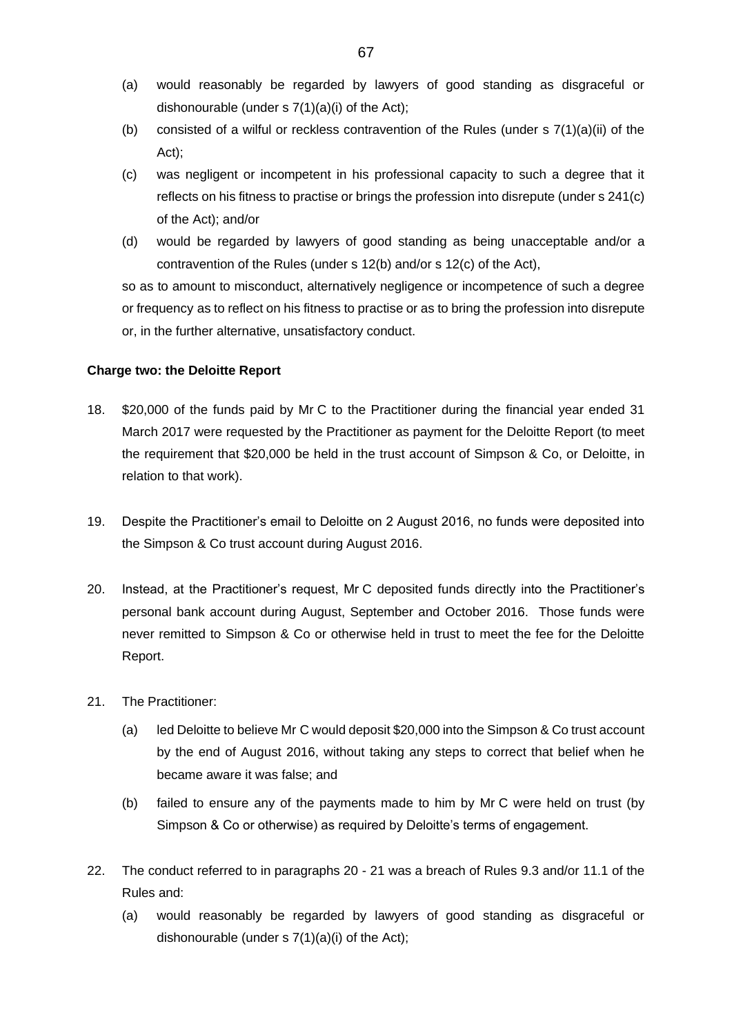(a) would reasonably be regarded by lawyers of good standing as disgraceful or dishonourable (under s 7(1)(a)(i) of the Act);

(b) consisted of a wilful or reckless contravention of the Rules (under s 7(1)(a)(ii) of the Act);

(c) was negligent or incompetent in his professional capacity to such a degree that it reflects on his fitness to practise or brings the profession into disrepute (under s 241(c) of the Act); and/or

(d) would be regarded by lawyers of good standing as being unacceptable and/or a contravention of the Rules (under s 12(b) and/or s 12(c) of the Act),

so as to amount to misconduct, alternatively negligence or incompetence of such a degree or frequency as to reflect on his fitness to practise or as to bring the profession into disrepute or, in the further alternative, unsatisfactory conduct.

**Charge two: the Deloitte Report**

18. $20,000 of the funds paid by Mr C to the Practitioner during the financial year ended 31 March 2017 were requested by the Practitioner as payment for the Deloitte Report (to meet the requirement that $20,000 be held in the trust account of Simpson & Co, or Deloitte, in relation to that work).

19. Despite the Practitioner's email to Deloitte on 2 August 2016, no funds were deposited into the Simpson & Co trust account during August 2016.

20. Instead, at the Practitioner's request, Mr C deposited funds directly into the Practitioner's personal bank account during August, September and October 2016. Those funds were never remitted to Simpson & Co or otherwise held in trust to meet the fee for the Deloitte Report.

21. The Practitioner:

    (a) led Deloitte to believe Mr C would deposit $20,000 into the Simpson & Co trust account by the end of August 2016, without taking any steps to correct that belief when he became aware it was false; and

    (b) failed to ensure any of the payments made to him by Mr C were held on trust (by Simpson & Co or otherwise) as required by Deloitte's terms of engagement.

22. The conduct referred to in paragraphs 20 - 21 was a breach of Rules 9.3 and/or 11.1 of the Rules and:

    (a) would reasonably be regarded by lawyers of good standing as disgraceful or dishonourable (under s 7(1)(a)(i) of the Act);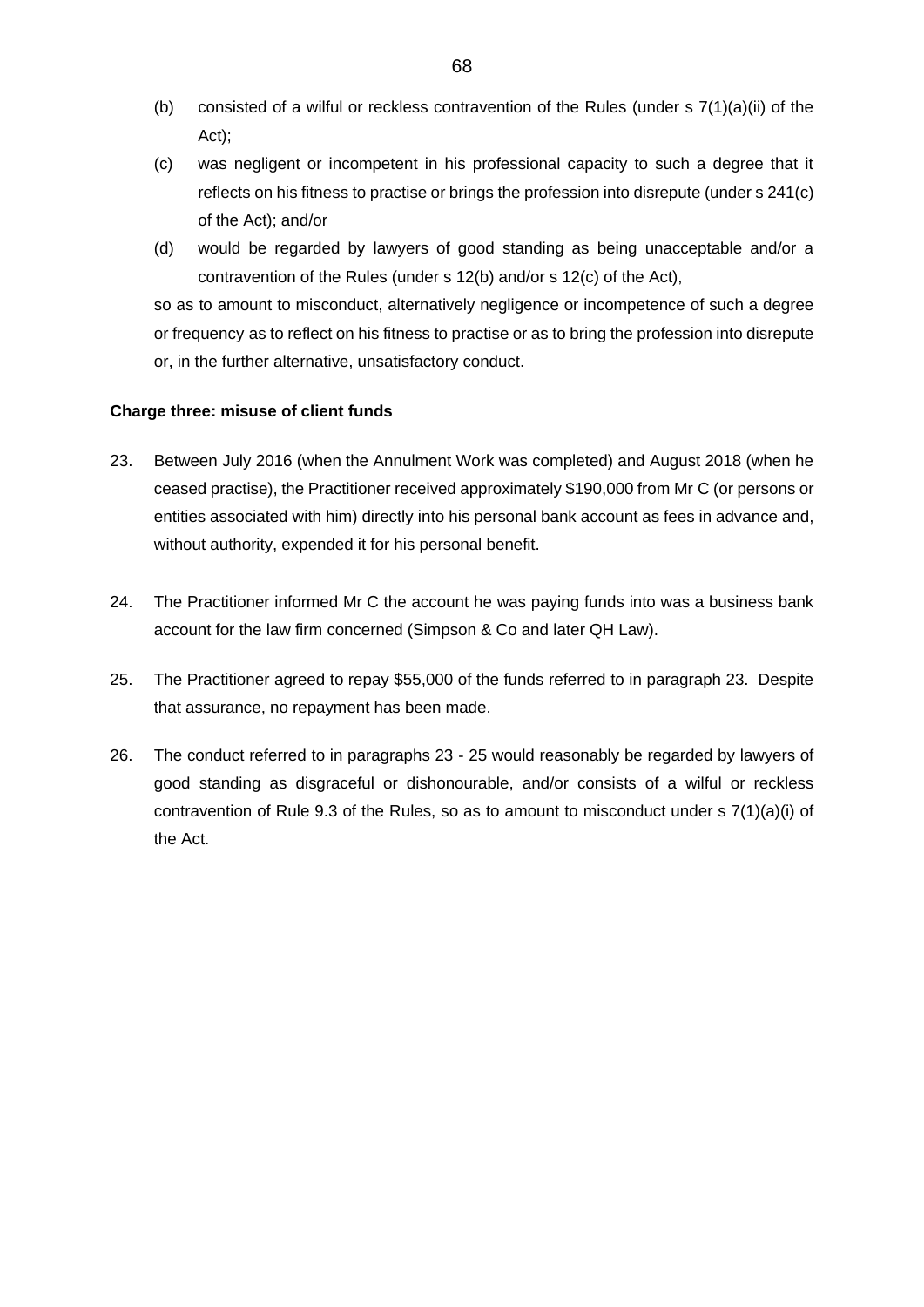(b) consisted of a wilful or reckless contravention of the Rules (under s 7(1)(a)(ii) of the Act);

(c) was negligent or incompetent in his professional capacity to such a degree that it reflects on his fitness to practise or brings the profession into disrepute (under s 241(c) of the Act); and/or

(d) would be regarded by lawyers of good standing as being unacceptable and/or a contravention of the Rules (under s 12(b) and/or s 12(c) of the Act),

so as to amount to misconduct, alternatively negligence or incompetence of such a degree or frequency as to reflect on his fitness to practise or as to bring the profession into disrepute or, in the further alternative, unsatisfactory conduct.

**Charge three: misuse of client funds**

23. Between July 2016 (when the Annulment Work was completed) and August 2018 (when he ceased practise), the Practitioner received approximately $190,000 from Mr C (or persons or entities associated with him) directly into his personal bank account as fees in advance and, without authority, expended it for his personal benefit.

24. The Practitioner informed Mr C the account he was paying funds into was a business bank account for the law firm concerned (Simpson & Co and later QH Law).

25. The Practitioner agreed to repay $55,000 of the funds referred to in paragraph 23. Despite that assurance, no repayment has been made.

26. The conduct referred to in paragraphs 23 - 25 would reasonably be regarded by lawyers of good standing as disgraceful or dishonourable, and/or consists of a wilful or reckless contravention of Rule 9.3 of the Rules, so as to amount to misconduct under s 7(1)(a)(i) of the Act.